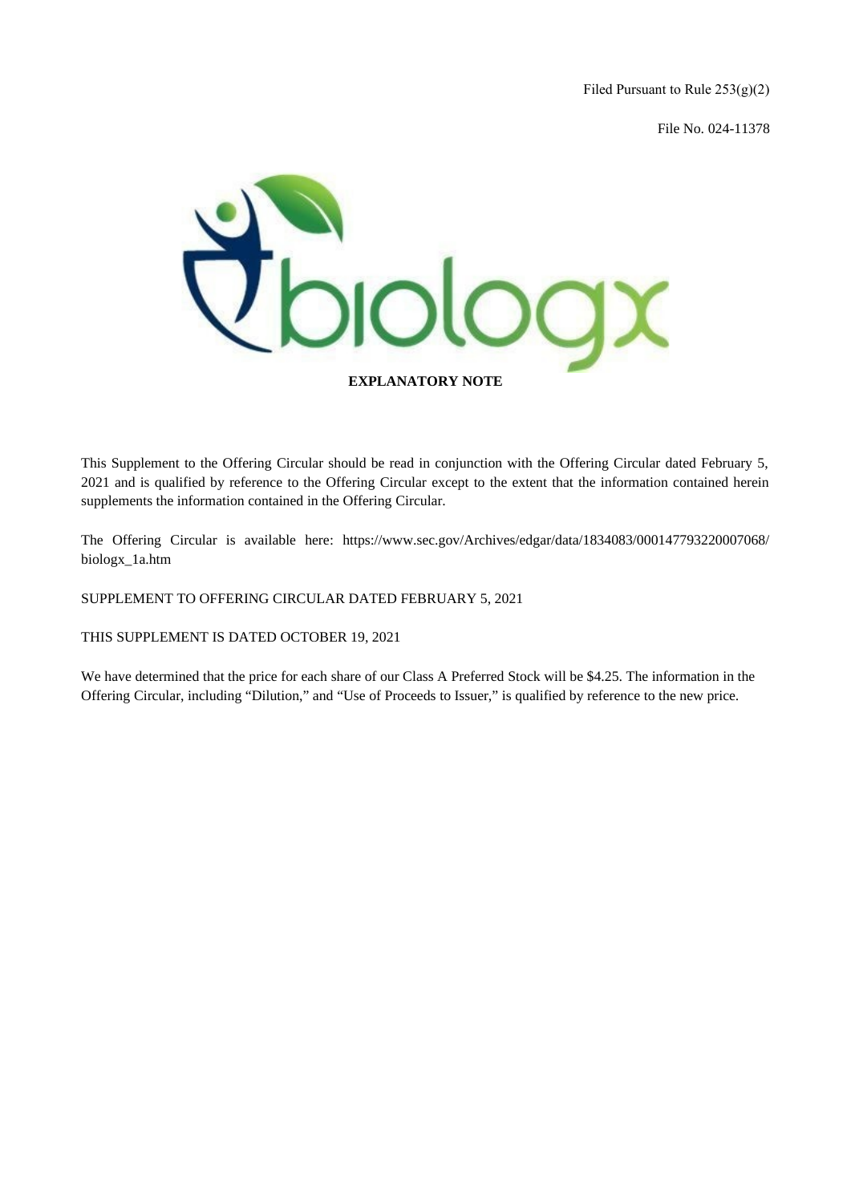Filed Pursuant to Rule 253(g)(2)

File No. 024-11378

biologx

**EXPLANATORY NOTE**

This Supplement to the Offering Circular should be read in conjunction with the Offering Circular dated February 5, 2021 and is qualified by reference to the Offering Circular except to the extent that the information contained herein supplements the information contained in the Offering Circular.

The Offering Circular is available here: https://www.sec.gov/Archives/edgar/data/1834083/000147793220007068/biologx_1a.htm

SUPPLEMENT TO OFFERING CIRCULAR DATED FEBRUARY 5, 2021

THIS SUPPLEMENT IS DATED OCTOBER 19, 2021

We have determined that the price for each share of our Class A Preferred Stock will be $4.25. The information in the Offering Circular, including "Dilution," and "Use of Proceeds to Issuer," is qualified by reference to the new price.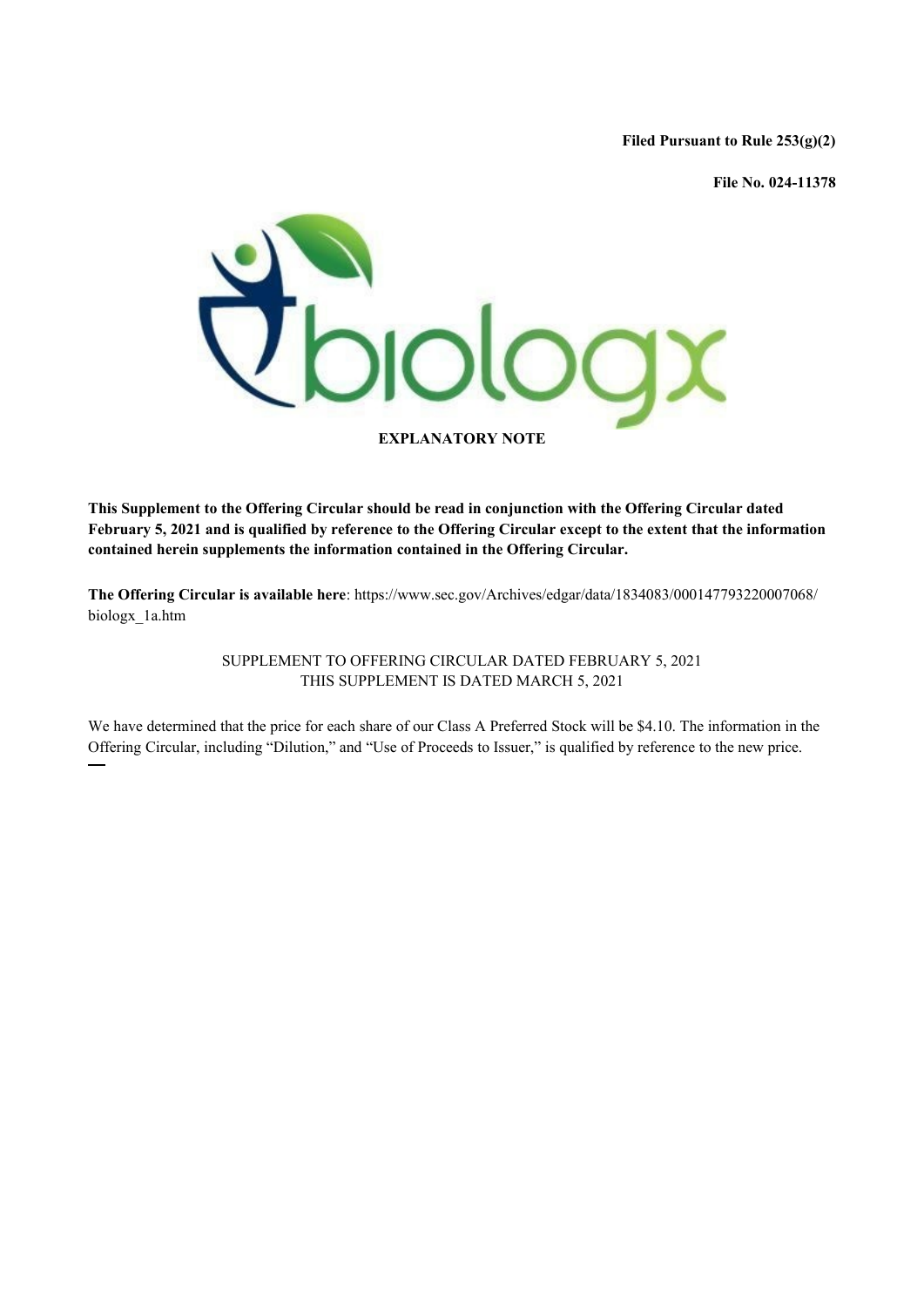**Filed Pursuant to Rule 253(g)(2)**

**File No. 024-11378**

**EXPLANATORY NOTE**

**This Supplement to the Offering Circular should be read in conjunction with the Offering Circular dated February 5, 2021 and is qualified by reference to the Offering Circular except to the extent that the information contained herein supplements the information contained in the Offering Circular.**

**The Offering Circular is available here**: https://www.sec.gov/Archives/edgar/data/1834083/000147793220007068/biologx_1a.htm

SUPPLEMENT TO OFFERING CIRCULAR DATED FEBRUARY 5, 2021
THIS SUPPLEMENT IS DATED MARCH 5, 2021

We have determined that the price for each share of our Class A Preferred Stock will be $4.10. The information in the Offering Circular, including "Dilution," and "Use of Proceeds to Issuer," is qualified by reference to the new price.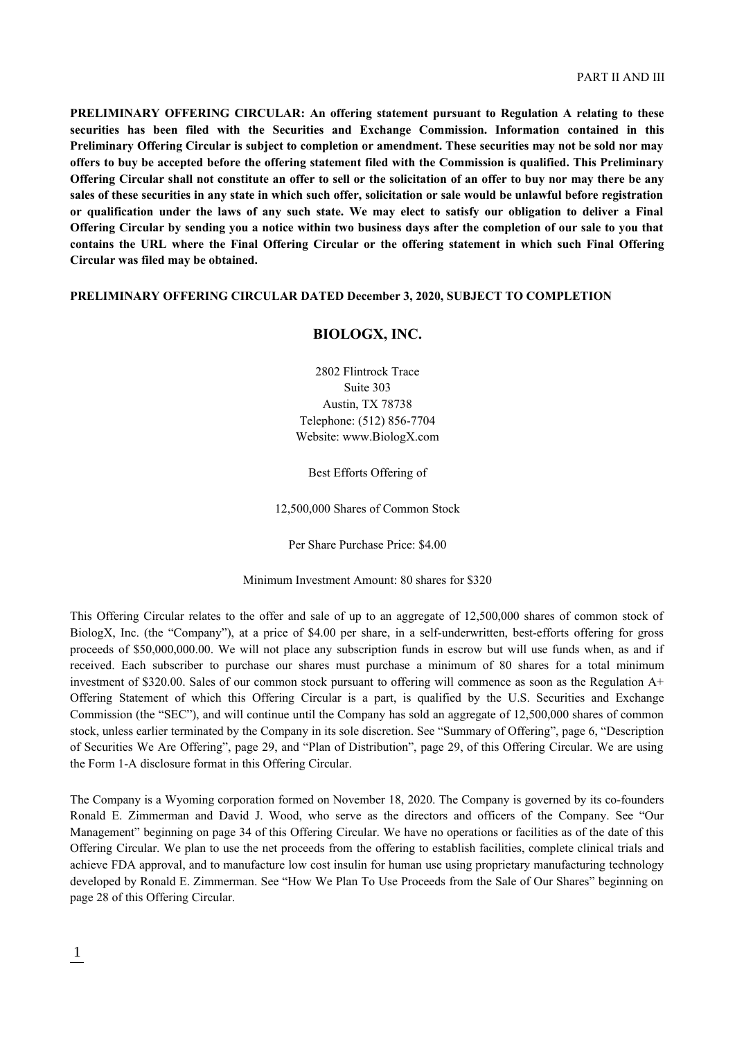PART II AND III

**PRELIMINARY OFFERING CIRCULAR: An offering statement pursuant to Regulation A relating to these securities has been filed with the Securities and Exchange Commission. Information contained in this Preliminary Offering Circular is subject to completion or amendment. These securities may not be sold nor may offers to buy be accepted before the offering statement filed with the Commission is qualified. This Preliminary Offering Circular shall not constitute an offer to sell or the solicitation of an offer to buy nor may there be any sales of these securities in any state in which such offer, solicitation or sale would be unlawful before registration or qualification under the laws of any such state. We may elect to satisfy our obligation to deliver a Final Offering Circular by sending you a notice within two business days after the completion of our sale to you that contains the URL where the Final Offering Circular or the offering statement in which such Final Offering Circular was filed may be obtained.**

**PRELIMINARY OFFERING CIRCULAR DATED December 3, 2020, SUBJECT TO COMPLETION**

## BIOLOGX, INC.

2802 Flintrock Trace
Suite 303
Austin, TX 78738
Telephone: (512) 856-7704
Website: www.BiologX.com

Best Efforts Offering of

12,500,000 Shares of Common Stock

Per Share Purchase Price: $4.00

Minimum Investment Amount: 80 shares for $320

This Offering Circular relates to the offer and sale of up to an aggregate of 12,500,000 shares of common stock of BiologX, Inc. (the "Company"), at a price of $4.00 per share, in a self-underwritten, best-efforts offering for gross proceeds of $50,000,000.00. We will not place any subscription funds in escrow but will use funds when, as and if received. Each subscriber to purchase our shares must purchase a minimum of 80 shares for a total minimum investment of $320.00. Sales of our common stock pursuant to offering will commence as soon as the Regulation A+ Offering Statement of which this Offering Circular is a part, is qualified by the U.S. Securities and Exchange Commission (the "SEC"), and will continue until the Company has sold an aggregate of 12,500,000 shares of common stock, unless earlier terminated by the Company in its sole discretion. See "Summary of Offering", page 6, "Description of Securities We Are Offering", page 29, and "Plan of Distribution", page 29, of this Offering Circular. We are using the Form 1-A disclosure format in this Offering Circular.

The Company is a Wyoming corporation formed on November 18, 2020. The Company is governed by its co-founders Ronald E. Zimmerman and David J. Wood, who serve as the directors and officers of the Company. See "Our Management" beginning on page 34 of this Offering Circular. We have no operations or facilities as of the date of this Offering Circular. We plan to use the net proceeds from the offering to establish facilities, complete clinical trials and achieve FDA approval, and to manufacture low cost insulin for human use using proprietary manufacturing technology developed by Ronald E. Zimmerman. See "How We Plan To Use Proceeds from the Sale of Our Shares" beginning on page 28 of this Offering Circular.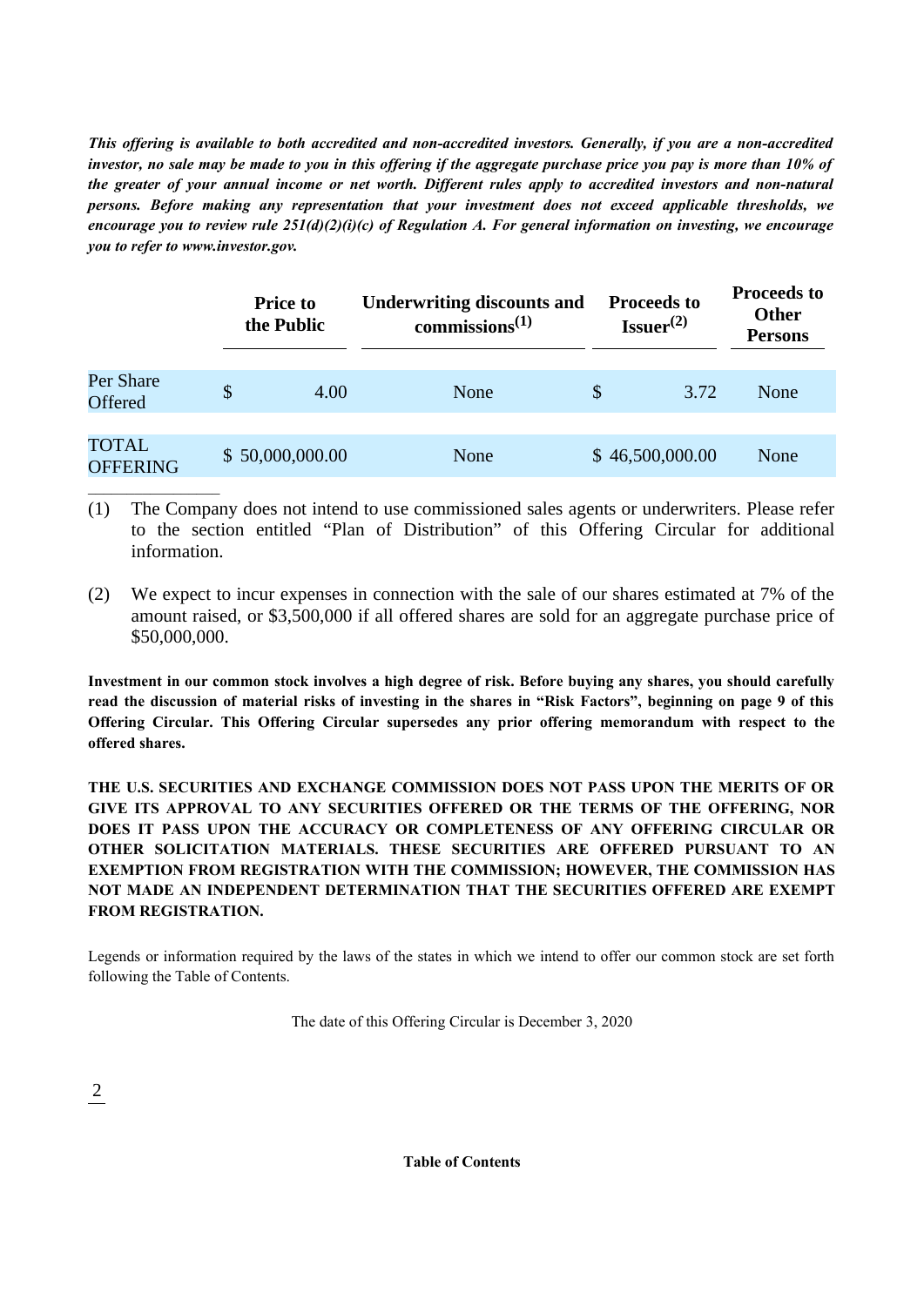***This offering is available to both accredited and non-accredited investors. Generally, if you are a non-accredited investor, no sale may be made to you in this offering if the aggregate purchase price you pay is more than 10% of the greater of your annual income or net worth. Different rules apply to accredited investors and non-natural persons. Before making any representation that your investment does not exceed applicable thresholds, we encourage you to review rule 251(d)(2)(i)(c) of Regulation A. For general information on investing, we encourage you to refer to www.investor.gov.***

| | Price to the Public | Underwriting discounts and commissions[(1)] | Proceeds to Issuer[(2)] | Proceeds to Other Persons |
|---|---|---|---|---|
| Per Share Offered | $ 4.00 | None | $ 3.72 | None |
| TOTAL OFFERING | $ 50,000,000.00 | None | $ 46,500,000.00 | None |

(1) The Company does not intend to use commissioned sales agents or underwriters. Please refer to the section entitled "Plan of Distribution" of this Offering Circular for additional information.

(2) We expect to incur expenses in connection with the sale of our shares estimated at 7% of the amount raised, or $3,500,000 if all offered shares are sold for an aggregate purchase price of $50,000,000.

**Investment in our common stock involves a high degree of risk. Before buying any shares, you should carefully read the discussion of material risks of investing in the shares in "Risk Factors", beginning on page 9 of this Offering Circular. This Offering Circular supersedes any prior offering memorandum with respect to the offered shares.**

**THE U.S. SECURITIES AND EXCHANGE COMMISSION DOES NOT PASS UPON THE MERITS OF OR GIVE ITS APPROVAL TO ANY SECURITIES OFFERED OR THE TERMS OF THE OFFERING, NOR DOES IT PASS UPON THE ACCURACY OR COMPLETENESS OF ANY OFFERING CIRCULAR OR OTHER SOLICITATION MATERIALS. THESE SECURITIES ARE OFFERED PURSUANT TO AN EXEMPTION FROM REGISTRATION WITH THE COMMISSION; HOWEVER, THE COMMISSION HAS NOT MADE AN INDEPENDENT DETERMINATION THAT THE SECURITIES OFFERED ARE EXEMPT FROM REGISTRATION.**

Legends or information required by the laws of the states in which we intend to offer our common stock are set forth following the Table of Contents.

The date of this Offering Circular is December 3, 2020

**Table of Contents**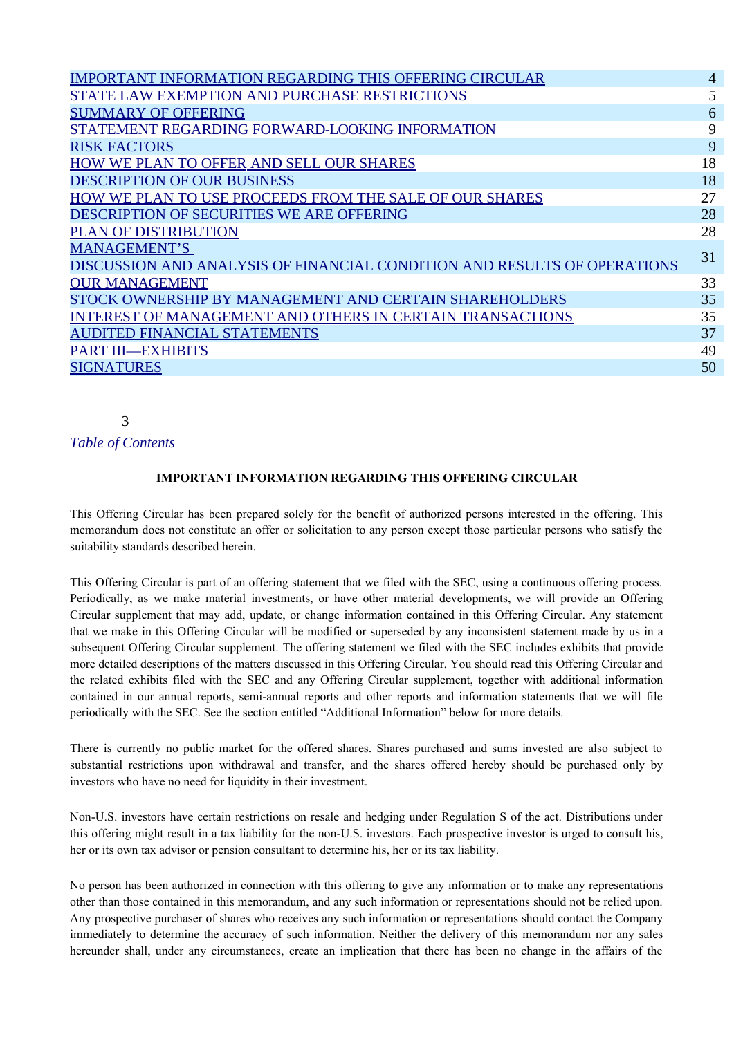| | |
|---|---|
| IMPORTANT INFORMATION REGARDING THIS OFFERING CIRCULAR | 4 |
| STATE LAW EXEMPTION AND PURCHASE RESTRICTIONS | 5 |
| SUMMARY OF OFFERING | 6 |
| STATEMENT REGARDING FORWARD-LOOKING INFORMATION | 9 |
| RISK FACTORS | 9 |
| HOW WE PLAN TO OFFER AND SELL OUR SHARES | 18 |
| DESCRIPTION OF OUR BUSINESS | 18 |
| HOW WE PLAN TO USE PROCEEDS FROM THE SALE OF OUR SHARES | 27 |
| DESCRIPTION OF SECURITIES WE ARE OFFERING | 28 |
| PLAN OF DISTRIBUTION | 28 |
| MANAGEMENT'S DISCUSSION AND ANALYSIS OF FINANCIAL CONDITION AND RESULTS OF OPERATIONS | 31 |
| OUR MANAGEMENT | 33 |
| STOCK OWNERSHIP BY MANAGEMENT AND CERTAIN SHAREHOLDERS | 35 |
| INTEREST OF MANAGEMENT AND OTHERS IN CERTAIN TRANSACTIONS | 35 |
| AUDITED FINANCIAL STATEMENTS | 37 |
| PART III—EXHIBITS | 49 |
| SIGNATURES | 50 |

*Table of Contents*

**IMPORTANT INFORMATION REGARDING THIS OFFERING CIRCULAR**

This Offering Circular has been prepared solely for the benefit of authorized persons interested in the offering. This memorandum does not constitute an offer or solicitation to any person except those particular persons who satisfy the suitability standards described herein.

This Offering Circular is part of an offering statement that we filed with the SEC, using a continuous offering process. Periodically, as we make material investments, or have other material developments, we will provide an Offering Circular supplement that may add, update, or change information contained in this Offering Circular. Any statement that we make in this Offering Circular will be modified or superseded by any inconsistent statement made by us in a subsequent Offering Circular supplement. The offering statement we filed with the SEC includes exhibits that provide more detailed descriptions of the matters discussed in this Offering Circular. You should read this Offering Circular and the related exhibits filed with the SEC and any Offering Circular supplement, together with additional information contained in our annual reports, semi-annual reports and other reports and information statements that we will file periodically with the SEC. See the section entitled "Additional Information" below for more details.

There is currently no public market for the offered shares. Shares purchased and sums invested are also subject to substantial restrictions upon withdrawal and transfer, and the shares offered hereby should be purchased only by investors who have no need for liquidity in their investment.

Non-U.S. investors have certain restrictions on resale and hedging under Regulation S of the act. Distributions under this offering might result in a tax liability for the non-U.S. investors. Each prospective investor is urged to consult his, her or its own tax advisor or pension consultant to determine his, her or its tax liability.

No person has been authorized in connection with this offering to give any information or to make any representations other than those contained in this memorandum, and any such information or representations should not be relied upon. Any prospective purchaser of shares who receives any such information or representations should contact the Company immediately to determine the accuracy of such information. Neither the delivery of this memorandum nor any sales hereunder shall, under any circumstances, create an implication that there has been no change in the affairs of the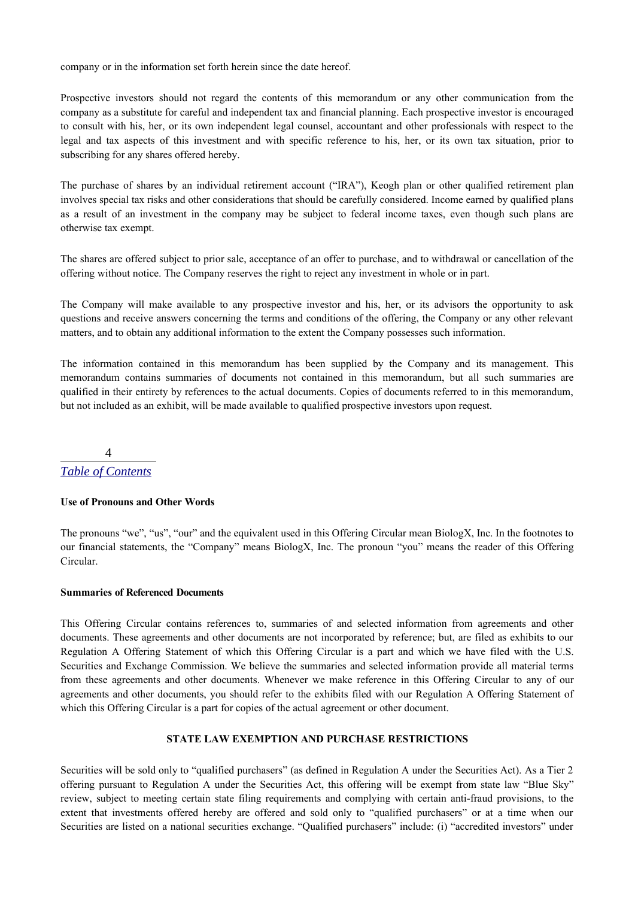company or in the information set forth herein since the date hereof.

Prospective investors should not regard the contents of this memorandum or any other communication from the company as a substitute for careful and independent tax and financial planning. Each prospective investor is encouraged to consult with his, her, or its own independent legal counsel, accountant and other professionals with respect to the legal and tax aspects of this investment and with specific reference to his, her, or its own tax situation, prior to subscribing for any shares offered hereby.

The purchase of shares by an individual retirement account ("IRA"), Keogh plan or other qualified retirement plan involves special tax risks and other considerations that should be carefully considered. Income earned by qualified plans as a result of an investment in the company may be subject to federal income taxes, even though such plans are otherwise tax exempt.

The shares are offered subject to prior sale, acceptance of an offer to purchase, and to withdrawal or cancellation of the offering without notice. The Company reserves the right to reject any investment in whole or in part.

The Company will make available to any prospective investor and his, her, or its advisors the opportunity to ask questions and receive answers concerning the terms and conditions of the offering, the Company or any other relevant matters, and to obtain any additional information to the extent the Company possesses such information.

The information contained in this memorandum has been supplied by the Company and its management. This memorandum contains summaries of documents not contained in this memorandum, but all such summaries are qualified in their entirety by references to the actual documents. Copies of documents referred to in this memorandum, but not included as an exhibit, will be made available to qualified prospective investors upon request.

*Table of Contents*

**Use of Pronouns and Other Words**

The pronouns "we", "us", "our" and the equivalent used in this Offering Circular mean BiologX, Inc. In the footnotes to our financial statements, the "Company" means BiologX, Inc. The pronoun "you" means the reader of this Offering Circular.

**Summaries of Referenced Documents**

This Offering Circular contains references to, summaries of and selected information from agreements and other documents. These agreements and other documents are not incorporated by reference; but, are filed as exhibits to our Regulation A Offering Statement of which this Offering Circular is a part and which we have filed with the U.S. Securities and Exchange Commission. We believe the summaries and selected information provide all material terms from these agreements and other documents. Whenever we make reference in this Offering Circular to any of our agreements and other documents, you should refer to the exhibits filed with our Regulation A Offering Statement of which this Offering Circular is a part for copies of the actual agreement or other document.

## STATE LAW EXEMPTION AND PURCHASE RESTRICTIONS

Securities will be sold only to "qualified purchasers" (as defined in Regulation A under the Securities Act). As a Tier 2 offering pursuant to Regulation A under the Securities Act, this offering will be exempt from state law "Blue Sky" review, subject to meeting certain state filing requirements and complying with certain anti-fraud provisions, to the extent that investments offered hereby are offered and sold only to "qualified purchasers" or at a time when our Securities are listed on a national securities exchange. "Qualified purchasers" include: (i) "accredited investors" under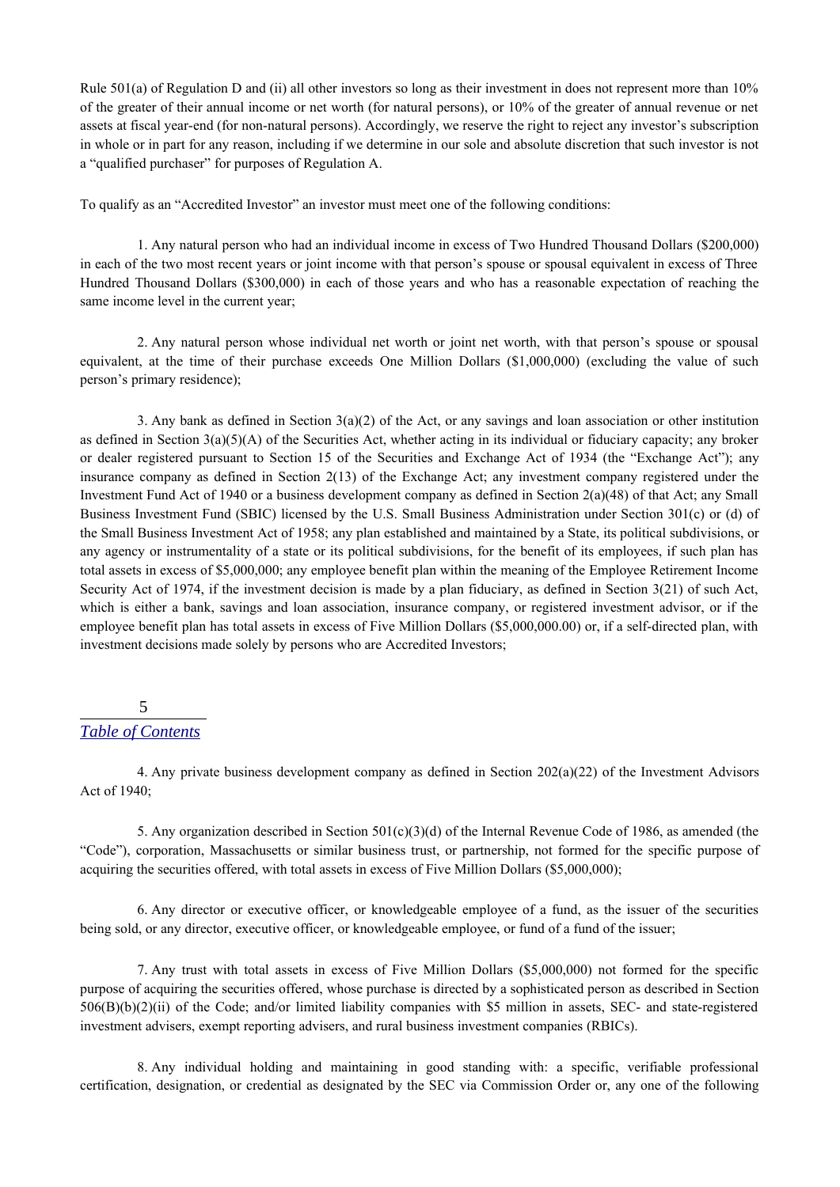Rule 501(a) of Regulation D and (ii) all other investors so long as their investment in does not represent more than 10% of the greater of their annual income or net worth (for natural persons), or 10% of the greater of annual revenue or net assets at fiscal year-end (for non-natural persons). Accordingly, we reserve the right to reject any investor's subscription in whole or in part for any reason, including if we determine in our sole and absolute discretion that such investor is not a "qualified purchaser" for purposes of Regulation A.

To qualify as an "Accredited Investor" an investor must meet one of the following conditions:

1. Any natural person who had an individual income in excess of Two Hundred Thousand Dollars ($200,000) in each of the two most recent years or joint income with that person's spouse or spousal equivalent in excess of Three Hundred Thousand Dollars ($300,000) in each of those years and who has a reasonable expectation of reaching the same income level in the current year;

2. Any natural person whose individual net worth or joint net worth, with that person's spouse or spousal equivalent, at the time of their purchase exceeds One Million Dollars ($1,000,000) (excluding the value of such person's primary residence);

3. Any bank as defined in Section 3(a)(2) of the Act, or any savings and loan association or other institution as defined in Section 3(a)(5)(A) of the Securities Act, whether acting in its individual or fiduciary capacity; any broker or dealer registered pursuant to Section 15 of the Securities and Exchange Act of 1934 (the "Exchange Act"); any insurance company as defined in Section 2(13) of the Exchange Act; any investment company registered under the Investment Fund Act of 1940 or a business development company as defined in Section 2(a)(48) of that Act; any Small Business Investment Fund (SBIC) licensed by the U.S. Small Business Administration under Section 301(c) or (d) of the Small Business Investment Act of 1958; any plan established and maintained by a State, its political subdivisions, or any agency or instrumentality of a state or its political subdivisions, for the benefit of its employees, if such plan has total assets in excess of $5,000,000; any employee benefit plan within the meaning of the Employee Retirement Income Security Act of 1974, if the investment decision is made by a plan fiduciary, as defined in Section 3(21) of such Act, which is either a bank, savings and loan association, insurance company, or registered investment advisor, or if the employee benefit plan has total assets in excess of Five Million Dollars ($5,000,000.00) or, if a self-directed plan, with investment decisions made solely by persons who are Accredited Investors;

4. Any private business development company as defined in Section 202(a)(22) of the Investment Advisors Act of 1940;

5. Any organization described in Section 501(c)(3)(d) of the Internal Revenue Code of 1986, as amended (the "Code"), corporation, Massachusetts or similar business trust, or partnership, not formed for the specific purpose of acquiring the securities offered, with total assets in excess of Five Million Dollars ($5,000,000);

6. Any director or executive officer, or knowledgeable employee of a fund, as the issuer of the securities being sold, or any director, executive officer, or knowledgeable employee, or fund of a fund of the issuer;

7. Any trust with total assets in excess of Five Million Dollars ($5,000,000) not formed for the specific purpose of acquiring the securities offered, whose purchase is directed by a sophisticated person as described in Section 506(B)(b)(2)(ii) of the Code; and/or limited liability companies with $5 million in assets, SEC- and state-registered investment advisers, exempt reporting advisers, and rural business investment companies (RBICs).

8. Any individual holding and maintaining in good standing with: a specific, verifiable professional certification, designation, or credential as designated by the SEC via Commission Order or, any one of the following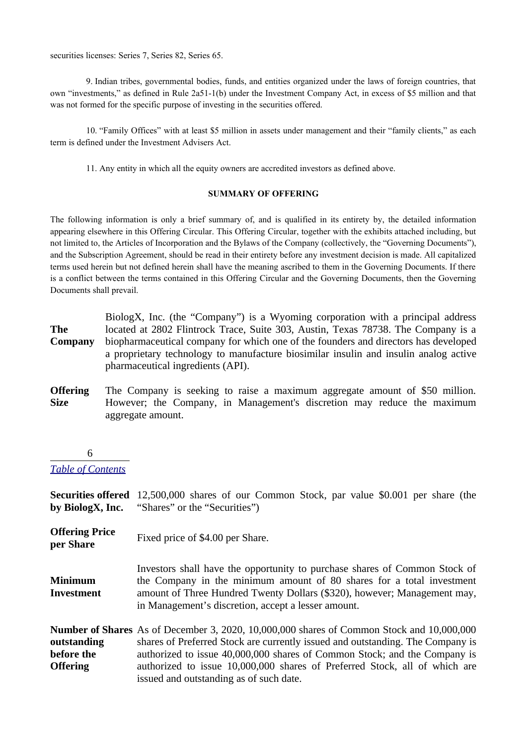securities licenses: Series 7, Series 82, Series 65.

9. Indian tribes, governmental bodies, funds, and entities organized under the laws of foreign countries, that own "investments," as defined in Rule 2a51-1(b) under the Investment Company Act, in excess of $5 million and that was not formed for the specific purpose of investing in the securities offered.

10. "Family Offices" with at least $5 million in assets under management and their "family clients," as each term is defined under the Investment Advisers Act.

11. Any entity in which all the equity owners are accredited investors as defined above.

## SUMMARY OF OFFERING

The following information is only a brief summary of, and is qualified in its entirety by, the detailed information appearing elsewhere in this Offering Circular. This Offering Circular, together with the exhibits attached including, but not limited to, the Articles of Incorporation and the Bylaws of the Company (collectively, the "Governing Documents"), and the Subscription Agreement, should be read in their entirety before any investment decision is made. All capitalized terms used herein but not defined herein shall have the meaning ascribed to them in the Governing Documents. If there is a conflict between the terms contained in this Offering Circular and the Governing Documents, then the Governing Documents shall prevail.

| | |
|---|---|
| **The Company** | BiologX, Inc. (the "Company") is a Wyoming corporation with a principal address located at 2802 Flintrock Trace, Suite 303, Austin, Texas 78738. The Company is a biopharmaceutical company for which one of the founders and directors has developed a proprietary technology to manufacture biosimilar insulin and insulin analog active pharmaceutical ingredients (API). |
| **Offering Size** | The Company is seeking to raise a maximum aggregate amount of $50 million. However; the Company, in Management's discretion may reduce the maximum aggregate amount. |
| **Securities offered by BiologX, Inc.** | 12,500,000 shares of our Common Stock, par value $0.001 per share (the "Shares" or the "Securities") |
| **Offering Price per Share** | Fixed price of $4.00 per Share. |
| **Minimum Investment** | Investors shall have the opportunity to purchase shares of Common Stock of the Company in the minimum amount of 80 shares for a total investment amount of Three Hundred Twenty Dollars ($320), however; Management may, in Management's discretion, accept a lesser amount. |
| **Number of Shares outstanding before the Offering** | As of December 3, 2020, 10,000,000 shares of Common Stock and 10,000,000 shares of Preferred Stock are currently issued and outstanding. The Company is authorized to issue 40,000,000 shares of Common Stock; and the Company is authorized to issue 10,000,000 shares of Preferred Stock, all of which are issued and outstanding as of such date. |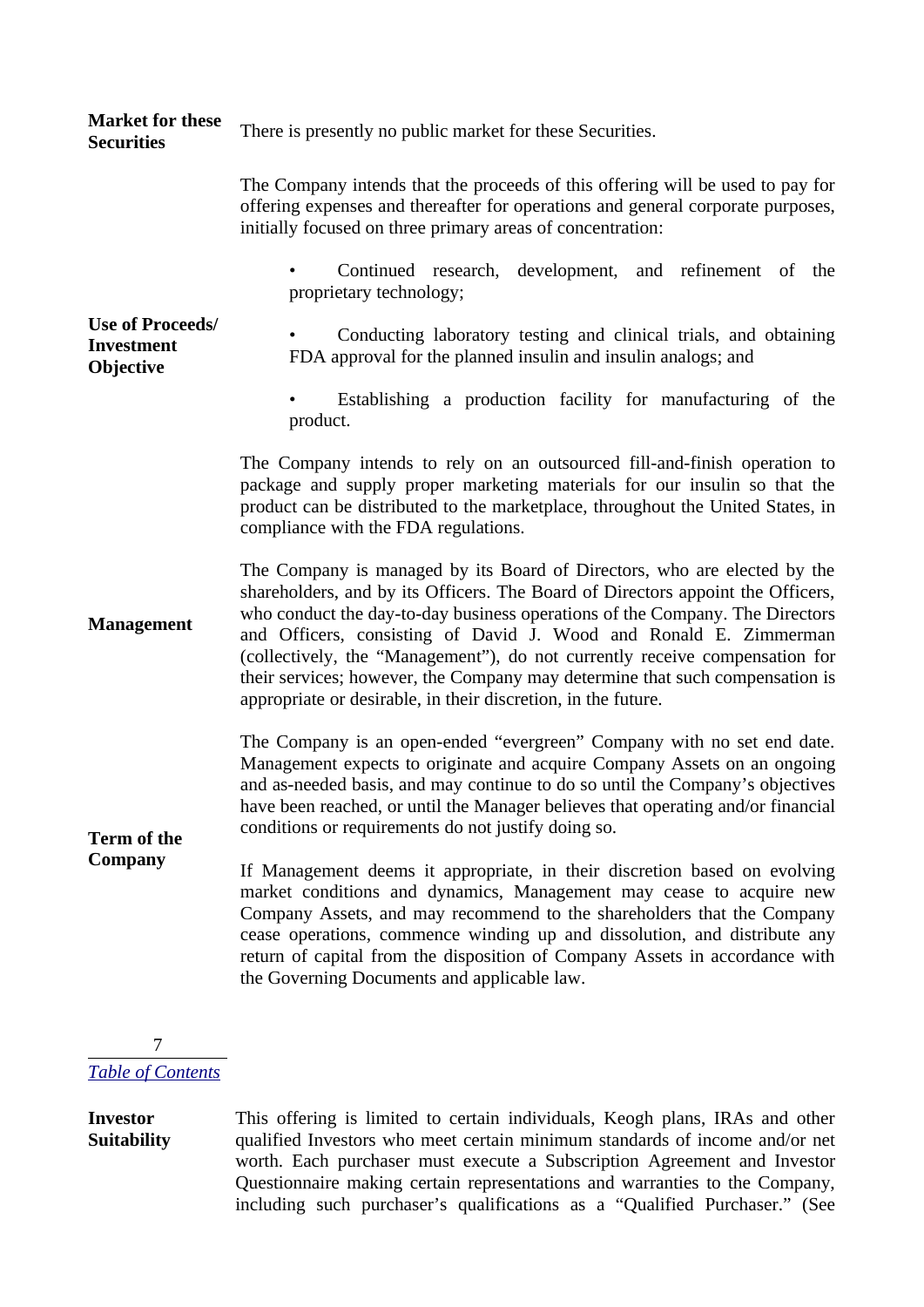| | |
|---|---|
| **Market for these Securities** | There is presently no public market for these Securities. |
| **Use of Proceeds/ Investment Objective** | The Company intends that the proceeds of this offering will be used to pay for offering expenses and thereafter for operations and general corporate purposes, initially focused on three primary areas of concentration:<br><br>• Continued research, development, and refinement of the proprietary technology;<br><br>• Conducting laboratory testing and clinical trials, and obtaining FDA approval for the planned insulin and insulin analogs; and<br><br>• Establishing a production facility for manufacturing of the product.<br><br>The Company intends to rely on an outsourced fill-and-finish operation to package and supply proper marketing materials for our insulin so that the product can be distributed to the marketplace, throughout the United States, in compliance with the FDA regulations. |
| **Management** | The Company is managed by its Board of Directors, who are elected by the shareholders, and by its Officers. The Board of Directors appoint the Officers, who conduct the day-to-day business operations of the Company. The Directors and Officers, consisting of David J. Wood and Ronald E. Zimmerman (collectively, the "Management"), do not currently receive compensation for their services; however, the Company may determine that such compensation is appropriate or desirable, in their discretion, in the future. |
| **Term of the Company** | The Company is an open-ended "evergreen" Company with no set end date. Management expects to originate and acquire Company Assets on an ongoing and as-needed basis, and may continue to do so until the Company's objectives have been reached, or until the Manager believes that operating and/or financial conditions or requirements do not justify doing so.<br><br>If Management deems it appropriate, in their discretion based on evolving market conditions and dynamics, Management may cease to acquire new Company Assets, and may recommend to the shareholders that the Company cease operations, commence winding up and dissolution, and distribute any return of capital from the disposition of Company Assets in accordance with the Governing Documents and applicable law. |

*Table of Contents*

| | |
|---|---|
| **Investor Suitability** | This offering is limited to certain individuals, Keogh plans, IRAs and other qualified Investors who meet certain minimum standards of income and/or net worth. Each purchaser must execute a Subscription Agreement and Investor Questionnaire making certain representations and warranties to the Company, including such purchaser's qualifications as a "Qualified Purchaser." (See |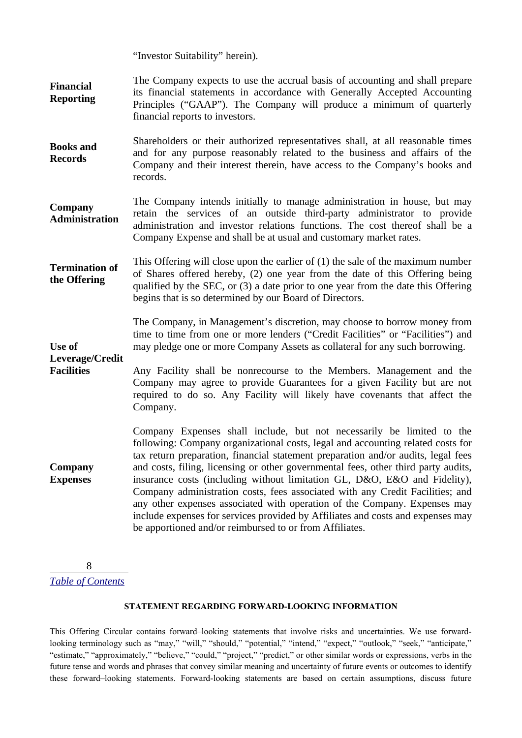"Investor Suitability" herein).

| | |
|---|---|
| **Financial Reporting** | The Company expects to use the accrual basis of accounting and shall prepare its financial statements in accordance with Generally Accepted Accounting Principles ("GAAP"). The Company will produce a minimum of quarterly financial reports to investors. |
| **Books and Records** | Shareholders or their authorized representatives shall, at all reasonable times and for any purpose reasonably related to the business and affairs of the Company and their interest therein, have access to the Company's books and records. |
| **Company Administration** | The Company intends initially to manage administration in house, but may retain the services of an outside third-party administrator to provide administration and investor relations functions. The cost thereof shall be a Company Expense and shall be at usual and customary market rates. |
| **Termination of the Offering** | This Offering will close upon the earlier of (1) the sale of the maximum number of Shares offered hereby, (2) one year from the date of this Offering being qualified by the SEC, or (3) a date prior to one year from the date this Offering begins that is so determined by our Board of Directors. |
| **Use of Leverage/Credit Facilities** | The Company, in Management's discretion, may choose to borrow money from time to time from one or more lenders ("Credit Facilities" or "Facilities") and may pledge one or more Company Assets as collateral for any such borrowing. Any Facility shall be nonrecourse to the Members. Management and the Company may agree to provide Guarantees for a given Facility but are not required to do so. Any Facility will likely have covenants that affect the Company. |
| **Company Expenses** | Company Expenses shall include, but not necessarily be limited to the following: Company organizational costs, legal and accounting related costs for tax return preparation, financial statement preparation and/or audits, legal fees and costs, filing, licensing or other governmental fees, other third party audits, insurance costs (including without limitation GL, D&O, E&O and Fidelity), Company administration costs, fees associated with any Credit Facilities; and any other expenses associated with operation of the Company. Expenses may include expenses for services provided by Affiliates and costs and expenses may be apportioned and/or reimbursed to or from Affiliates. |

*Table of Contents*

## STATEMENT REGARDING FORWARD-LOOKING INFORMATION

This Offering Circular contains forward–looking statements that involve risks and uncertainties. We use forward-looking terminology such as "may," "will," "should," "potential," "intend," "expect," "outlook," "seek," "anticipate," "estimate," "approximately," "believe," "could," "project," "predict," or other similar words or expressions, verbs in the future tense and words and phrases that convey similar meaning and uncertainty of future events or outcomes to identify these forward–looking statements. Forward-looking statements are based on certain assumptions, discuss future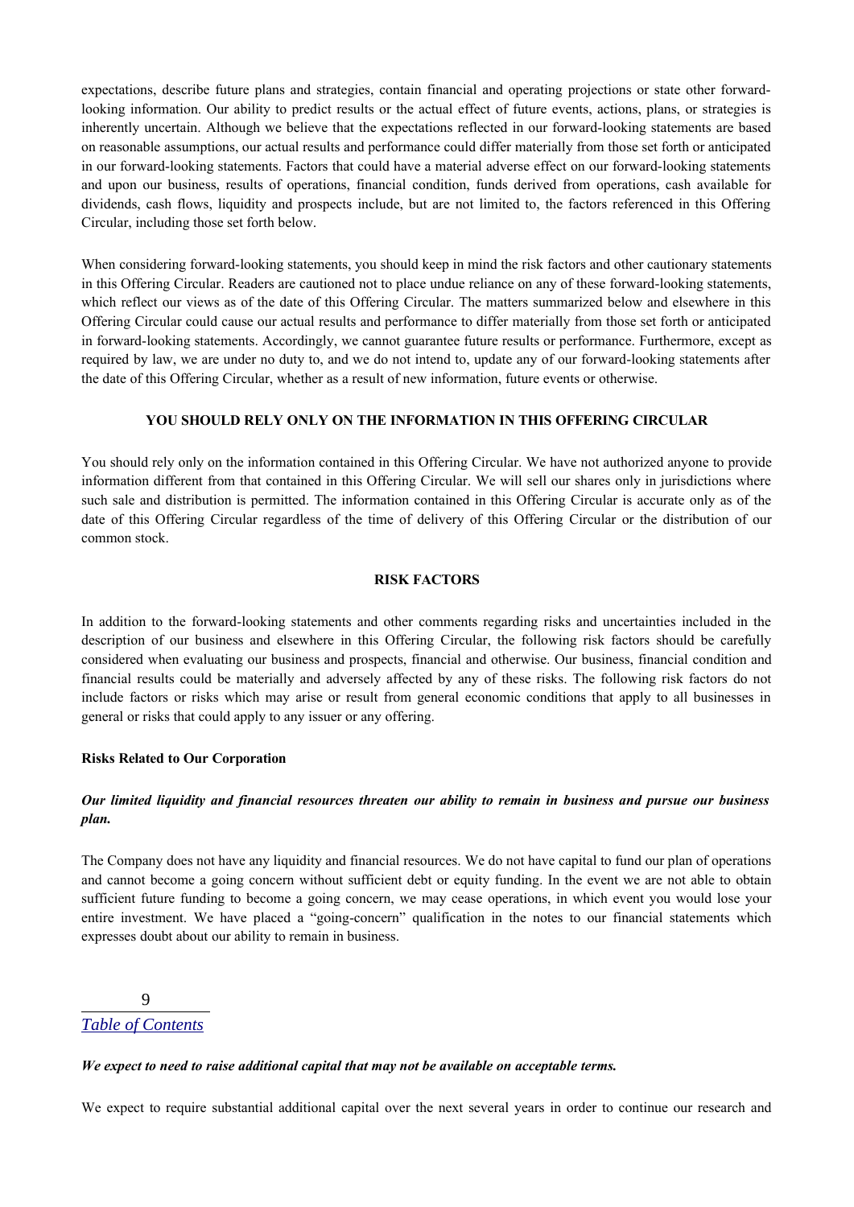expectations, describe future plans and strategies, contain financial and operating projections or state other forward-looking information. Our ability to predict results or the actual effect of future events, actions, plans, or strategies is inherently uncertain. Although we believe that the expectations reflected in our forward-looking statements are based on reasonable assumptions, our actual results and performance could differ materially from those set forth or anticipated in our forward-looking statements. Factors that could have a material adverse effect on our forward-looking statements and upon our business, results of operations, financial condition, funds derived from operations, cash available for dividends, cash flows, liquidity and prospects include, but are not limited to, the factors referenced in this Offering Circular, including those set forth below.

When considering forward-looking statements, you should keep in mind the risk factors and other cautionary statements in this Offering Circular. Readers are cautioned not to place undue reliance on any of these forward-looking statements, which reflect our views as of the date of this Offering Circular. The matters summarized below and elsewhere in this Offering Circular could cause our actual results and performance to differ materially from those set forth or anticipated in forward-looking statements. Accordingly, we cannot guarantee future results or performance. Furthermore, except as required by law, we are under no duty to, and we do not intend to, update any of our forward-looking statements after the date of this Offering Circular, whether as a result of new information, future events or otherwise.

## YOU SHOULD RELY ONLY ON THE INFORMATION IN THIS OFFERING CIRCULAR

You should rely only on the information contained in this Offering Circular. We have not authorized anyone to provide information different from that contained in this Offering Circular. We will sell our shares only in jurisdictions where such sale and distribution is permitted. The information contained in this Offering Circular is accurate only as of the date of this Offering Circular regardless of the time of delivery of this Offering Circular or the distribution of our common stock.

## RISK FACTORS

In addition to the forward-looking statements and other comments regarding risks and uncertainties included in the description of our business and elsewhere in this Offering Circular, the following risk factors should be carefully considered when evaluating our business and prospects, financial and otherwise. Our business, financial condition and financial results could be materially and adversely affected by any of these risks. The following risk factors do not include factors or risks which may arise or result from general economic conditions that apply to all businesses in general or risks that could apply to any issuer or any offering.

### Risks Related to Our Corporation

***Our limited liquidity and financial resources threaten our ability to remain in business and pursue our business plan.***

The Company does not have any liquidity and financial resources. We do not have capital to fund our plan of operations and cannot become a going concern without sufficient debt or equity funding. In the event we are not able to obtain sufficient future funding to become a going concern, we may cease operations, in which event you would lose your entire investment. We have placed a "going-concern" qualification in the notes to our financial statements which expresses doubt about our ability to remain in business.

***We expect to need to raise additional capital that may not be available on acceptable terms.***

We expect to require substantial additional capital over the next several years in order to continue our research and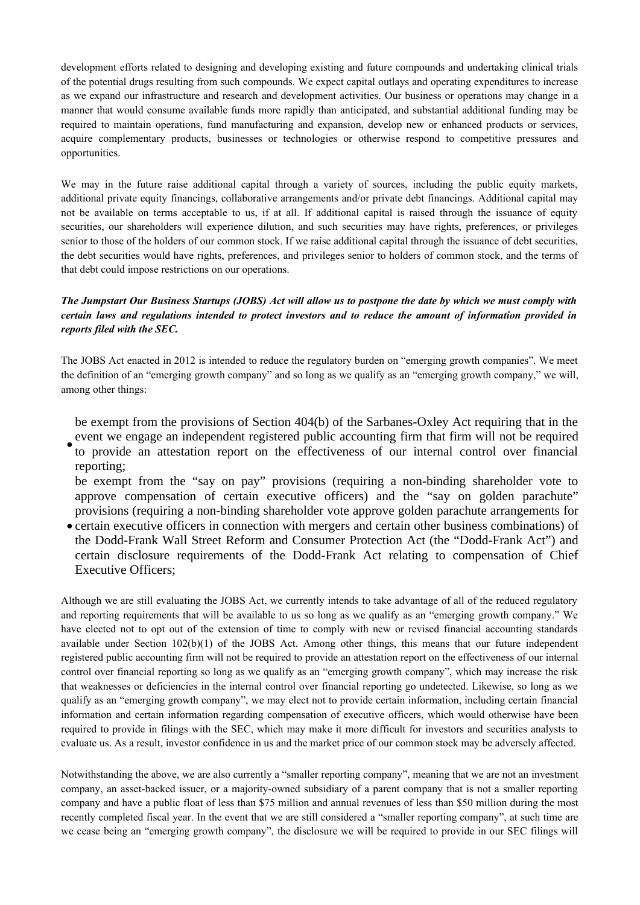development efforts related to designing and developing existing and future compounds and undertaking clinical trials of the potential drugs resulting from such compounds. We expect capital outlays and operating expenditures to increase as we expand our infrastructure and research and development activities. Our business or operations may change in a manner that would consume available funds more rapidly than anticipated, and substantial additional funding may be required to maintain operations, fund manufacturing and expansion, develop new or enhanced products or services, acquire complementary products, businesses or technologies or otherwise respond to competitive pressures and opportunities.

We may in the future raise additional capital through a variety of sources, including the public equity markets, additional private equity financings, collaborative arrangements and/or private debt financings. Additional capital may not be available on terms acceptable to us, if at all. If additional capital is raised through the issuance of equity securities, our shareholders will experience dilution, and such securities may have rights, preferences, or privileges senior to those of the holders of our common stock. If we raise additional capital through the issuance of debt securities, the debt securities would have rights, preferences, and privileges senior to holders of common stock, and the terms of that debt could impose restrictions on our operations.

***The Jumpstart Our Business Startups (JOBS) Act will allow us to postpone the date by which we must comply with certain laws and regulations intended to protect investors and to reduce the amount of information provided in reports filed with the SEC.***

The JOBS Act enacted in 2012 is intended to reduce the regulatory burden on "emerging growth companies". We meet the definition of an "emerging growth company" and so long as we qualify as an "emerging growth company," we will, among other things:

- be exempt from the provisions of Section 404(b) of the Sarbanes-Oxley Act requiring that in the event we engage an independent registered public accounting firm that firm will not be required to provide an attestation report on the effectiveness of our internal control over financial reporting;
- be exempt from the "say on pay" provisions (requiring a non-binding shareholder vote to approve compensation of certain executive officers) and the "say on golden parachute" provisions (requiring a non-binding shareholder vote approve golden parachute arrangements for certain executive officers in connection with mergers and certain other business combinations) of the Dodd-Frank Wall Street Reform and Consumer Protection Act (the "Dodd-Frank Act") and certain disclosure requirements of the Dodd-Frank Act relating to compensation of Chief Executive Officers;

Although we are still evaluating the JOBS Act, we currently intends to take advantage of all of the reduced regulatory and reporting requirements that will be available to us so long as we qualify as an "emerging growth company." We have elected not to opt out of the extension of time to comply with new or revised financial accounting standards available under Section 102(b)(1) of the JOBS Act. Among other things, this means that our future independent registered public accounting firm will not be required to provide an attestation report on the effectiveness of our internal control over financial reporting so long as we qualify as an "emerging growth company", which may increase the risk that weaknesses or deficiencies in the internal control over financial reporting go undetected. Likewise, so long as we qualify as an "emerging growth company", we may elect not to provide certain information, including certain financial information and certain information regarding compensation of executive officers, which would otherwise have been required to provide in filings with the SEC, which may make it more difficult for investors and securities analysts to evaluate us. As a result, investor confidence in us and the market price of our common stock may be adversely affected.

Notwithstanding the above, we are also currently a "smaller reporting company", meaning that we are not an investment company, an asset-backed issuer, or a majority-owned subsidiary of a parent company that is not a smaller reporting company and have a public float of less than $75 million and annual revenues of less than $50 million during the most recently completed fiscal year. In the event that we are still considered a "smaller reporting company", at such time are we cease being an "emerging growth company", the disclosure we will be required to provide in our SEC filings will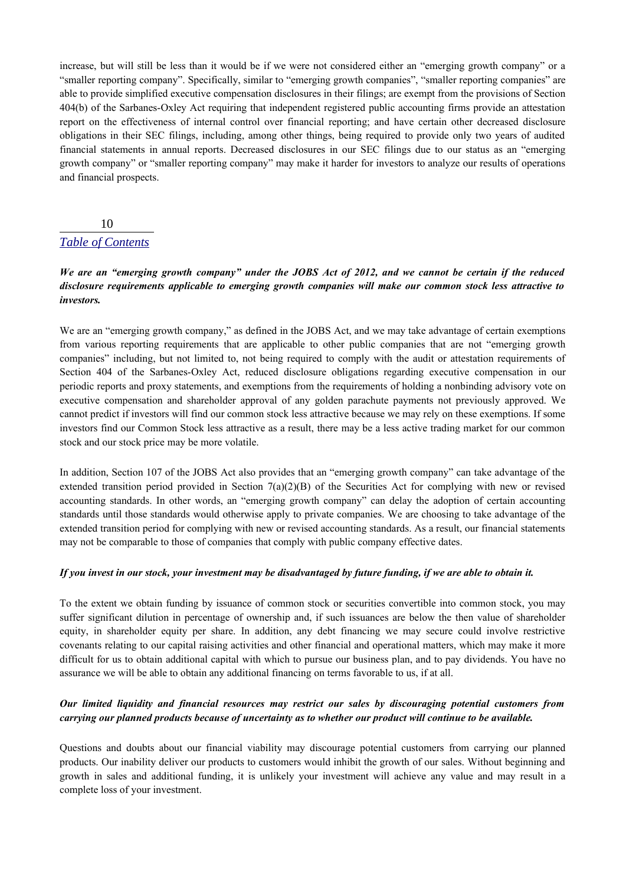increase, but will still be less than it would be if we were not considered either an "emerging growth company" or a "smaller reporting company". Specifically, similar to "emerging growth companies", "smaller reporting companies" are able to provide simplified executive compensation disclosures in their filings; are exempt from the provisions of Section 404(b) of the Sarbanes-Oxley Act requiring that independent registered public accounting firms provide an attestation report on the effectiveness of internal control over financial reporting; and have certain other decreased disclosure obligations in their SEC filings, including, among other things, being required to provide only two years of audited financial statements in annual reports. Decreased disclosures in our SEC filings due to our status as an "emerging growth company" or "smaller reporting company" may make it harder for investors to analyze our results of operations and financial prospects.

***We are an "emerging growth company" under the JOBS Act of 2012, and we cannot be certain if the reduced disclosure requirements applicable to emerging growth companies will make our common stock less attractive to investors.***

We are an "emerging growth company," as defined in the JOBS Act, and we may take advantage of certain exemptions from various reporting requirements that are applicable to other public companies that are not "emerging growth companies" including, but not limited to, not being required to comply with the audit or attestation requirements of Section 404 of the Sarbanes-Oxley Act, reduced disclosure obligations regarding executive compensation in our periodic reports and proxy statements, and exemptions from the requirements of holding a nonbinding advisory vote on executive compensation and shareholder approval of any golden parachute payments not previously approved. We cannot predict if investors will find our common stock less attractive because we may rely on these exemptions. If some investors find our Common Stock less attractive as a result, there may be a less active trading market for our common stock and our stock price may be more volatile.

In addition, Section 107 of the JOBS Act also provides that an "emerging growth company" can take advantage of the extended transition period provided in Section 7(a)(2)(B) of the Securities Act for complying with new or revised accounting standards. In other words, an "emerging growth company" can delay the adoption of certain accounting standards until those standards would otherwise apply to private companies. We are choosing to take advantage of the extended transition period for complying with new or revised accounting standards. As a result, our financial statements may not be comparable to those of companies that comply with public company effective dates.

***If you invest in our stock, your investment may be disadvantaged by future funding, if we are able to obtain it.***

To the extent we obtain funding by issuance of common stock or securities convertible into common stock, you may suffer significant dilution in percentage of ownership and, if such issuances are below the then value of shareholder equity, in shareholder equity per share. In addition, any debt financing we may secure could involve restrictive covenants relating to our capital raising activities and other financial and operational matters, which may make it more difficult for us to obtain additional capital with which to pursue our business plan, and to pay dividends. You have no assurance we will be able to obtain any additional financing on terms favorable to us, if at all.

***Our limited liquidity and financial resources may restrict our sales by discouraging potential customers from carrying our planned products because of uncertainty as to whether our product will continue to be available.***

Questions and doubts about our financial viability may discourage potential customers from carrying our planned products. Our inability deliver our products to customers would inhibit the growth of our sales. Without beginning and growth in sales and additional funding, it is unlikely your investment will achieve any value and may result in a complete loss of your investment.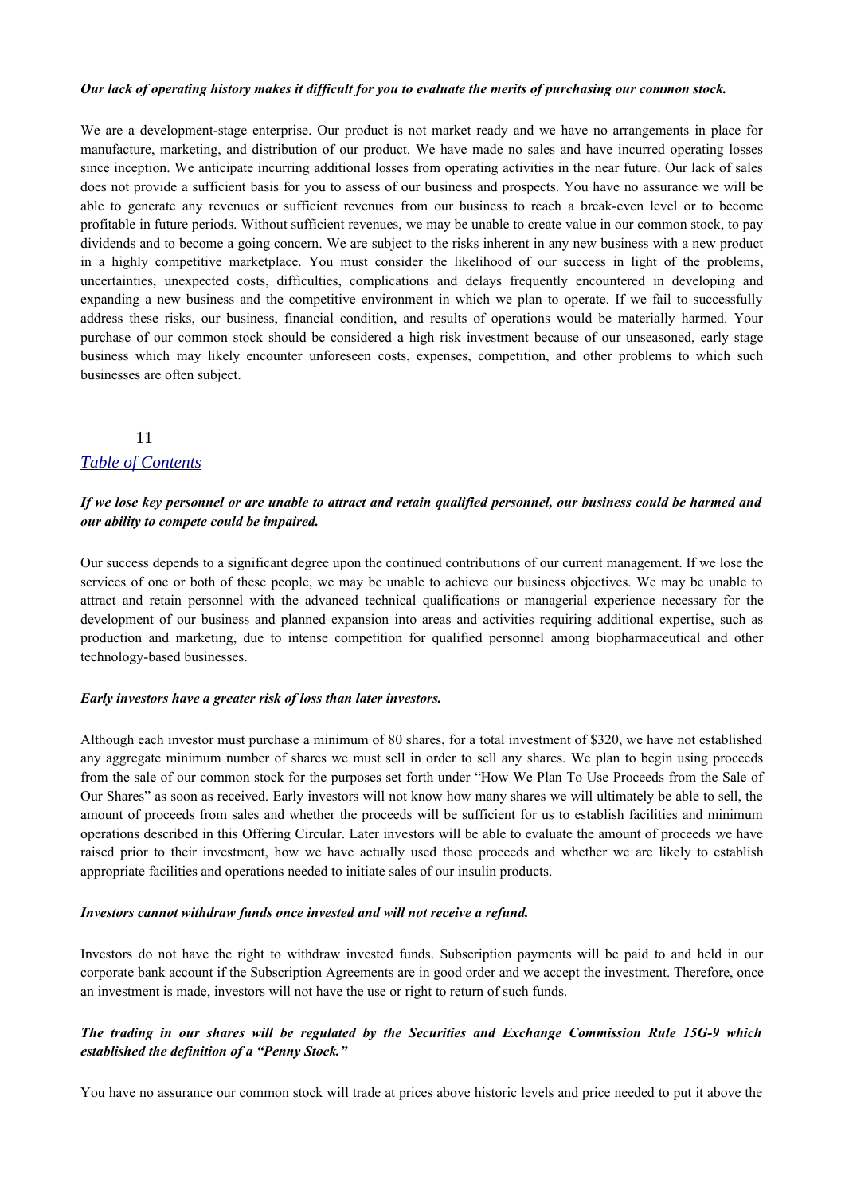***Our lack of operating history makes it difficult for you to evaluate the merits of purchasing our common stock.***

We are a development-stage enterprise. Our product is not market ready and we have no arrangements in place for manufacture, marketing, and distribution of our product. We have made no sales and have incurred operating losses since inception. We anticipate incurring additional losses from operating activities in the near future. Our lack of sales does not provide a sufficient basis for you to assess of our business and prospects. You have no assurance we will be able to generate any revenues or sufficient revenues from our business to reach a break-even level or to become profitable in future periods. Without sufficient revenues, we may be unable to create value in our common stock, to pay dividends and to become a going concern. We are subject to the risks inherent in any new business with a new product in a highly competitive marketplace. You must consider the likelihood of our success in light of the problems, uncertainties, unexpected costs, difficulties, complications and delays frequently encountered in developing and expanding a new business and the competitive environment in which we plan to operate. If we fail to successfully address these risks, our business, financial condition, and results of operations would be materially harmed. Your purchase of our common stock should be considered a high risk investment because of our unseasoned, early stage business which may likely encounter unforeseen costs, expenses, competition, and other problems to which such businesses are often subject.

***If we lose key personnel or are unable to attract and retain qualified personnel, our business could be harmed and our ability to compete could be impaired.***

Our success depends to a significant degree upon the continued contributions of our current management. If we lose the services of one or both of these people, we may be unable to achieve our business objectives. We may be unable to attract and retain personnel with the advanced technical qualifications or managerial experience necessary for the development of our business and planned expansion into areas and activities requiring additional expertise, such as production and marketing, due to intense competition for qualified personnel among biopharmaceutical and other technology-based businesses.

***Early investors have a greater risk of loss than later investors.***

Although each investor must purchase a minimum of 80 shares, for a total investment of $320, we have not established any aggregate minimum number of shares we must sell in order to sell any shares. We plan to begin using proceeds from the sale of our common stock for the purposes set forth under "How We Plan To Use Proceeds from the Sale of Our Shares" as soon as received. Early investors will not know how many shares we will ultimately be able to sell, the amount of proceeds from sales and whether the proceeds will be sufficient for us to establish facilities and minimum operations described in this Offering Circular. Later investors will be able to evaluate the amount of proceeds we have raised prior to their investment, how we have actually used those proceeds and whether we are likely to establish appropriate facilities and operations needed to initiate sales of our insulin products.

***Investors cannot withdraw funds once invested and will not receive a refund.***

Investors do not have the right to withdraw invested funds. Subscription payments will be paid to and held in our corporate bank account if the Subscription Agreements are in good order and we accept the investment. Therefore, once an investment is made, investors will not have the use or right to return of such funds.

***The trading in our shares will be regulated by the Securities and Exchange Commission Rule 15G-9 which established the definition of a "Penny Stock."***

You have no assurance our common stock will trade at prices above historic levels and price needed to put it above the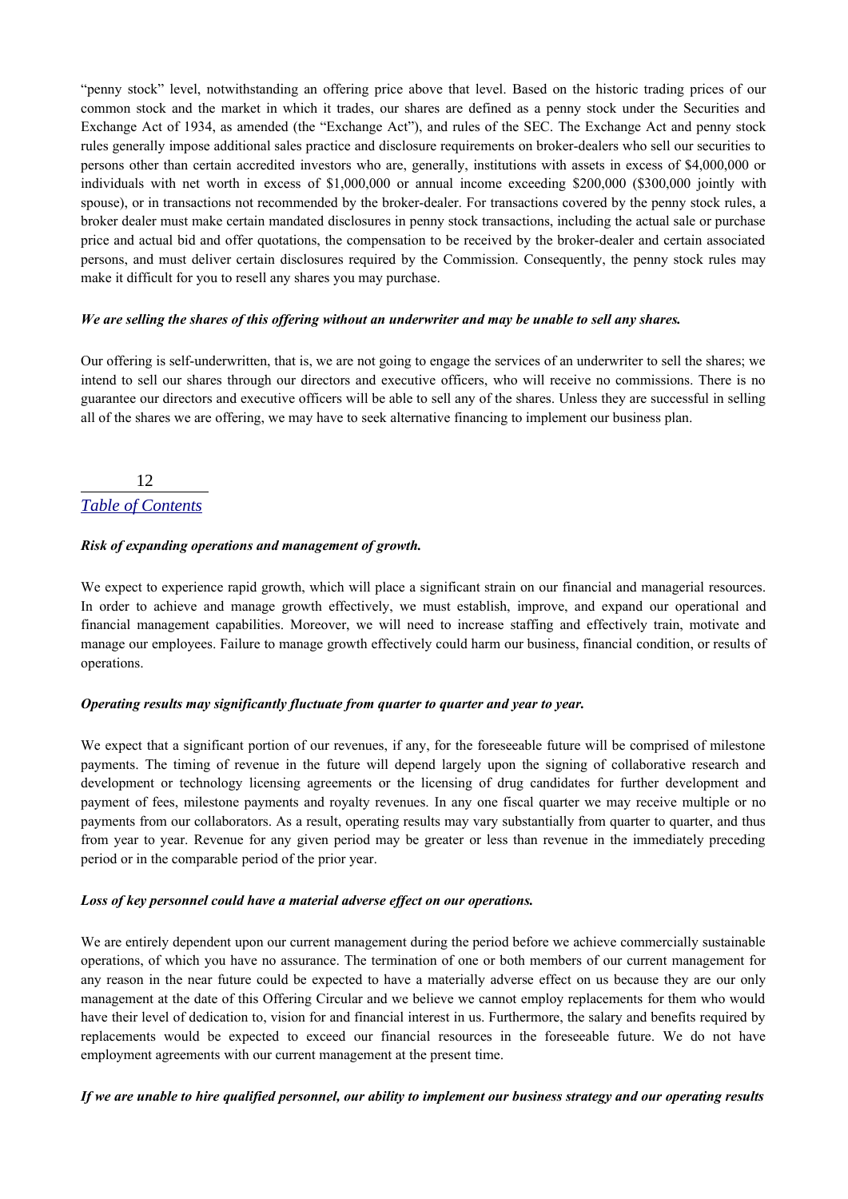"penny stock" level, notwithstanding an offering price above that level. Based on the historic trading prices of our common stock and the market in which it trades, our shares are defined as a penny stock under the Securities and Exchange Act of 1934, as amended (the "Exchange Act"), and rules of the SEC. The Exchange Act and penny stock rules generally impose additional sales practice and disclosure requirements on broker-dealers who sell our securities to persons other than certain accredited investors who are, generally, institutions with assets in excess of $4,000,000 or individuals with net worth in excess of $1,000,000 or annual income exceeding $200,000 ($300,000 jointly with spouse), or in transactions not recommended by the broker-dealer. For transactions covered by the penny stock rules, a broker dealer must make certain mandated disclosures in penny stock transactions, including the actual sale or purchase price and actual bid and offer quotations, the compensation to be received by the broker-dealer and certain associated persons, and must deliver certain disclosures required by the Commission. Consequently, the penny stock rules may make it difficult for you to resell any shares you may purchase.

***We are selling the shares of this offering without an underwriter and may be unable to sell any shares.***

Our offering is self-underwritten, that is, we are not going to engage the services of an underwriter to sell the shares; we intend to sell our shares through our directors and executive officers, who will receive no commissions. There is no guarantee our directors and executive officers will be able to sell any of the shares. Unless they are successful in selling all of the shares we are offering, we may have to seek alternative financing to implement our business plan.

***Risk of expanding operations and management of growth.***

We expect to experience rapid growth, which will place a significant strain on our financial and managerial resources. In order to achieve and manage growth effectively, we must establish, improve, and expand our operational and financial management capabilities. Moreover, we will need to increase staffing and effectively train, motivate and manage our employees. Failure to manage growth effectively could harm our business, financial condition, or results of operations.

***Operating results may significantly fluctuate from quarter to quarter and year to year.***

We expect that a significant portion of our revenues, if any, for the foreseeable future will be comprised of milestone payments. The timing of revenue in the future will depend largely upon the signing of collaborative research and development or technology licensing agreements or the licensing of drug candidates for further development and payment of fees, milestone payments and royalty revenues. In any one fiscal quarter we may receive multiple or no payments from our collaborators. As a result, operating results may vary substantially from quarter to quarter, and thus from year to year. Revenue for any given period may be greater or less than revenue in the immediately preceding period or in the comparable period of the prior year.

***Loss of key personnel could have a material adverse effect on our operations.***

We are entirely dependent upon our current management during the period before we achieve commercially sustainable operations, of which you have no assurance. The termination of one or both members of our current management for any reason in the near future could be expected to have a materially adverse effect on us because they are our only management at the date of this Offering Circular and we believe we cannot employ replacements for them who would have their level of dedication to, vision for and financial interest in us. Furthermore, the salary and benefits required by replacements would be expected to exceed our financial resources in the foreseeable future. We do not have employment agreements with our current management at the present time.

***If we are unable to hire qualified personnel, our ability to implement our business strategy and our operating results***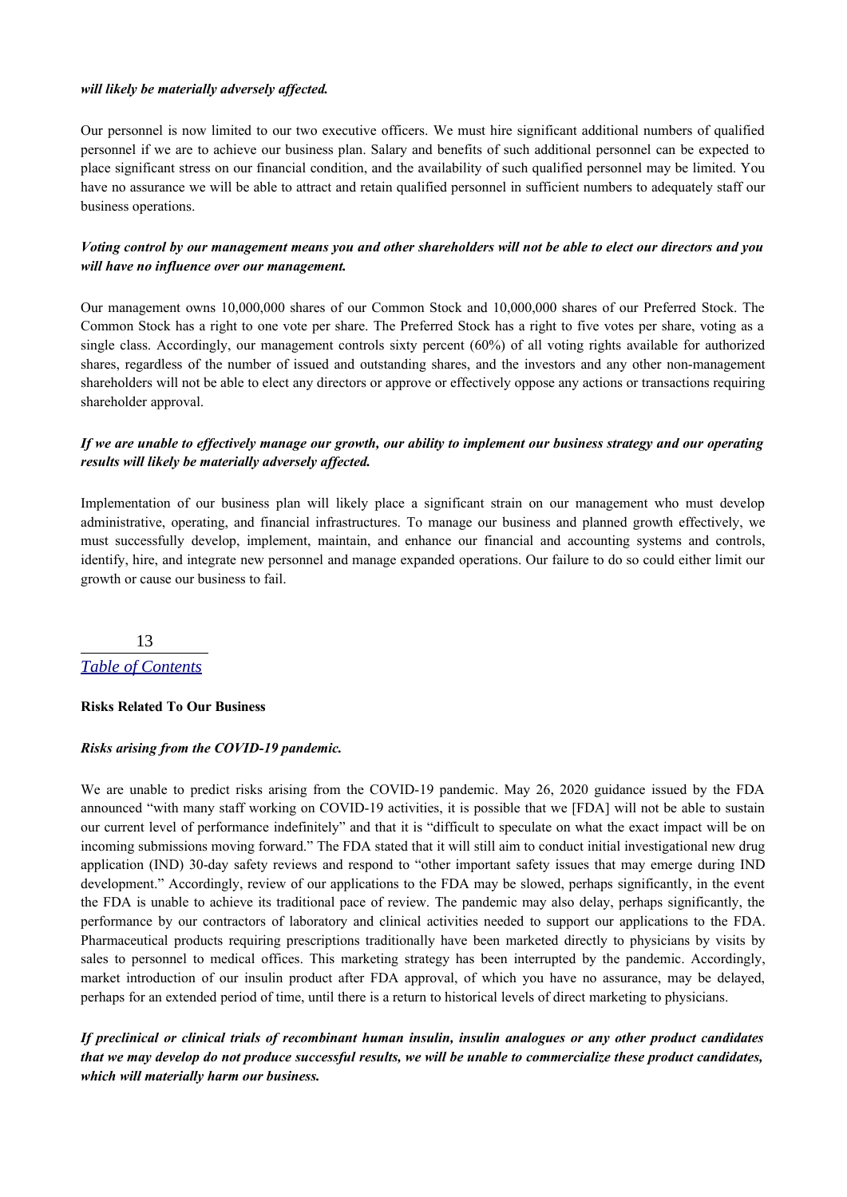*will likely be materially adversely affected.*

Our personnel is now limited to our two executive officers. We must hire significant additional numbers of qualified personnel if we are to achieve our business plan. Salary and benefits of such additional personnel can be expected to place significant stress on our financial condition, and the availability of such qualified personnel may be limited. You have no assurance we will be able to attract and retain qualified personnel in sufficient numbers to adequately staff our business operations.

***Voting control by our management means you and other shareholders will not be able to elect our directors and you will have no influence over our management.***

Our management owns 10,000,000 shares of our Common Stock and 10,000,000 shares of our Preferred Stock. The Common Stock has a right to one vote per share. The Preferred Stock has a right to five votes per share, voting as a single class. Accordingly, our management controls sixty percent (60%) of all voting rights available for authorized shares, regardless of the number of issued and outstanding shares, and the investors and any other non-management shareholders will not be able to elect any directors or approve or effectively oppose any actions or transactions requiring shareholder approval.

***If we are unable to effectively manage our growth, our ability to implement our business strategy and our operating results will likely be materially adversely affected.***

Implementation of our business plan will likely place a significant strain on our management who must develop administrative, operating, and financial infrastructures. To manage our business and planned growth effectively, we must successfully develop, implement, maintain, and enhance our financial and accounting systems and controls, identify, hire, and integrate new personnel and manage expanded operations. Our failure to do so could either limit our growth or cause our business to fail.

**Risks Related To Our Business**

***Risks arising from the COVID-19 pandemic.***

We are unable to predict risks arising from the COVID-19 pandemic. May 26, 2020 guidance issued by the FDA announced "with many staff working on COVID-19 activities, it is possible that we [FDA] will not be able to sustain our current level of performance indefinitely" and that it is "difficult to speculate on what the exact impact will be on incoming submissions moving forward." The FDA stated that it will still aim to conduct initial investigational new drug application (IND) 30-day safety reviews and respond to "other important safety issues that may emerge during IND development." Accordingly, review of our applications to the FDA may be slowed, perhaps significantly, in the event the FDA is unable to achieve its traditional pace of review. The pandemic may also delay, perhaps significantly, the performance by our contractors of laboratory and clinical activities needed to support our applications to the FDA. Pharmaceutical products requiring prescriptions traditionally have been marketed directly to physicians by visits by sales to personnel to medical offices. This marketing strategy has been interrupted by the pandemic. Accordingly, market introduction of our insulin product after FDA approval, of which you have no assurance, may be delayed, perhaps for an extended period of time, until there is a return to historical levels of direct marketing to physicians.

***If preclinical or clinical trials of recombinant human insulin, insulin analogues or any other product candidates that we may develop do not produce successful results, we will be unable to commercialize these product candidates, which will materially harm our business.***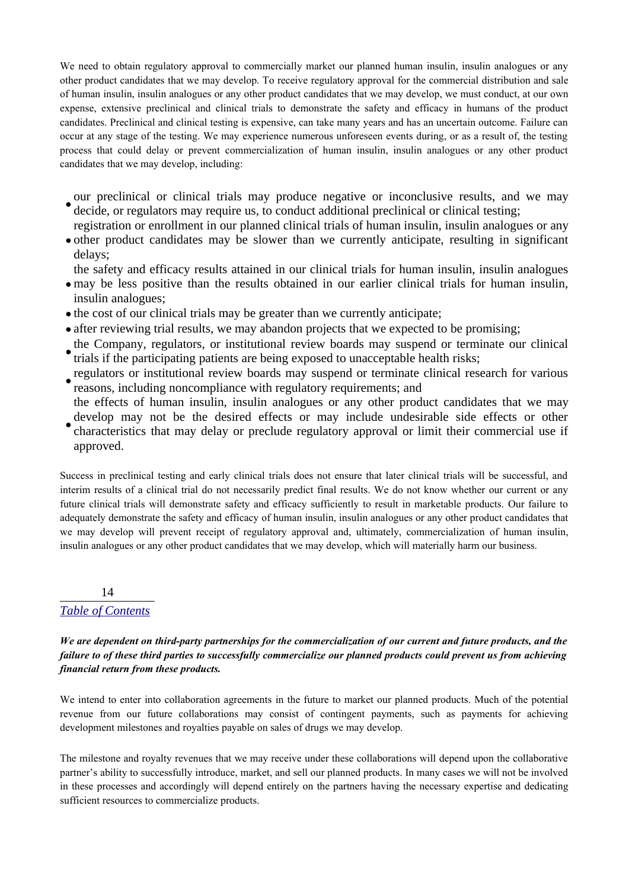We need to obtain regulatory approval to commercially market our planned human insulin, insulin analogues or any other product candidates that we may develop. To receive regulatory approval for the commercial distribution and sale of human insulin, insulin analogues or any other product candidates that we may develop, we must conduct, at our own expense, extensive preclinical and clinical trials to demonstrate the safety and efficacy in humans of the product candidates. Preclinical and clinical testing is expensive, can take many years and has an uncertain outcome. Failure can occur at any stage of the testing. We may experience numerous unforeseen events during, or as a result of, the testing process that could delay or prevent commercialization of human insulin, insulin analogues or any other product candidates that we may develop, including:

- our preclinical or clinical trials may produce negative or inconclusive results, and we may decide, or regulators may require us, to conduct additional preclinical or clinical testing;
- registration or enrollment in our planned clinical trials of human insulin, insulin analogues or any other product candidates may be slower than we currently anticipate, resulting in significant delays;
- the safety and efficacy results attained in our clinical trials for human insulin, insulin analogues may be less positive than the results obtained in our earlier clinical trials for human insulin, insulin analogues;
- the cost of our clinical trials may be greater than we currently anticipate;
- after reviewing trial results, we may abandon projects that we expected to be promising;
- the Company, regulators, or institutional review boards may suspend or terminate our clinical trials if the participating patients are being exposed to unacceptable health risks;
- regulators or institutional review boards may suspend or terminate clinical research for various reasons, including noncompliance with regulatory requirements; and
- the effects of human insulin, insulin analogues or any other product candidates that we may develop may not be the desired effects or may include undesirable side effects or other characteristics that may delay or preclude regulatory approval or limit their commercial use if approved.

Success in preclinical testing and early clinical trials does not ensure that later clinical trials will be successful, and interim results of a clinical trial do not necessarily predict final results. We do not know whether our current or any future clinical trials will demonstrate safety and efficacy sufficiently to result in marketable products. Our failure to adequately demonstrate the safety and efficacy of human insulin, insulin analogues or any other product candidates that we may develop will prevent receipt of regulatory approval and, ultimately, commercialization of human insulin, insulin analogues or any other product candidates that we may develop, which will materially harm our business.

***We are dependent on third-party partnerships for the commercialization of our current and future products, and the failure to of these third parties to successfully commercialize our planned products could prevent us from achieving financial return from these products.***

We intend to enter into collaboration agreements in the future to market our planned products. Much of the potential revenue from our future collaborations may consist of contingent payments, such as payments for achieving development milestones and royalties payable on sales of drugs we may develop.

The milestone and royalty revenues that we may receive under these collaborations will depend upon the collaborative partner’s ability to successfully introduce, market, and sell our planned products. In many cases we will not be involved in these processes and accordingly will depend entirely on the partners having the necessary expertise and dedicating sufficient resources to commercialize products.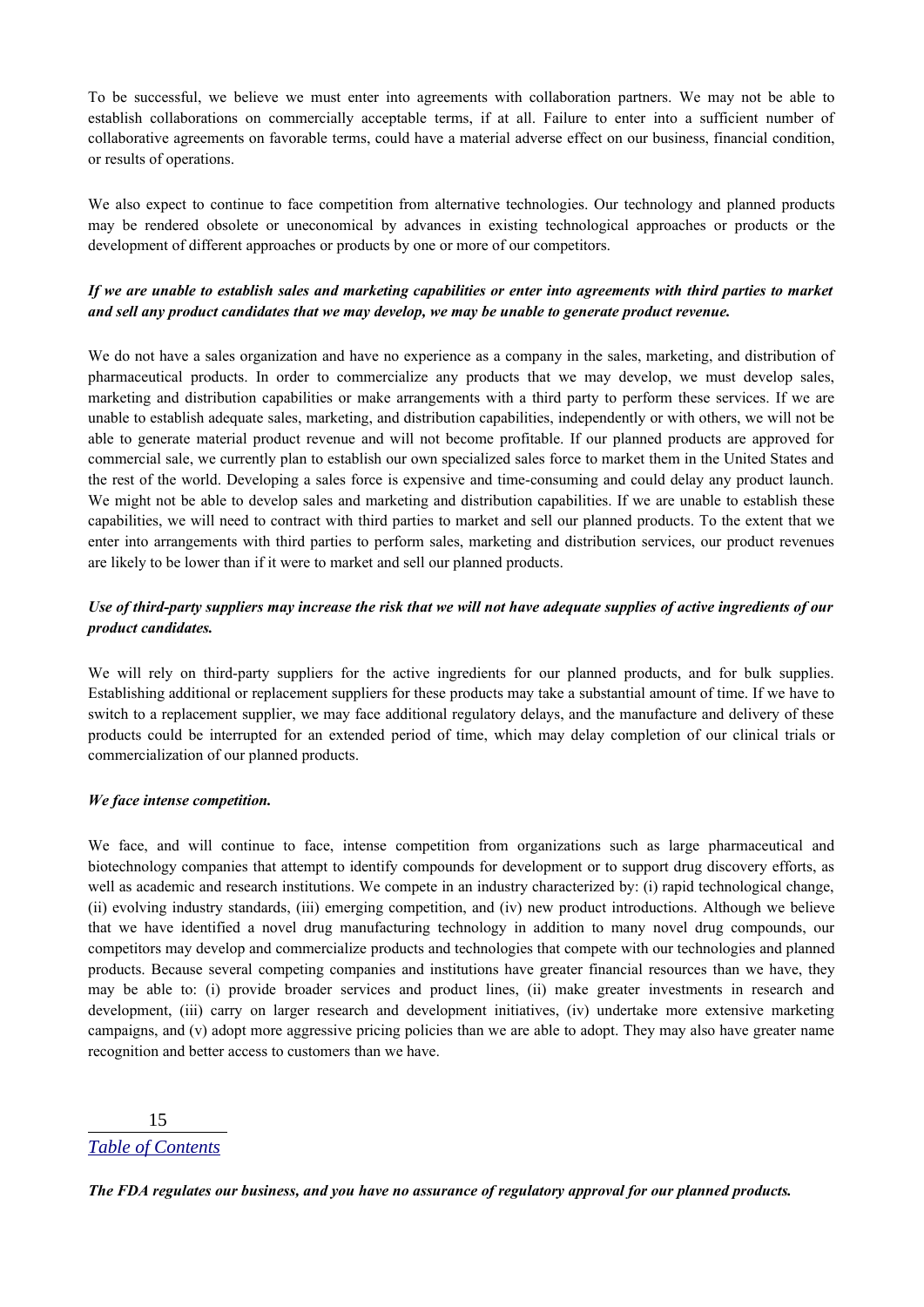To be successful, we believe we must enter into agreements with collaboration partners. We may not be able to establish collaborations on commercially acceptable terms, if at all. Failure to enter into a sufficient number of collaborative agreements on favorable terms, could have a material adverse effect on our business, financial condition, or results of operations.

We also expect to continue to face competition from alternative technologies. Our technology and planned products may be rendered obsolete or uneconomical by advances in existing technological approaches or products or the development of different approaches or products by one or more of our competitors.

***If we are unable to establish sales and marketing capabilities or enter into agreements with third parties to market and sell any product candidates that we may develop, we may be unable to generate product revenue.***

We do not have a sales organization and have no experience as a company in the sales, marketing, and distribution of pharmaceutical products. In order to commercialize any products that we may develop, we must develop sales, marketing and distribution capabilities or make arrangements with a third party to perform these services. If we are unable to establish adequate sales, marketing, and distribution capabilities, independently or with others, we will not be able to generate material product revenue and will not become profitable. If our planned products are approved for commercial sale, we currently plan to establish our own specialized sales force to market them in the United States and the rest of the world. Developing a sales force is expensive and time-consuming and could delay any product launch. We might not be able to develop sales and marketing and distribution capabilities. If we are unable to establish these capabilities, we will need to contract with third parties to market and sell our planned products. To the extent that we enter into arrangements with third parties to perform sales, marketing and distribution services, our product revenues are likely to be lower than if it were to market and sell our planned products.

***Use of third-party suppliers may increase the risk that we will not have adequate supplies of active ingredients of our product candidates.***

We will rely on third-party suppliers for the active ingredients for our planned products, and for bulk supplies. Establishing additional or replacement suppliers for these products may take a substantial amount of time. If we have to switch to a replacement supplier, we may face additional regulatory delays, and the manufacture and delivery of these products could be interrupted for an extended period of time, which may delay completion of our clinical trials or commercialization of our planned products.

***We face intense competition.***

We face, and will continue to face, intense competition from organizations such as large pharmaceutical and biotechnology companies that attempt to identify compounds for development or to support drug discovery efforts, as well as academic and research institutions. We compete in an industry characterized by: (i) rapid technological change, (ii) evolving industry standards, (iii) emerging competition, and (iv) new product introductions. Although we believe that we have identified a novel drug manufacturing technology in addition to many novel drug compounds, our competitors may develop and commercialize products and technologies that compete with our technologies and planned products. Because several competing companies and institutions have greater financial resources than we have, they may be able to: (i) provide broader services and product lines, (ii) make greater investments in research and development, (iii) carry on larger research and development initiatives, (iv) undertake more extensive marketing campaigns, and (v) adopt more aggressive pricing policies than we are able to adopt. They may also have greater name recognition and better access to customers than we have.

***The FDA regulates our business, and you have no assurance of regulatory approval for our planned products.***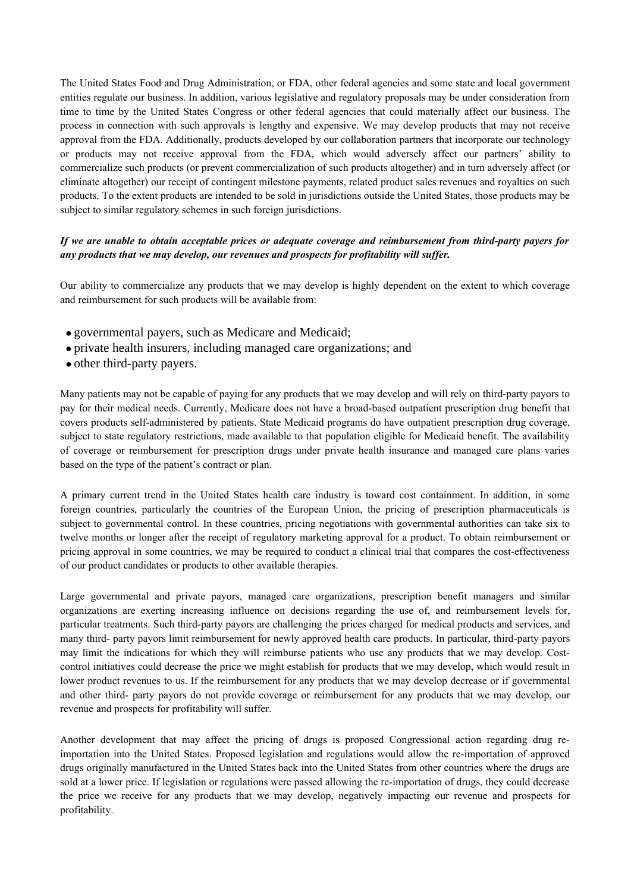The United States Food and Drug Administration, or FDA, other federal agencies and some state and local government entities regulate our business. In addition, various legislative and regulatory proposals may be under consideration from time to time by the United States Congress or other federal agencies that could materially affect our business. The process in connection with such approvals is lengthy and expensive. We may develop products that may not receive approval from the FDA. Additionally, products developed by our collaboration partners that incorporate our technology or products may not receive approval from the FDA, which would adversely affect our partners' ability to commercialize such products (or prevent commercialization of such products altogether) and in turn adversely affect (or eliminate altogether) our receipt of contingent milestone payments, related product sales revenues and royalties on such products. To the extent products are intended to be sold in jurisdictions outside the United States, those products may be subject to similar regulatory schemes in such foreign jurisdictions.

***If we are unable to obtain acceptable prices or adequate coverage and reimbursement from third-party payers for any products that we may develop, our revenues and prospects for profitability will suffer.***

Our ability to commercialize any products that we may develop is highly dependent on the extent to which coverage and reimbursement for such products will be available from:

- governmental payers, such as Medicare and Medicaid;
- private health insurers, including managed care organizations; and
- other third-party payers.

Many patients may not be capable of paying for any products that we may develop and will rely on third-party payors to pay for their medical needs. Currently, Medicare does not have a broad-based outpatient prescription drug benefit that covers products self-administered by patients. State Medicaid programs do have outpatient prescription drug coverage, subject to state regulatory restrictions, made available to that population eligible for Medicaid benefit. The availability of coverage or reimbursement for prescription drugs under private health insurance and managed care plans varies based on the type of the patient's contract or plan.

A primary current trend in the United States health care industry is toward cost containment. In addition, in some foreign countries, particularly the countries of the European Union, the pricing of prescription pharmaceuticals is subject to governmental control. In these countries, pricing negotiations with governmental authorities can take six to twelve months or longer after the receipt of regulatory marketing approval for a product. To obtain reimbursement or pricing approval in some countries, we may be required to conduct a clinical trial that compares the cost-effectiveness of our product candidates or products to other available therapies.

Large governmental and private payors, managed care organizations, prescription benefit managers and similar organizations are exerting increasing influence on decisions regarding the use of, and reimbursement levels for, particular treatments. Such third-party payors are challenging the prices charged for medical products and services, and many third- party payors limit reimbursement for newly approved health care products. In particular, third-party payors may limit the indications for which they will reimburse patients who use any products that we may develop. Cost-control initiatives could decrease the price we might establish for products that we may develop, which would result in lower product revenues to us. If the reimbursement for any products that we may develop decrease or if governmental and other third- party payors do not provide coverage or reimbursement for any products that we may develop, our revenue and prospects for profitability will suffer.

Another development that may affect the pricing of drugs is proposed Congressional action regarding drug re-importation into the United States. Proposed legislation and regulations would allow the re-importation of approved drugs originally manufactured in the United States back into the United States from other countries where the drugs are sold at a lower price. If legislation or regulations were passed allowing the re-importation of drugs, they could decrease the price we receive for any products that we may develop, negatively impacting our revenue and prospects for profitability.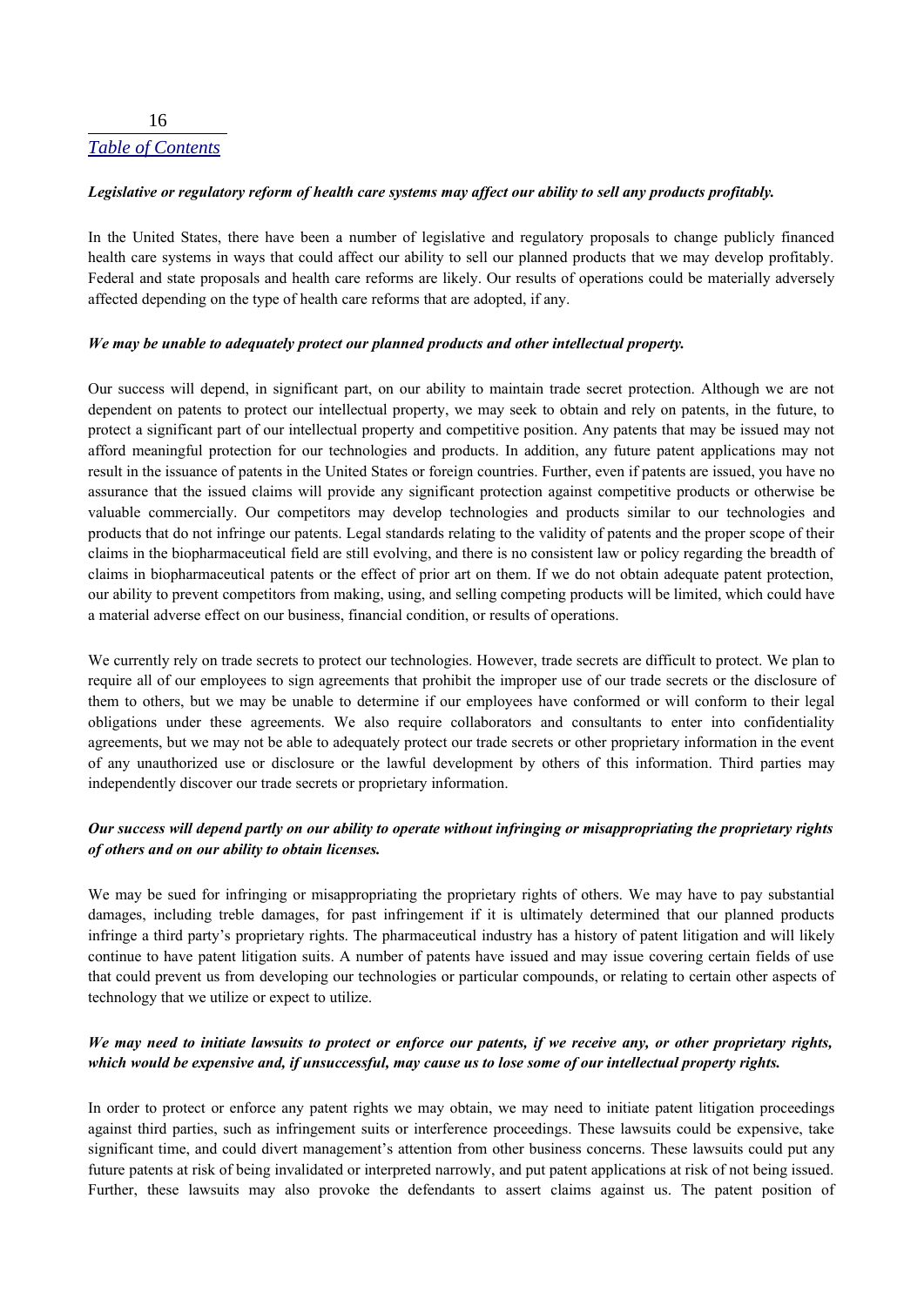***Legislative or regulatory reform of health care systems may affect our ability to sell any products profitably.***

In the United States, there have been a number of legislative and regulatory proposals to change publicly financed health care systems in ways that could affect our ability to sell our planned products that we may develop profitably. Federal and state proposals and health care reforms are likely. Our results of operations could be materially adversely affected depending on the type of health care reforms that are adopted, if any.

***We may be unable to adequately protect our planned products and other intellectual property.***

Our success will depend, in significant part, on our ability to maintain trade secret protection. Although we are not dependent on patents to protect our intellectual property, we may seek to obtain and rely on patents, in the future, to protect a significant part of our intellectual property and competitive position. Any patents that may be issued may not afford meaningful protection for our technologies and products. In addition, any future patent applications may not result in the issuance of patents in the United States or foreign countries. Further, even if patents are issued, you have no assurance that the issued claims will provide any significant protection against competitive products or otherwise be valuable commercially. Our competitors may develop technologies and products similar to our technologies and products that do not infringe our patents. Legal standards relating to the validity of patents and the proper scope of their claims in the biopharmaceutical field are still evolving, and there is no consistent law or policy regarding the breadth of claims in biopharmaceutical patents or the effect of prior art on them. If we do not obtain adequate patent protection, our ability to prevent competitors from making, using, and selling competing products will be limited, which could have a material adverse effect on our business, financial condition, or results of operations.

We currently rely on trade secrets to protect our technologies. However, trade secrets are difficult to protect. We plan to require all of our employees to sign agreements that prohibit the improper use of our trade secrets or the disclosure of them to others, but we may be unable to determine if our employees have conformed or will conform to their legal obligations under these agreements. We also require collaborators and consultants to enter into confidentiality agreements, but we may not be able to adequately protect our trade secrets or other proprietary information in the event of any unauthorized use or disclosure or the lawful development by others of this information. Third parties may independently discover our trade secrets or proprietary information.

***Our success will depend partly on our ability to operate without infringing or misappropriating the proprietary rights of others and on our ability to obtain licenses.***

We may be sued for infringing or misappropriating the proprietary rights of others. We may have to pay substantial damages, including treble damages, for past infringement if it is ultimately determined that our planned products infringe a third party's proprietary rights. The pharmaceutical industry has a history of patent litigation and will likely continue to have patent litigation suits. A number of patents have issued and may issue covering certain fields of use that could prevent us from developing our technologies or particular compounds, or relating to certain other aspects of technology that we utilize or expect to utilize.

***We may need to initiate lawsuits to protect or enforce our patents, if we receive any, or other proprietary rights, which would be expensive and, if unsuccessful, may cause us to lose some of our intellectual property rights.***

In order to protect or enforce any patent rights we may obtain, we may need to initiate patent litigation proceedings against third parties, such as infringement suits or interference proceedings. These lawsuits could be expensive, take significant time, and could divert management's attention from other business concerns. These lawsuits could put any future patents at risk of being invalidated or interpreted narrowly, and put patent applications at risk of not being issued. Further, these lawsuits may also provoke the defendants to assert claims against us. The patent position of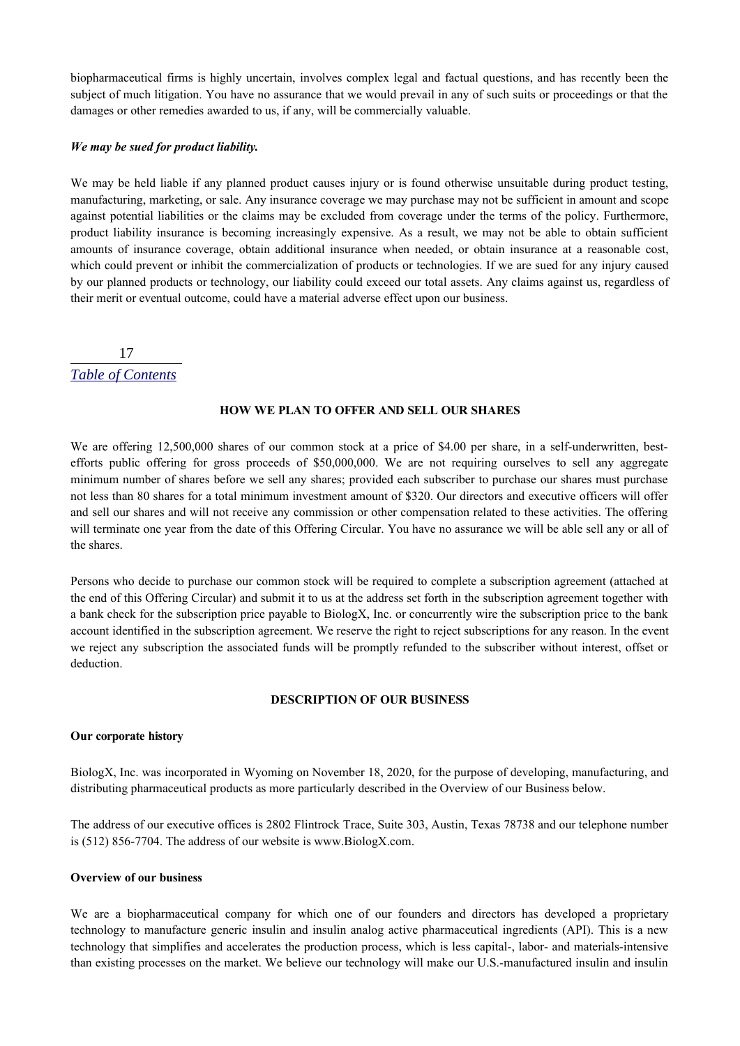biopharmaceutical firms is highly uncertain, involves complex legal and factual questions, and has recently been the subject of much litigation. You have no assurance that we would prevail in any of such suits or proceedings or that the damages or other remedies awarded to us, if any, will be commercially valuable.

***We may be sued for product liability.***

We may be held liable if any planned product causes injury or is found otherwise unsuitable during product testing, manufacturing, marketing, or sale. Any insurance coverage we may purchase may not be sufficient in amount and scope against potential liabilities or the claims may be excluded from coverage under the terms of the policy. Furthermore, product liability insurance is becoming increasingly expensive. As a result, we may not be able to obtain sufficient amounts of insurance coverage, obtain additional insurance when needed, or obtain insurance at a reasonable cost, which could prevent or inhibit the commercialization of products or technologies. If we are sued for any injury caused by our planned products or technology, our liability could exceed our total assets. Any claims against us, regardless of their merit or eventual outcome, could have a material adverse effect upon our business.

## HOW WE PLAN TO OFFER AND SELL OUR SHARES

We are offering 12,500,000 shares of our common stock at a price of $4.00 per share, in a self-underwritten, best-efforts public offering for gross proceeds of $50,000,000. We are not requiring ourselves to sell any aggregate minimum number of shares before we sell any shares; provided each subscriber to purchase our shares must purchase not less than 80 shares for a total minimum investment amount of $320. Our directors and executive officers will offer and sell our shares and will not receive any commission or other compensation related to these activities. The offering will terminate one year from the date of this Offering Circular. You have no assurance we will be able sell any or all of the shares.

Persons who decide to purchase our common stock will be required to complete a subscription agreement (attached at the end of this Offering Circular) and submit it to us at the address set forth in the subscription agreement together with a bank check for the subscription price payable to BiologX, Inc. or concurrently wire the subscription price to the bank account identified in the subscription agreement. We reserve the right to reject subscriptions for any reason. In the event we reject any subscription the associated funds will be promptly refunded to the subscriber without interest, offset or deduction.

## DESCRIPTION OF OUR BUSINESS

**Our corporate history**

BiologX, Inc. was incorporated in Wyoming on November 18, 2020, for the purpose of developing, manufacturing, and distributing pharmaceutical products as more particularly described in the Overview of our Business below.

The address of our executive offices is 2802 Flintrock Trace, Suite 303, Austin, Texas 78738 and our telephone number is (512) 856-7704. The address of our website is www.BiologX.com.

**Overview of our business**

We are a biopharmaceutical company for which one of our founders and directors has developed a proprietary technology to manufacture generic insulin and insulin analog active pharmaceutical ingredients (API). This is a new technology that simplifies and accelerates the production process, which is less capital-, labor- and materials-intensive than existing processes on the market. We believe our technology will make our U.S.-manufactured insulin and insulin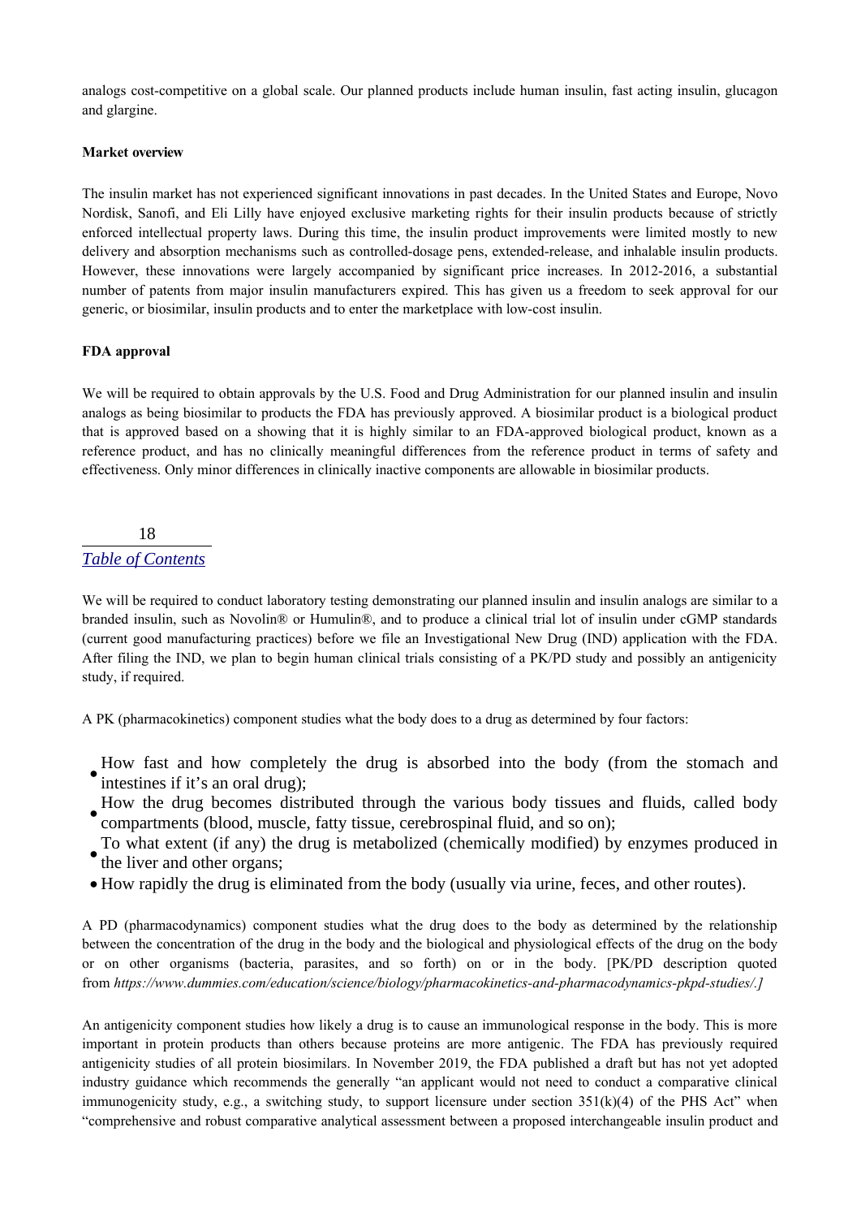analogs cost-competitive on a global scale. Our planned products include human insulin, fast acting insulin, glucagon and glargine.

**Market overview**

The insulin market has not experienced significant innovations in past decades. In the United States and Europe, Novo Nordisk, Sanofi, and Eli Lilly have enjoyed exclusive marketing rights for their insulin products because of strictly enforced intellectual property laws. During this time, the insulin product improvements were limited mostly to new delivery and absorption mechanisms such as controlled-dosage pens, extended-release, and inhalable insulin products. However, these innovations were largely accompanied by significant price increases. In 2012-2016, a substantial number of patents from major insulin manufacturers expired. This has given us a freedom to seek approval for our generic, or biosimilar, insulin products and to enter the marketplace with low-cost insulin.

**FDA approval**

We will be required to obtain approvals by the U.S. Food and Drug Administration for our planned insulin and insulin analogs as being biosimilar to products the FDA has previously approved. A biosimilar product is a biological product that is approved based on a showing that it is highly similar to an FDA-approved biological product, known as a reference product, and has no clinically meaningful differences from the reference product in terms of safety and effectiveness. Only minor differences in clinically inactive components are allowable in biosimilar products.

We will be required to conduct laboratory testing demonstrating our planned insulin and insulin analogs are similar to a branded insulin, such as Novolin® or Humulin®, and to produce a clinical trial lot of insulin under cGMP standards (current good manufacturing practices) before we file an Investigational New Drug (IND) application with the FDA. After filing the IND, we plan to begin human clinical trials consisting of a PK/PD study and possibly an antigenicity study, if required.

A PK (pharmacokinetics) component studies what the body does to a drug as determined by four factors:

- How fast and how completely the drug is absorbed into the body (from the stomach and intestines if it's an oral drug);
- How the drug becomes distributed through the various body tissues and fluids, called body compartments (blood, muscle, fatty tissue, cerebrospinal fluid, and so on);
- To what extent (if any) the drug is metabolized (chemically modified) by enzymes produced in the liver and other organs;
- How rapidly the drug is eliminated from the body (usually via urine, feces, and other routes).

A PD (pharmacodynamics) component studies what the drug does to the body as determined by the relationship between the concentration of the drug in the body and the biological and physiological effects of the drug on the body or on other organisms (bacteria, parasites, and so forth) on or in the body. [PK/PD description quoted from *https://www.dummies.com/education/science/biology/pharmacokinetics-and-pharmacodynamics-pkpd-studies/.]*

An antigenicity component studies how likely a drug is to cause an immunological response in the body. This is more important in protein products than others because proteins are more antigenic. The FDA has previously required antigenicity studies of all protein biosimilars. In November 2019, the FDA published a draft but has not yet adopted industry guidance which recommends the generally "an applicant would not need to conduct a comparative clinical immunogenicity study, e.g., a switching study, to support licensure under section 351(k)(4) of the PHS Act" when "comprehensive and robust comparative analytical assessment between a proposed interchangeable insulin product and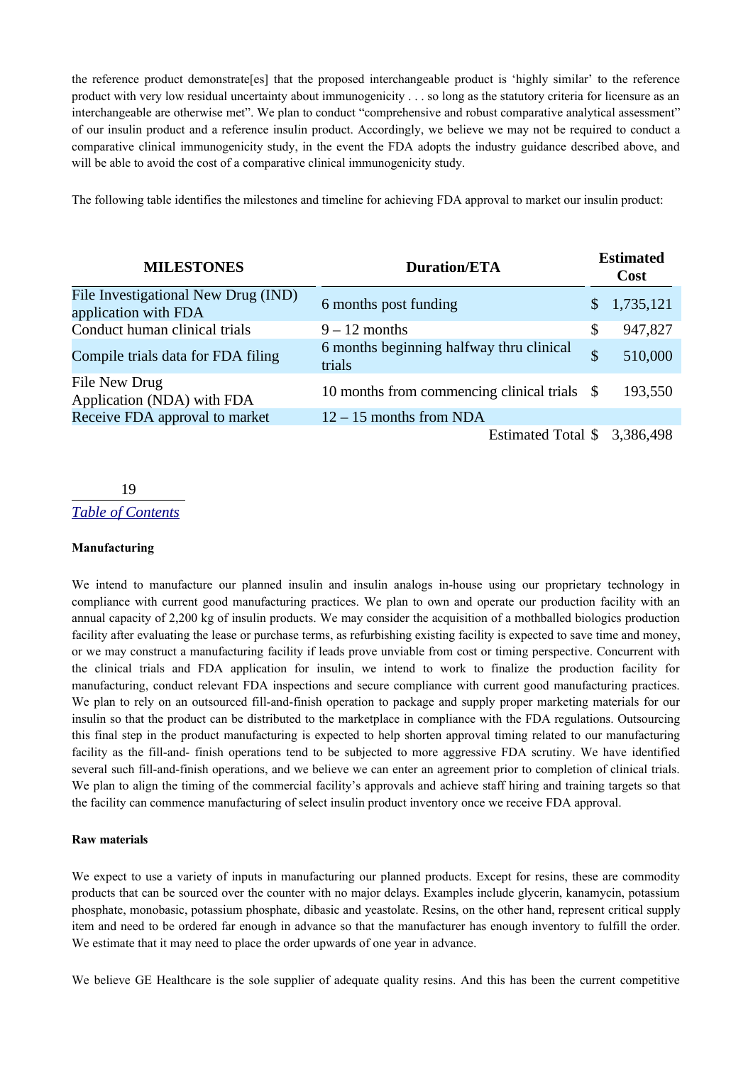the reference product demonstrate[es] that the proposed interchangeable product is 'highly similar' to the reference product with very low residual uncertainty about immunogenicity . . . so long as the statutory criteria for licensure as an interchangeable are otherwise met". We plan to conduct "comprehensive and robust comparative analytical assessment" of our insulin product and a reference insulin product. Accordingly, we believe we may not be required to conduct a comparative clinical immunogenicity study, in the event the FDA adopts the industry guidance described above, and will be able to avoid the cost of a comparative clinical immunogenicity study.

The following table identifies the milestones and timeline for achieving FDA approval to market our insulin product:

| MILESTONES | Duration/ETA | Estimated Cost |
|---|---|---|
| File Investigational New Drug (IND) application with FDA | 6 months post funding | $ 1,735,121 |
| Conduct human clinical trials | 9 – 12 months | $ 947,827 |
| Compile trials data for FDA filing | 6 months beginning halfway thru clinical trials | $ 510,000 |
| File New Drug Application (NDA) with FDA | 10 months from commencing clinical trials | $ 193,550 |
| Receive FDA approval to market | 12 – 15 months from NDA | |
| | Estimated Total | $ 3,386,498 |

### Manufacturing

We intend to manufacture our planned insulin and insulin analogs in-house using our proprietary technology in compliance with current good manufacturing practices. We plan to own and operate our production facility with an annual capacity of 2,200 kg of insulin products. We may consider the acquisition of a mothballed biologics production facility after evaluating the lease or purchase terms, as refurbishing existing facility is expected to save time and money, or we may construct a manufacturing facility if leads prove unviable from cost or timing perspective. Concurrent with the clinical trials and FDA application for insulin, we intend to work to finalize the production facility for manufacturing, conduct relevant FDA inspections and secure compliance with current good manufacturing practices. We plan to rely on an outsourced fill-and-finish operation to package and supply proper marketing materials for our insulin so that the product can be distributed to the marketplace in compliance with the FDA regulations. Outsourcing this final step in the product manufacturing is expected to help shorten approval timing related to our manufacturing facility as the fill-and- finish operations tend to be subjected to more aggressive FDA scrutiny. We have identified several such fill-and-finish operations, and we believe we can enter an agreement prior to completion of clinical trials. We plan to align the timing of the commercial facility's approvals and achieve staff hiring and training targets so that the facility can commence manufacturing of select insulin product inventory once we receive FDA approval.

### Raw materials

We expect to use a variety of inputs in manufacturing our planned products. Except for resins, these are commodity products that can be sourced over the counter with no major delays. Examples include glycerin, kanamycin, potassium phosphate, monobasic, potassium phosphate, dibasic and yeastolate. Resins, on the other hand, represent critical supply item and need to be ordered far enough in advance so that the manufacturer has enough inventory to fulfill the order. We estimate that it may need to place the order upwards of one year in advance.

We believe GE Healthcare is the sole supplier of adequate quality resins. And this has been the current competitive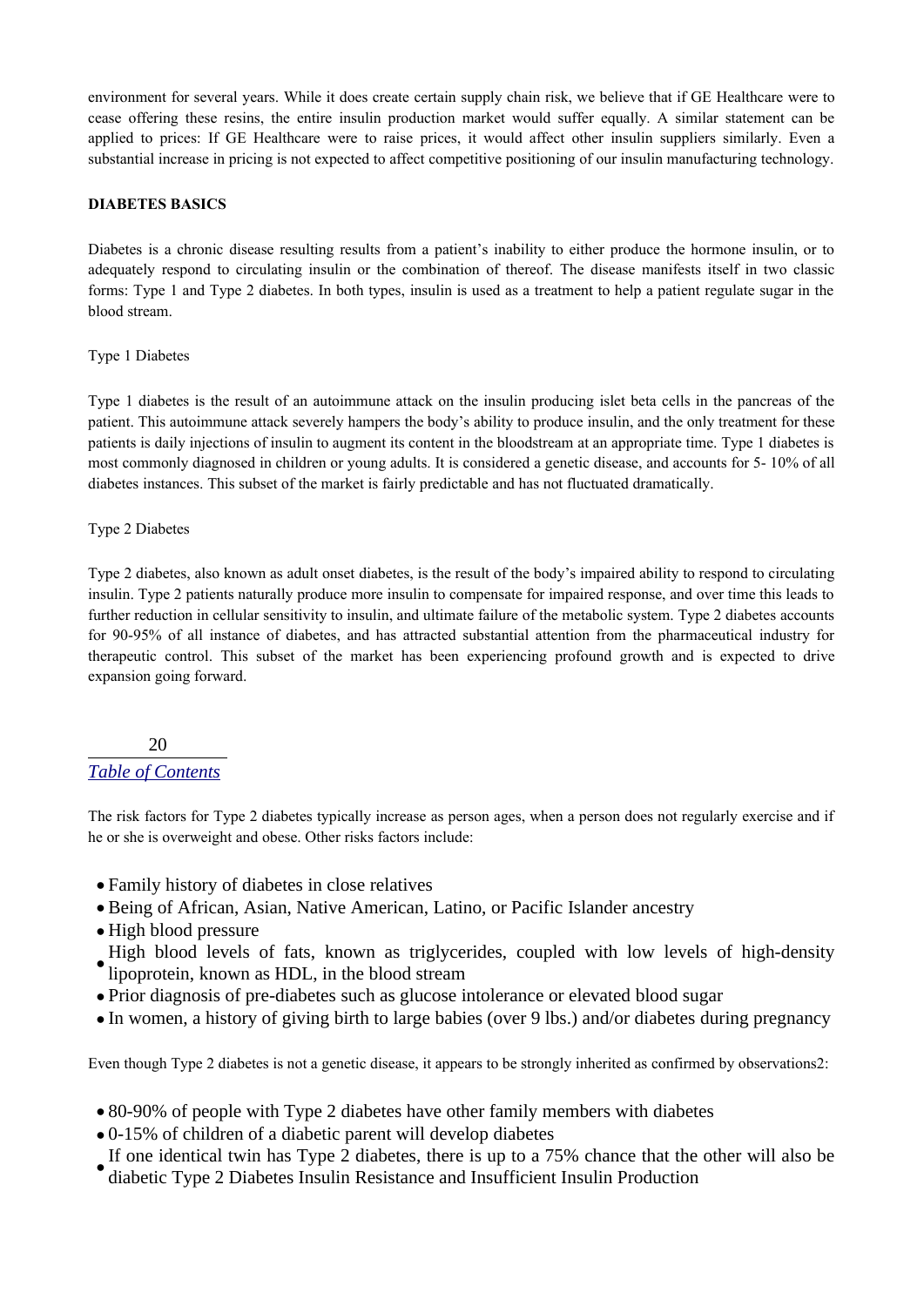environment for several years. While it does create certain supply chain risk, we believe that if GE Healthcare were to cease offering these resins, the entire insulin production market would suffer equally. A similar statement can be applied to prices: If GE Healthcare were to raise prices, it would affect other insulin suppliers similarly. Even a substantial increase in pricing is not expected to affect competitive positioning of our insulin manufacturing technology.

**DIABETES BASICS**

Diabetes is a chronic disease resulting results from a patient's inability to either produce the hormone insulin, or to adequately respond to circulating insulin or the combination of thereof. The disease manifests itself in two classic forms: Type 1 and Type 2 diabetes. In both types, insulin is used as a treatment to help a patient regulate sugar in the blood stream.

Type 1 Diabetes

Type 1 diabetes is the result of an autoimmune attack on the insulin producing islet beta cells in the pancreas of the patient. This autoimmune attack severely hampers the body's ability to produce insulin, and the only treatment for these patients is daily injections of insulin to augment its content in the bloodstream at an appropriate time. Type 1 diabetes is most commonly diagnosed in children or young adults. It is considered a genetic disease, and accounts for 5- 10% of all diabetes instances. This subset of the market is fairly predictable and has not fluctuated dramatically.

Type 2 Diabetes

Type 2 diabetes, also known as adult onset diabetes, is the result of the body's impaired ability to respond to circulating insulin. Type 2 patients naturally produce more insulin to compensate for impaired response, and over time this leads to further reduction in cellular sensitivity to insulin, and ultimate failure of the metabolic system. Type 2 diabetes accounts for 90-95% of all instance of diabetes, and has attracted substantial attention from the pharmaceutical industry for therapeutic control. This subset of the market has been experiencing profound growth and is expected to drive expansion going forward.

*Table of Contents*

The risk factors for Type 2 diabetes typically increase as person ages, when a person does not regularly exercise and if he or she is overweight and obese. Other risks factors include:

- Family history of diabetes in close relatives
- Being of African, Asian, Native American, Latino, or Pacific Islander ancestry
- High blood pressure
- High blood levels of fats, known as triglycerides, coupled with low levels of high-density lipoprotein, known as HDL, in the blood stream
- Prior diagnosis of pre-diabetes such as glucose intolerance or elevated blood sugar
- In women, a history of giving birth to large babies (over 9 lbs.) and/or diabetes during pregnancy

Even though Type 2 diabetes is not a genetic disease, it appears to be strongly inherited as confirmed by observations[2]:

- 80-90% of people with Type 2 diabetes have other family members with diabetes
- 0-15% of children of a diabetic parent will develop diabetes
- If one identical twin has Type 2 diabetes, there is up to a 75% chance that the other will also be diabetic Type 2 Diabetes Insulin Resistance and Insufficient Insulin Production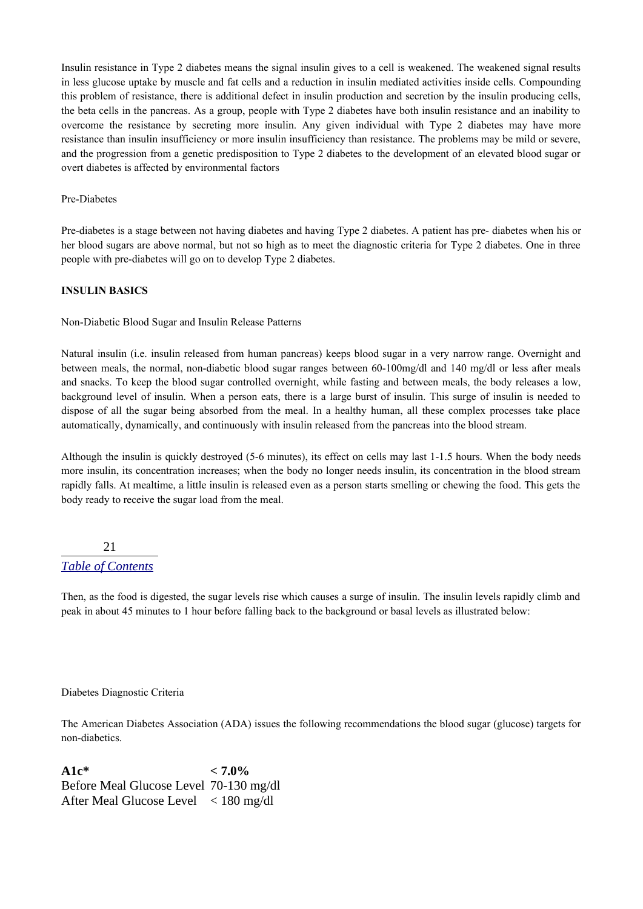Insulin resistance in Type 2 diabetes means the signal insulin gives to a cell is weakened. The weakened signal results in less glucose uptake by muscle and fat cells and a reduction in insulin mediated activities inside cells. Compounding this problem of resistance, there is additional defect in insulin production and secretion by the insulin producing cells, the beta cells in the pancreas. As a group, people with Type 2 diabetes have both insulin resistance and an inability to overcome the resistance by secreting more insulin. Any given individual with Type 2 diabetes may have more resistance than insulin insufficiency or more insulin insufficiency than resistance. The problems may be mild or severe, and the progression from a genetic predisposition to Type 2 diabetes to the development of an elevated blood sugar or overt diabetes is affected by environmental factors

Pre-Diabetes

Pre-diabetes is a stage between not having diabetes and having Type 2 diabetes. A patient has pre- diabetes when his or her blood sugars are above normal, but not so high as to meet the diagnostic criteria for Type 2 diabetes. One in three people with pre-diabetes will go on to develop Type 2 diabetes.

**INSULIN BASICS**

Non-Diabetic Blood Sugar and Insulin Release Patterns

Natural insulin (i.e. insulin released from human pancreas) keeps blood sugar in a very narrow range. Overnight and between meals, the normal, non-diabetic blood sugar ranges between 60-100mg/dl and 140 mg/dl or less after meals and snacks. To keep the blood sugar controlled overnight, while fasting and between meals, the body releases a low, background level of insulin. When a person eats, there is a large burst of insulin. This surge of insulin is needed to dispose of all the sugar being absorbed from the meal. In a healthy human, all these complex processes take place automatically, dynamically, and continuously with insulin released from the pancreas into the blood stream.

Although the insulin is quickly destroyed (5-6 minutes), its effect on cells may last 1-1.5 hours. When the body needs more insulin, its concentration increases; when the body no longer needs insulin, its concentration in the blood stream rapidly falls. At mealtime, a little insulin is released even as a person starts smelling or chewing the food. This gets the body ready to receive the sugar load from the meal.

Then, as the food is digested, the sugar levels rise which causes a surge of insulin. The insulin levels rapidly climb and peak in about 45 minutes to 1 hour before falling back to the background or basal levels as illustrated below:

Diabetes Diagnostic Criteria

The American Diabetes Association (ADA) issues the following recommendations the blood sugar (glucose) targets for non-diabetics.

| **A1c*** | **< 7.0%** |
|---|---|
| Before Meal Glucose Level | 70-130 mg/dl |
| After Meal Glucose Level | < 180 mg/dl |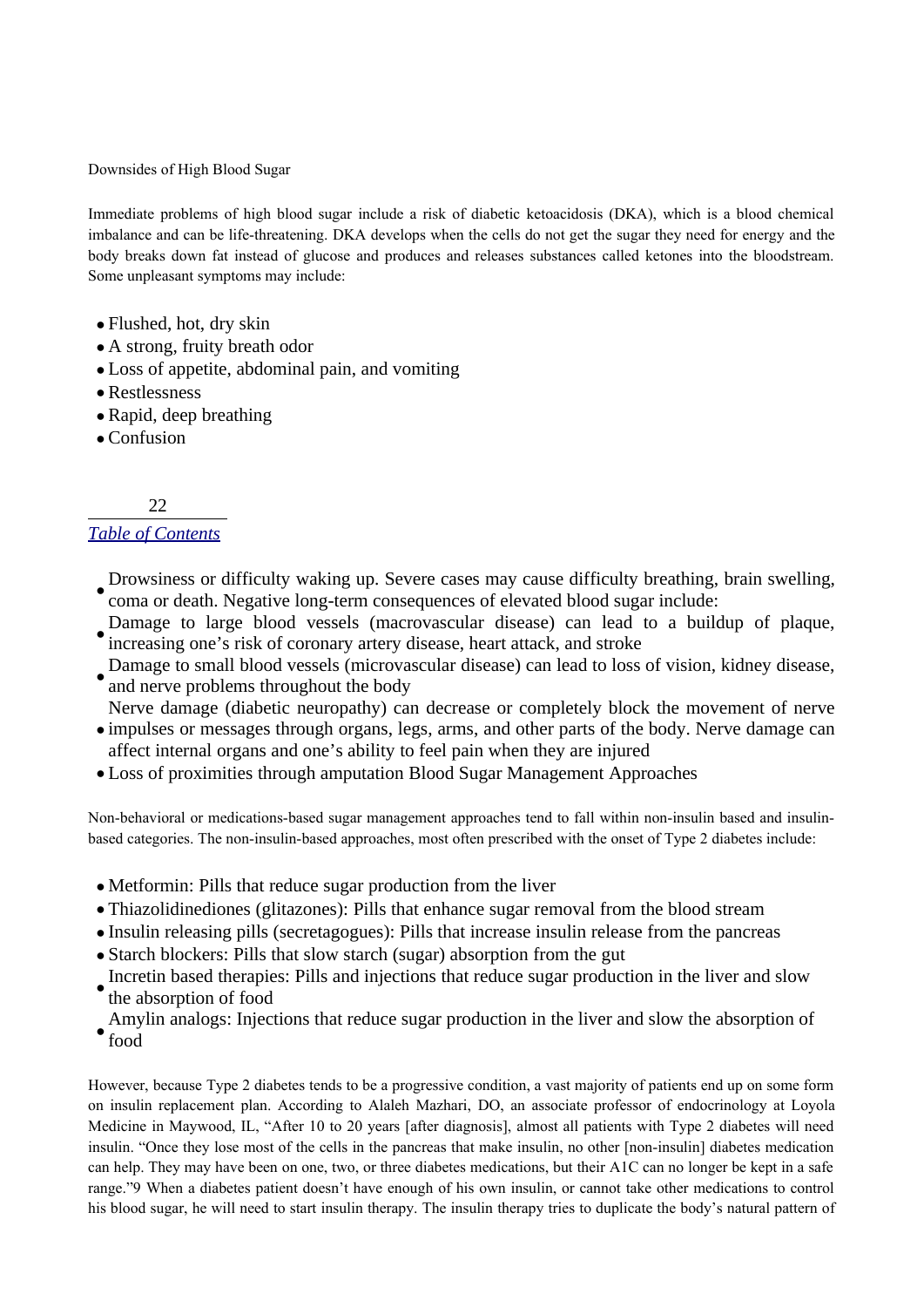Downsides of High Blood Sugar

Immediate problems of high blood sugar include a risk of diabetic ketoacidosis (DKA), which is a blood chemical imbalance and can be life-threatening. DKA develops when the cells do not get the sugar they need for energy and the body breaks down fat instead of glucose and produces and releases substances called ketones into the bloodstream. Some unpleasant symptoms may include:

- Flushed, hot, dry skin
- A strong, fruity breath odor
- Loss of appetite, abdominal pain, and vomiting
- Restlessness
- Rapid, deep breathing
- Confusion

*Table of Contents*

- Drowsiness or difficulty waking up. Severe cases may cause difficulty breathing, brain swelling, coma or death. Negative long-term consequences of elevated blood sugar include:
- Damage to large blood vessels (macrovascular disease) can lead to a buildup of plaque, increasing one's risk of coronary artery disease, heart attack, and stroke
- Damage to small blood vessels (microvascular disease) can lead to loss of vision, kidney disease, and nerve problems throughout the body
- Nerve damage (diabetic neuropathy) can decrease or completely block the movement of nerve impulses or messages through organs, legs, arms, and other parts of the body. Nerve damage can affect internal organs and one's ability to feel pain when they are injured
- Loss of proximities through amputation Blood Sugar Management Approaches

Non-behavioral or medications-based sugar management approaches tend to fall within non-insulin based and insulin-based categories. The non-insulin-based approaches, most often prescribed with the onset of Type 2 diabetes include:

- Metformin: Pills that reduce sugar production from the liver
- Thiazolidinediones (glitazones): Pills that enhance sugar removal from the blood stream
- Insulin releasing pills (secretagogues): Pills that increase insulin release from the pancreas
- Starch blockers: Pills that slow starch (sugar) absorption from the gut
- Incretin based therapies: Pills and injections that reduce sugar production in the liver and slow the absorption of food
- Amylin analogs: Injections that reduce sugar production in the liver and slow the absorption of food

However, because Type 2 diabetes tends to be a progressive condition, a vast majority of patients end up on some form on insulin replacement plan. According to Alaleh Mazhari, DO, an associate professor of endocrinology at Loyola Medicine in Maywood, IL, "After 10 to 20 years [after diagnosis], almost all patients with Type 2 diabetes will need insulin. "Once they lose most of the cells in the pancreas that make insulin, no other [non-insulin] diabetes medication can help. They may have been on one, two, or three diabetes medications, but their A1C can no longer be kept in a safe range."9 When a diabetes patient doesn't have enough of his own insulin, or cannot take other medications to control his blood sugar, he will need to start insulin therapy. The insulin therapy tries to duplicate the body's natural pattern of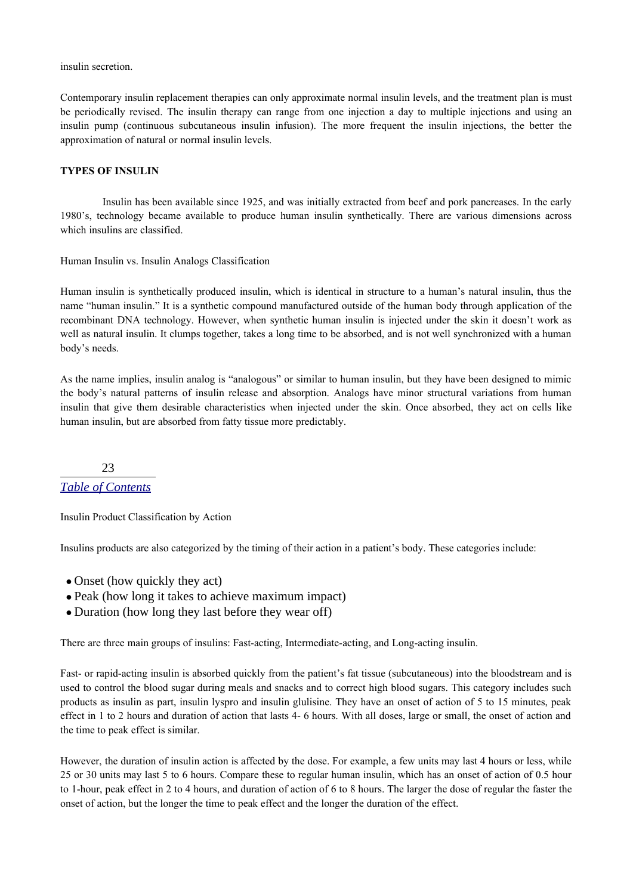insulin secretion.

Contemporary insulin replacement therapies can only approximate normal insulin levels, and the treatment plan is must be periodically revised. The insulin therapy can range from one injection a day to multiple injections and using an insulin pump (continuous subcutaneous insulin infusion). The more frequent the insulin injections, the better the approximation of natural or normal insulin levels.

**TYPES OF INSULIN**

Insulin has been available since 1925, and was initially extracted from beef and pork pancreases. In the early 1980's, technology became available to produce human insulin synthetically. There are various dimensions across which insulins are classified.

Human Insulin vs. Insulin Analogs Classification

Human insulin is synthetically produced insulin, which is identical in structure to a human's natural insulin, thus the name "human insulin." It is a synthetic compound manufactured outside of the human body through application of the recombinant DNA technology. However, when synthetic human insulin is injected under the skin it doesn't work as well as natural insulin. It clumps together, takes a long time to be absorbed, and is not well synchronized with a human body's needs.

As the name implies, insulin analog is "analogous" or similar to human insulin, but they have been designed to mimic the body's natural patterns of insulin release and absorption. Analogs have minor structural variations from human insulin that give them desirable characteristics when injected under the skin. Once absorbed, they act on cells like human insulin, but are absorbed from fatty tissue more predictably.

*Table of Contents*

Insulin Product Classification by Action

Insulins products are also categorized by the timing of their action in a patient's body. These categories include:

- Onset (how quickly they act)
- Peak (how long it takes to achieve maximum impact)
- Duration (how long they last before they wear off)

There are three main groups of insulins: Fast-acting, Intermediate-acting, and Long-acting insulin.

Fast- or rapid-acting insulin is absorbed quickly from the patient's fat tissue (subcutaneous) into the bloodstream and is used to control the blood sugar during meals and snacks and to correct high blood sugars. This category includes such products as insulin as part, insulin lyspro and insulin glulisine. They have an onset of action of 5 to 15 minutes, peak effect in 1 to 2 hours and duration of action that lasts 4- 6 hours. With all doses, large or small, the onset of action and the time to peak effect is similar.

However, the duration of insulin action is affected by the dose. For example, a few units may last 4 hours or less, while 25 or 30 units may last 5 to 6 hours. Compare these to regular human insulin, which has an onset of action of 0.5 hour to 1-hour, peak effect in 2 to 4 hours, and duration of action of 6 to 8 hours. The larger the dose of regular the faster the onset of action, but the longer the time to peak effect and the longer the duration of the effect.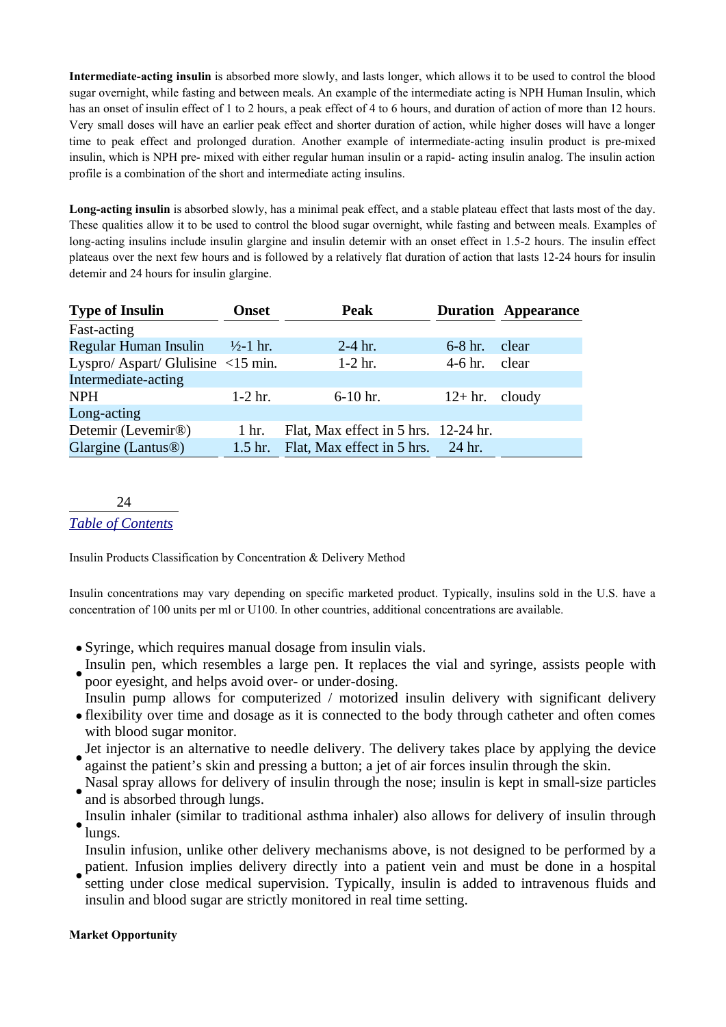**Intermediate-acting insulin** is absorbed more slowly, and lasts longer, which allows it to be used to control the blood sugar overnight, while fasting and between meals. An example of the intermediate acting is NPH Human Insulin, which has an onset of insulin effect of 1 to 2 hours, a peak effect of 4 to 6 hours, and duration of action of more than 12 hours. Very small doses will have an earlier peak effect and shorter duration of action, while higher doses will have a longer time to peak effect and prolonged duration. Another example of intermediate-acting insulin product is pre-mixed insulin, which is NPH pre- mixed with either regular human insulin or a rapid- acting insulin analog. The insulin action profile is a combination of the short and intermediate acting insulins.

**Long-acting insulin** is absorbed slowly, has a minimal peak effect, and a stable plateau effect that lasts most of the day. These qualities allow it to be used to control the blood sugar overnight, while fasting and between meals. Examples of long-acting insulins include insulin glargine and insulin detemir with an onset effect in 1.5-2 hours. The insulin effect plateaus over the next few hours and is followed by a relatively flat duration of action that lasts 12-24 hours for insulin detemir and 24 hours for insulin glargine.

| Type of Insulin | Onset | Peak | Duration | Appearance |
|---|---|---|---|---|
| Fast-acting | | | | |
| Regular Human Insulin | ½-1 hr. | 2-4 hr. | 6-8 hr. | clear |
| Lyspro/ Aspart/ Glulisine | <15 min. | 1-2 hr. | 4-6 hr. | clear |
| Intermediate-acting | | | | |
| NPH | 1-2 hr. | 6-10 hr. | 12+ hr. | cloudy |
| Long-acting | | | | |
| Detemir (Levemir®) | 1 hr. | Flat, Max effect in 5 hrs. | 12-24 hr. | |
| Glargine (Lantus®) | 1.5 hr. | Flat, Max effect in 5 hrs. | 24 hr. | |

*Table of Contents*

Insulin Products Classification by Concentration & Delivery Method

Insulin concentrations may vary depending on specific marketed product. Typically, insulins sold in the U.S. have a concentration of 100 units per ml or U100. In other countries, additional concentrations are available.

- Syringe, which requires manual dosage from insulin vials.
- Insulin pen, which resembles a large pen. It replaces the vial and syringe, assists people with poor eyesight, and helps avoid over- or under-dosing.
- Insulin pump allows for computerized / motorized insulin delivery with significant delivery flexibility over time and dosage as it is connected to the body through catheter and often comes with blood sugar monitor.
- Jet injector is an alternative to needle delivery. The delivery takes place by applying the device against the patient's skin and pressing a button; a jet of air forces insulin through the skin.
- Nasal spray allows for delivery of insulin through the nose; insulin is kept in small-size particles and is absorbed through lungs.
- Insulin inhaler (similar to traditional asthma inhaler) also allows for delivery of insulin through lungs.
- Insulin infusion, unlike other delivery mechanisms above, is not designed to be performed by a patient. Infusion implies delivery directly into a patient vein and must be done in a hospital setting under close medical supervision. Typically, insulin is added to intravenous fluids and insulin and blood sugar are strictly monitored in real time setting.

**Market Opportunity**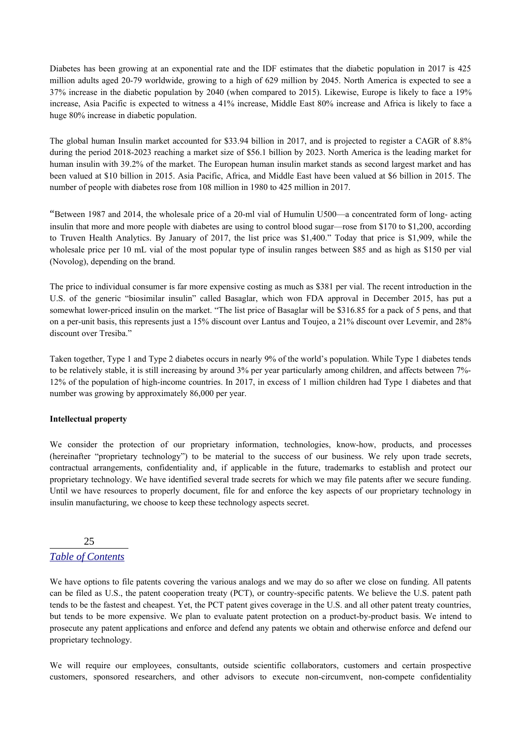Diabetes has been growing at an exponential rate and the IDF estimates that the diabetic population in 2017 is 425 million adults aged 20-79 worldwide, growing to a high of 629 million by 2045. North America is expected to see a 37% increase in the diabetic population by 2040 (when compared to 2015). Likewise, Europe is likely to face a 19% increase, Asia Pacific is expected to witness a 41% increase, Middle East 80% increase and Africa is likely to face a huge 80% increase in diabetic population.

The global human Insulin market accounted for $33.94 billion in 2017, and is projected to register a CAGR of 8.8% during the period 2018-2023 reaching a market size of $56.1 billion by 2023. North America is the leading market for human insulin with 39.2% of the market. The European human insulin market stands as second largest market and has been valued at $10 billion in 2015. Asia Pacific, Africa, and Middle East have been valued at $6 billion in 2015. The number of people with diabetes rose from 108 million in 1980 to 425 million in 2017.

"Between 1987 and 2014, the wholesale price of a 20-ml vial of Humulin U500—a concentrated form of long- acting insulin that more and more people with diabetes are using to control blood sugar—rose from $170 to $1,200, according to Truven Health Analytics. By January of 2017, the list price was $1,400." Today that price is $1,909, while the wholesale price per 10 mL vial of the most popular type of insulin ranges between $85 and as high as $150 per vial (Novolog), depending on the brand.

The price to individual consumer is far more expensive costing as much as $381 per vial. The recent introduction in the U.S. of the generic "biosimilar insulin" called Basaglar, which won FDA approval in December 2015, has put a somewhat lower-priced insulin on the market. "The list price of Basaglar will be $316.85 for a pack of 5 pens, and that on a per-unit basis, this represents just a 15% discount over Lantus and Toujeo, a 21% discount over Levemir, and 28% discount over Tresiba."

Taken together, Type 1 and Type 2 diabetes occurs in nearly 9% of the world's population. While Type 1 diabetes tends to be relatively stable, it is still increasing by around 3% per year particularly among children, and affects between 7%-12% of the population of high-income countries. In 2017, in excess of 1 million children had Type 1 diabetes and that number was growing by approximately 86,000 per year.

**Intellectual property**

We consider the protection of our proprietary information, technologies, know-how, products, and processes (hereinafter "proprietary technology") to be material to the success of our business. We rely upon trade secrets, contractual arrangements, confidentiality and, if applicable in the future, trademarks to establish and protect our proprietary technology. We have identified several trade secrets for which we may file patents after we secure funding. Until we have resources to properly document, file for and enforce the key aspects of our proprietary technology in insulin manufacturing, we choose to keep these technology aspects secret.

We have options to file patents covering the various analogs and we may do so after we close on funding. All patents can be filed as U.S., the patent cooperation treaty (PCT), or country-specific patents. We believe the U.S. patent path tends to be the fastest and cheapest. Yet, the PCT patent gives coverage in the U.S. and all other patent treaty countries, but tends to be more expensive. We plan to evaluate patent protection on a product-by-product basis. We intend to prosecute any patent applications and enforce and defend any patents we obtain and otherwise enforce and defend our proprietary technology.

We will require our employees, consultants, outside scientific collaborators, customers and certain prospective customers, sponsored researchers, and other advisors to execute non-circumvent, non-compete confidentiality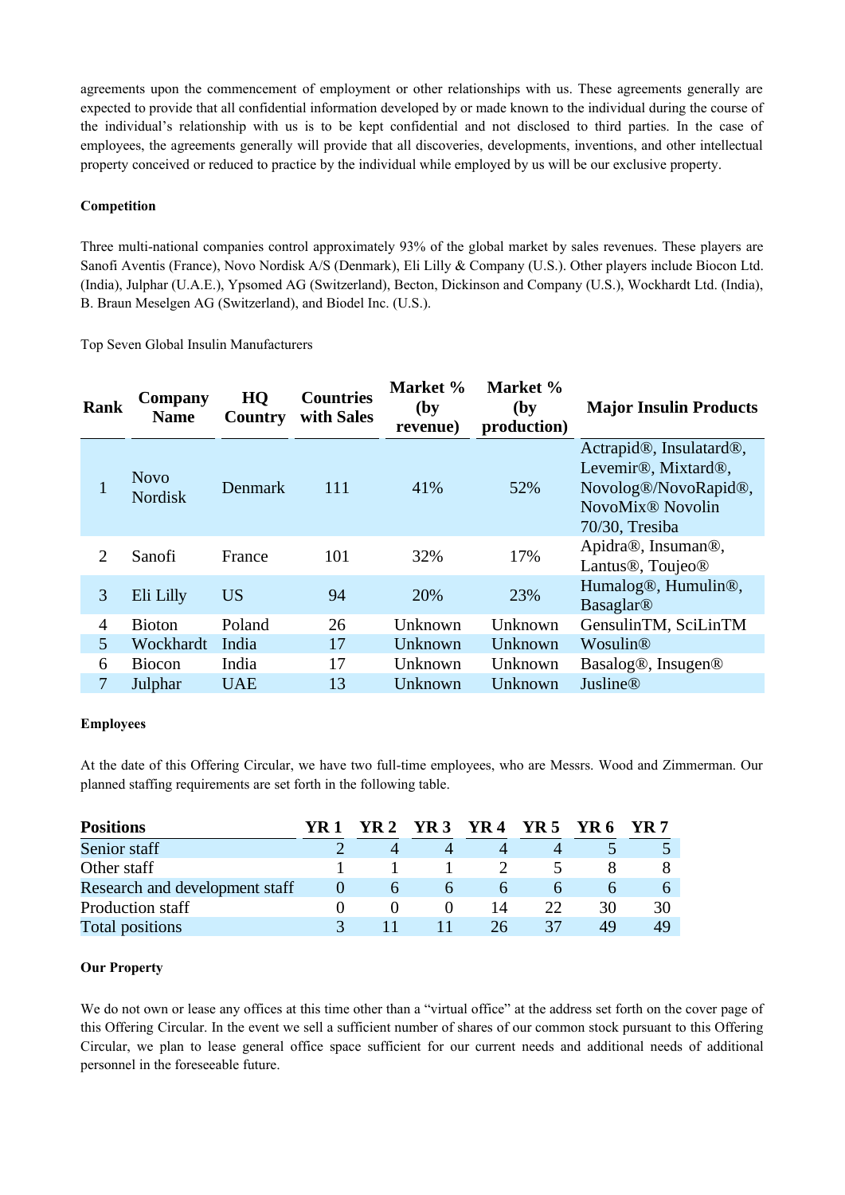agreements upon the commencement of employment or other relationships with us. These agreements generally are expected to provide that all confidential information developed by or made known to the individual during the course of the individual's relationship with us is to be kept confidential and not disclosed to third parties. In the case of employees, the agreements generally will provide that all discoveries, developments, inventions, and other intellectual property conceived or reduced to practice by the individual while employed by us will be our exclusive property.

**Competition**

Three multi-national companies control approximately 93% of the global market by sales revenues. These players are Sanofi Aventis (France), Novo Nordisk A/S (Denmark), Eli Lilly & Company (U.S.). Other players include Biocon Ltd. (India), Julphar (U.A.E.), Ypsomed AG (Switzerland), Becton, Dickinson and Company (U.S.), Wockhardt Ltd. (India), B. Braun Meselgen AG (Switzerland), and Biodel Inc. (U.S.).

Top Seven Global Insulin Manufacturers

| Rank | Company Name | HQ Country | Countries with Sales | Market % (by revenue) | Market % (by production) | Major Insulin Products |
|---|---|---|---|---|---|---|
| 1 | Novo Nordisk | Denmark | 111 | 41% | 52% | Actrapid®, Insulatard®, Levemir®, Mixtard®, Novolog®/NovoRapid®, NovoMix® Novolin 70/30, Tresiba |
| 2 | Sanofi | France | 101 | 32% | 17% | Apidra®, Insuman®, Lantus®, Toujeo® |
| 3 | Eli Lilly | US | 94 | 20% | 23% | Humalog®, Humulin®, Basaglar® |
| 4 | Bioton | Poland | 26 | Unknown | Unknown | GensulinTM, SciLinTM |
| 5 | Wockhardt | India | 17 | Unknown | Unknown | Wosulin® |
| 6 | Biocon | India | 17 | Unknown | Unknown | Basalog®, Insugen® |
| 7 | Julphar | UAE | 13 | Unknown | Unknown | Jusline® |

**Employees**

At the date of this Offering Circular, we have two full-time employees, who are Messrs. Wood and Zimmerman. Our planned staffing requirements are set forth in the following table.

| Positions | YR 1 | YR 2 | YR 3 | YR 4 | YR 5 | YR 6 | YR 7 |
|---|---|---|---|---|---|---|---|
| Senior staff | 2 | 4 | 4 | 4 | 4 | 5 | 5 |
| Other staff | 1 | 1 | 1 | 2 | 5 | 8 | 8 |
| Research and development staff | 0 | 6 | 6 | 6 | 6 | 6 | 6 |
| Production staff | 0 | 0 | 0 | 14 | 22 | 30 | 30 |
| Total positions | 3 | 11 | 11 | 26 | 37 | 49 | 49 |

**Our Property**

We do not own or lease any offices at this time other than a "virtual office" at the address set forth on the cover page of this Offering Circular. In the event we sell a sufficient number of shares of our common stock pursuant to this Offering Circular, we plan to lease general office space sufficient for our current needs and additional needs of additional personnel in the foreseeable future.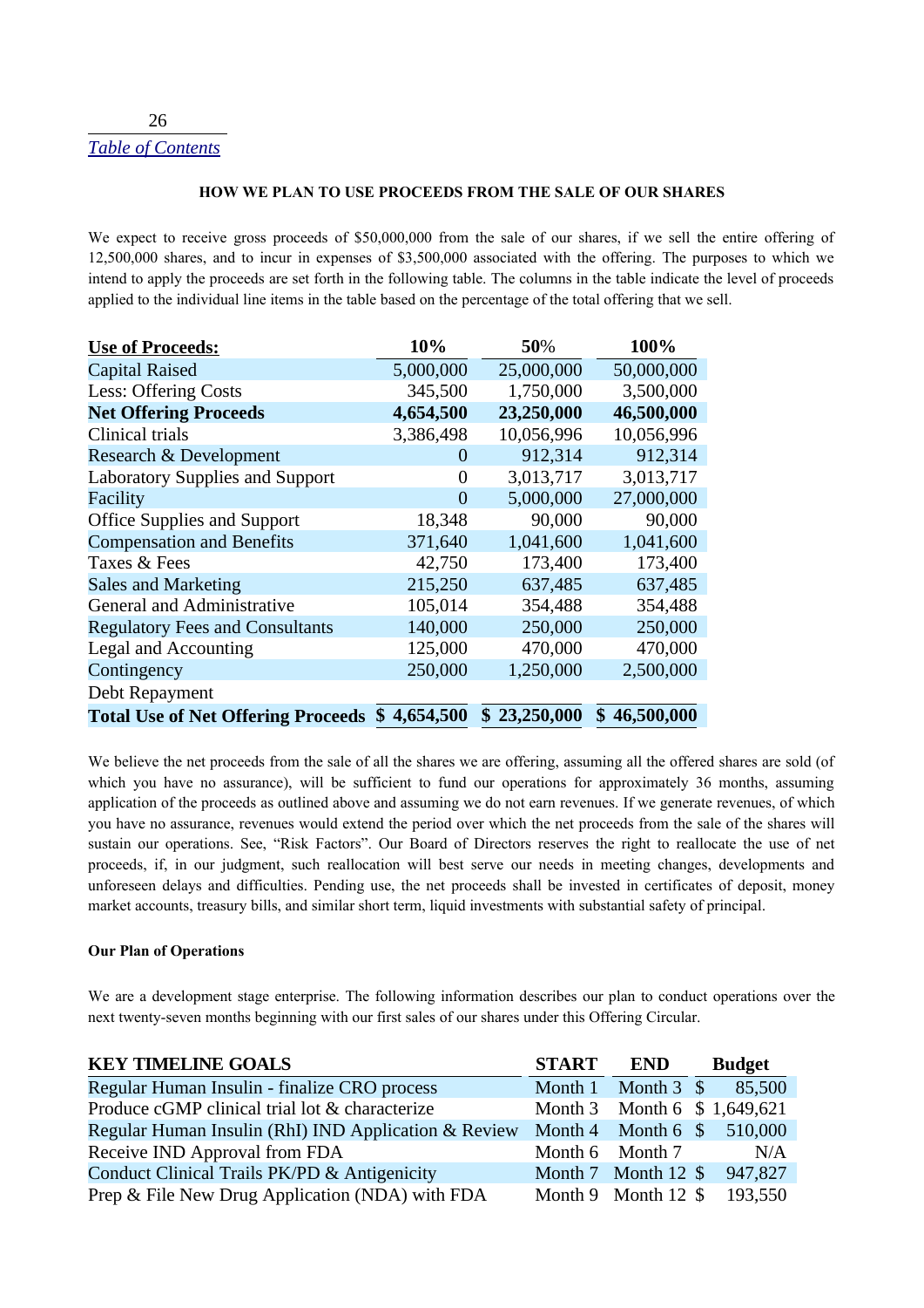[Table of Contents](#)

**HOW WE PLAN TO USE PROCEEDS FROM THE SALE OF OUR SHARES**

We expect to receive gross proceeds of $50,000,000 from the sale of our shares, if we sell the entire offering of 12,500,000 shares, and to incur in expenses of $3,500,000 associated with the offering. The purposes to which we intend to apply the proceeds are set forth in the following table. The columns in the table indicate the level of proceeds applied to the individual line items in the table based on the percentage of the total offering that we sell.

| **Use of Proceeds:** | **10%** | **50%** | **100%** |
|---|---|---|---|
| Capital Raised | 5,000,000 | 25,000,000 | 50,000,000 |
| Less: Offering Costs | 345,500 | 1,750,000 | 3,500,000 |
| **Net Offering Proceeds** | **4,654,500** | **23,250,000** | **46,500,000** |
| Clinical trials | 3,386,498 | 10,056,996 | 10,056,996 |
| Research & Development | 0 | 912,314 | 912,314 |
| Laboratory Supplies and Support | 0 | 3,013,717 | 3,013,717 |
| Facility | 0 | 5,000,000 | 27,000,000 |
| Office Supplies and Support | 18,348 | 90,000 | 90,000 |
| Compensation and Benefits | 371,640 | 1,041,600 | 1,041,600 |
| Taxes & Fees | 42,750 | 173,400 | 173,400 |
| Sales and Marketing | 215,250 | 637,485 | 637,485 |
| General and Administrative | 105,014 | 354,488 | 354,488 |
| Regulatory Fees and Consultants | 140,000 | 250,000 | 250,000 |
| Legal and Accounting | 125,000 | 470,000 | 470,000 |
| Contingency | 250,000 | 1,250,000 | 2,500,000 |
| Debt Repayment | | | |
| **Total Use of Net Offering Proceeds** | **$ 4,654,500** | **$ 23,250,000** | **$ 46,500,000** |

We believe the net proceeds from the sale of all the shares we are offering, assuming all the offered shares are sold (of which you have no assurance), will be sufficient to fund our operations for approximately 36 months, assuming application of the proceeds as outlined above and assuming we do not earn revenues. If we generate revenues, of which you have no assurance, revenues would extend the period over which the net proceeds from the sale of the shares will sustain our operations. See, "Risk Factors". Our Board of Directors reserves the right to reallocate the use of net proceeds, if, in our judgment, such reallocation will best serve our needs in meeting changes, developments and unforeseen delays and difficulties. Pending use, the net proceeds shall be invested in certificates of deposit, money market accounts, treasury bills, and similar short term, liquid investments with substantial safety of principal.

**Our Plan of Operations**

We are a development stage enterprise. The following information describes our plan to conduct operations over the next twenty-seven months beginning with our first sales of our shares under this Offering Circular.

| **KEY TIMELINE GOALS** | **START** | **END** | **Budget** |
|---|---|---|---|
| Regular Human Insulin - finalize CRO process | Month 1 | Month 3 | $ 85,500 |
| Produce cGMP clinical trial lot & characterize | Month 3 | Month 6 | $ 1,649,621 |
| Regular Human Insulin (RhI) IND Application & Review | Month 4 | Month 6 | $ 510,000 |
| Receive IND Approval from FDA | Month 6 | Month 7 | N/A |
| Conduct Clinical Trails PK/PD & Antigenicity | Month 7 | Month 12 | $ 947,827 |
| Prep & File New Drug Application (NDA) with FDA | Month 9 | Month 12 | $ 193,550 |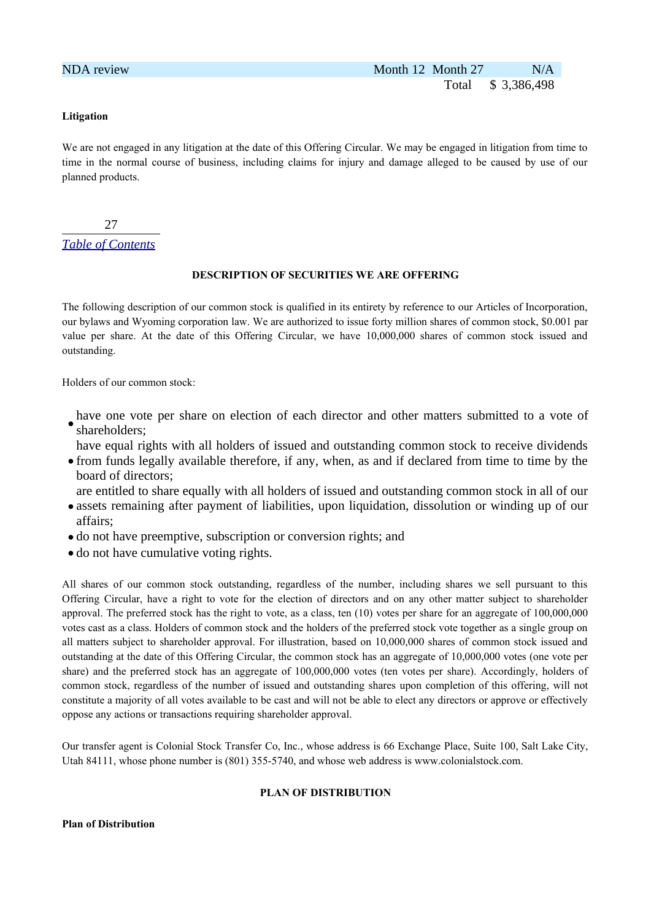| NDA review | Month 12 | Month 27 | N/A |
|---|---|---|---|
| | | Total | $ 3,386,498 |

**Litigation**

We are not engaged in any litigation at the date of this Offering Circular. We may be engaged in litigation from time to time in the normal course of business, including claims for injury and damage alleged to be caused by use of our planned products.

*Table of Contents*

## DESCRIPTION OF SECURITIES WE ARE OFFERING

The following description of our common stock is qualified in its entirety by reference to our Articles of Incorporation, our bylaws and Wyoming corporation law. We are authorized to issue forty million shares of common stock, $0.001 par value per share. At the date of this Offering Circular, we have 10,000,000 shares of common stock issued and outstanding.

Holders of our common stock:

- have one vote per share on election of each director and other matters submitted to a vote of shareholders;
- have equal rights with all holders of issued and outstanding common stock to receive dividends from funds legally available therefore, if any, when, as and if declared from time to time by the board of directors;
- are entitled to share equally with all holders of issued and outstanding common stock in all of our assets remaining after payment of liabilities, upon liquidation, dissolution or winding up of our affairs;
- do not have preemptive, subscription or conversion rights; and
- do not have cumulative voting rights.

All shares of our common stock outstanding, regardless of the number, including shares we sell pursuant to this Offering Circular, have a right to vote for the election of directors and on any other matter subject to shareholder approval. The preferred stock has the right to vote, as a class, ten (10) votes per share for an aggregate of 100,000,000 votes cast as a class. Holders of common stock and the holders of the preferred stock vote together as a single group on all matters subject to shareholder approval. For illustration, based on 10,000,000 shares of common stock issued and outstanding at the date of this Offering Circular, the common stock has an aggregate of 10,000,000 votes (one vote per share) and the preferred stock has an aggregate of 100,000,000 votes (ten votes per share). Accordingly, holders of common stock, regardless of the number of issued and outstanding shares upon completion of this offering, will not constitute a majority of all votes available to be cast and will not be able to elect any directors or approve or effectively oppose any actions or transactions requiring shareholder approval.

Our transfer agent is Colonial Stock Transfer Co, Inc., whose address is 66 Exchange Place, Suite 100, Salt Lake City, Utah 84111, whose phone number is (801) 355-5740, and whose web address is www.colonialstock.com.

## PLAN OF DISTRIBUTION

**Plan of Distribution**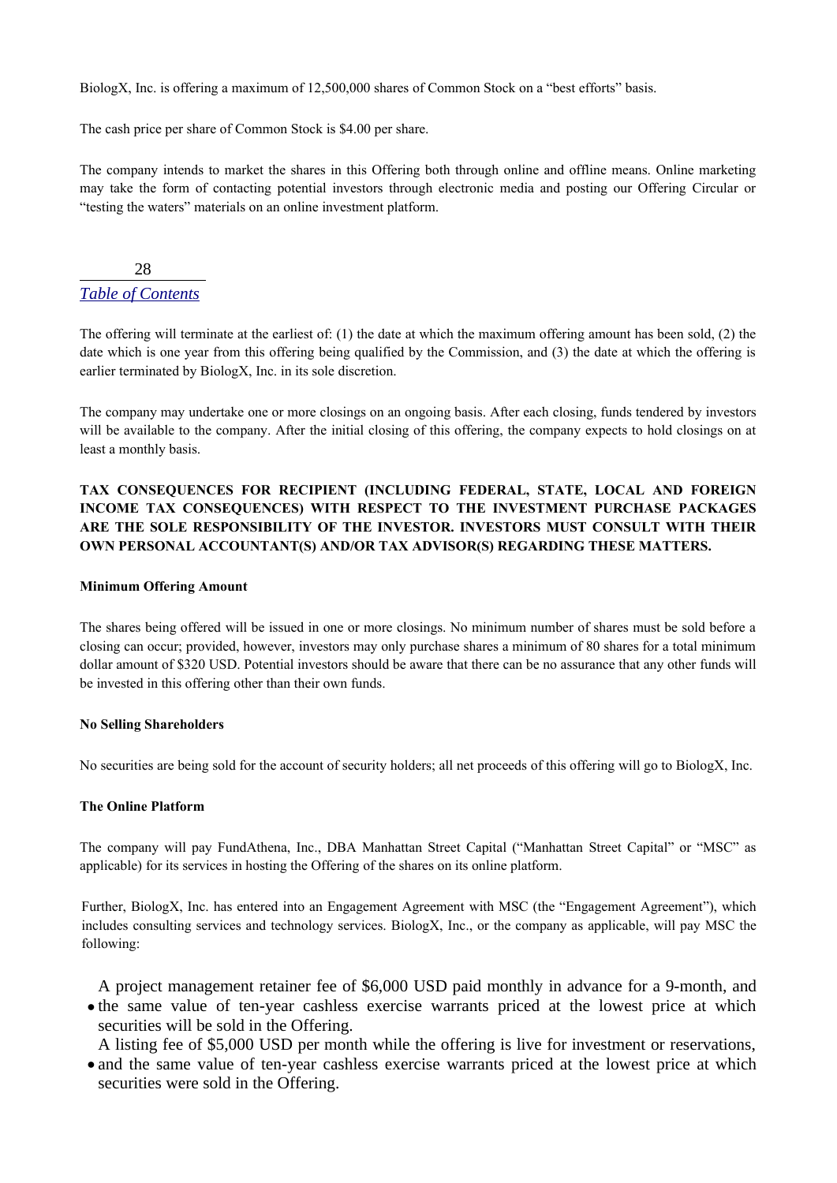BiologX, Inc. is offering a maximum of 12,500,000 shares of Common Stock on a "best efforts" basis.

The cash price per share of Common Stock is $4.00 per share.

The company intends to market the shares in this Offering both through online and offline means. Online marketing may take the form of contacting potential investors through electronic media and posting our Offering Circular or "testing the waters" materials on an online investment platform.

The offering will terminate at the earliest of: (1) the date at which the maximum offering amount has been sold, (2) the date which is one year from this offering being qualified by the Commission, and (3) the date at which the offering is earlier terminated by BiologX, Inc. in its sole discretion.

The company may undertake one or more closings on an ongoing basis. After each closing, funds tendered by investors will be available to the company. After the initial closing of this offering, the company expects to hold closings on at least a monthly basis.

**TAX CONSEQUENCES FOR RECIPIENT (INCLUDING FEDERAL, STATE, LOCAL AND FOREIGN INCOME TAX CONSEQUENCES) WITH RESPECT TO THE INVESTMENT PURCHASE PACKAGES ARE THE SOLE RESPONSIBILITY OF THE INVESTOR. INVESTORS MUST CONSULT WITH THEIR OWN PERSONAL ACCOUNTANT(S) AND/OR TAX ADVISOR(S) REGARDING THESE MATTERS.**

**Minimum Offering Amount**

The shares being offered will be issued in one or more closings. No minimum number of shares must be sold before a closing can occur; provided, however, investors may only purchase shares a minimum of 80 shares for a total minimum dollar amount of $320 USD. Potential investors should be aware that there can be no assurance that any other funds will be invested in this offering other than their own funds.

**No Selling Shareholders**

No securities are being sold for the account of security holders; all net proceeds of this offering will go to BiologX, Inc.

**The Online Platform**

The company will pay FundAthena, Inc., DBA Manhattan Street Capital ("Manhattan Street Capital" or "MSC" as applicable) for its services in hosting the Offering of the shares on its online platform.

Further, BiologX, Inc. has entered into an Engagement Agreement with MSC (the "Engagement Agreement"), which includes consulting services and technology services. BiologX, Inc., or the company as applicable, will pay MSC the following:

- A project management retainer fee of $6,000 USD paid monthly in advance for a 9-month, and the same value of ten-year cashless exercise warrants priced at the lowest price at which securities will be sold in the Offering.
- A listing fee of $5,000 USD per month while the offering is live for investment or reservations, and the same value of ten-year cashless exercise warrants priced at the lowest price at which securities were sold in the Offering.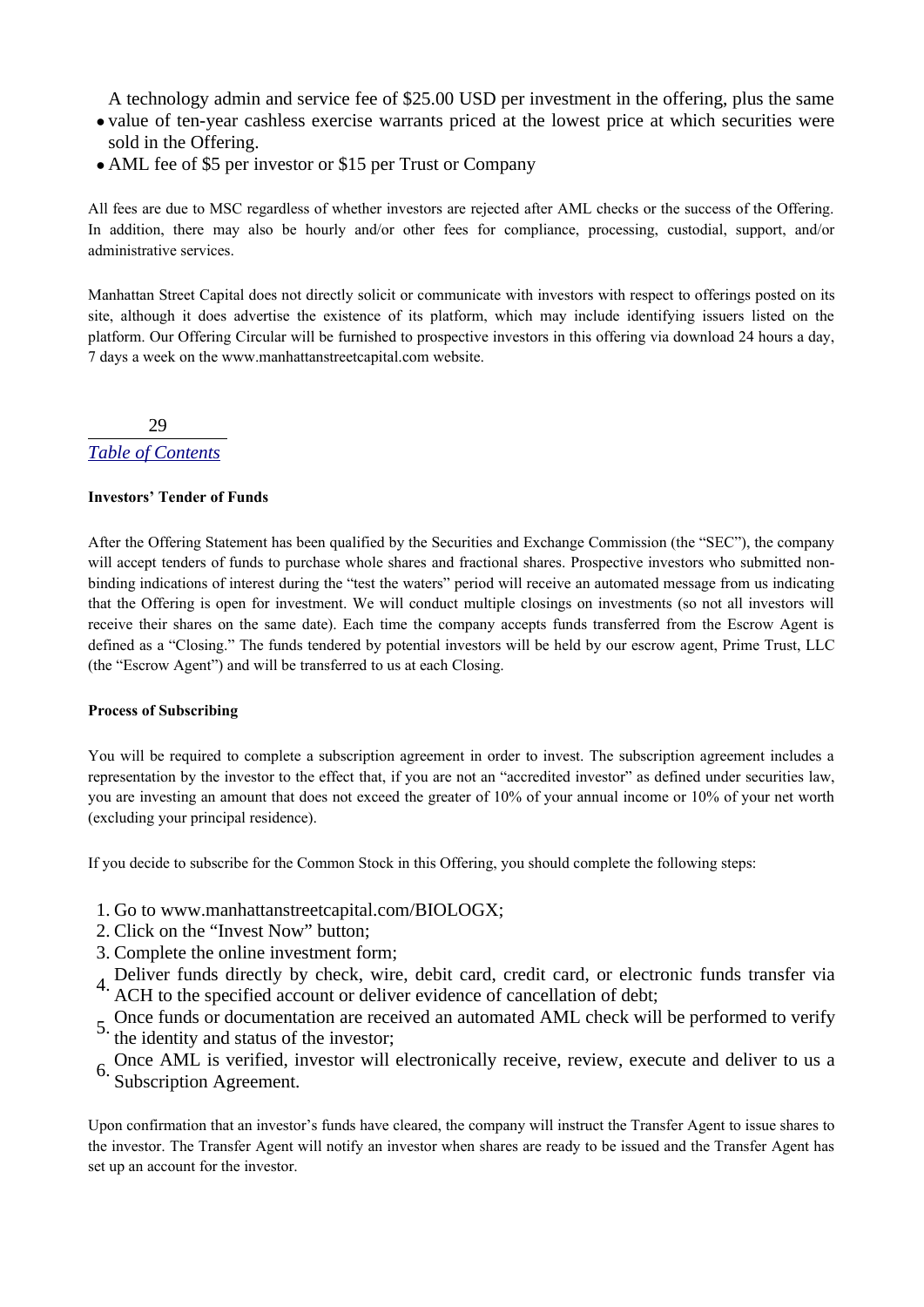- A technology admin and service fee of $25.00 USD per investment in the offering, plus the same value of ten-year cashless exercise warrants priced at the lowest price at which securities were sold in the Offering.
- AML fee of $5 per investor or $15 per Trust or Company

All fees are due to MSC regardless of whether investors are rejected after AML checks or the success of the Offering. In addition, there may also be hourly and/or other fees for compliance, processing, custodial, support, and/or administrative services.

Manhattan Street Capital does not directly solicit or communicate with investors with respect to offerings posted on its site, although it does advertise the existence of its platform, which may include identifying issuers listed on the platform. Our Offering Circular will be furnished to prospective investors in this offering via download 24 hours a day, 7 days a week on the www.manhattanstreetcapital.com website.

*Table of Contents*

**Investors' Tender of Funds**

After the Offering Statement has been qualified by the Securities and Exchange Commission (the "SEC"), the company will accept tenders of funds to purchase whole shares and fractional shares. Prospective investors who submitted non-binding indications of interest during the "test the waters" period will receive an automated message from us indicating that the Offering is open for investment. We will conduct multiple closings on investments (so not all investors will receive their shares on the same date). Each time the company accepts funds transferred from the Escrow Agent is defined as a "Closing." The funds tendered by potential investors will be held by our escrow agent, Prime Trust, LLC (the "Escrow Agent") and will be transferred to us at each Closing.

**Process of Subscribing**

You will be required to complete a subscription agreement in order to invest. The subscription agreement includes a representation by the investor to the effect that, if you are not an "accredited investor" as defined under securities law, you are investing an amount that does not exceed the greater of 10% of your annual income or 10% of your net worth (excluding your principal residence).

If you decide to subscribe for the Common Stock in this Offering, you should complete the following steps:

1. Go to www.manhattanstreetcapital.com/BIOLOGX;
2. Click on the "Invest Now" button;
3. Complete the online investment form;
4. Deliver funds directly by check, wire, debit card, credit card, or electronic funds transfer via ACH to the specified account or deliver evidence of cancellation of debt;
5. Once funds or documentation are received an automated AML check will be performed to verify the identity and status of the investor;
6. Once AML is verified, investor will electronically receive, review, execute and deliver to us a Subscription Agreement.

Upon confirmation that an investor's funds have cleared, the company will instruct the Transfer Agent to issue shares to the investor. The Transfer Agent will notify an investor when shares are ready to be issued and the Transfer Agent has set up an account for the investor.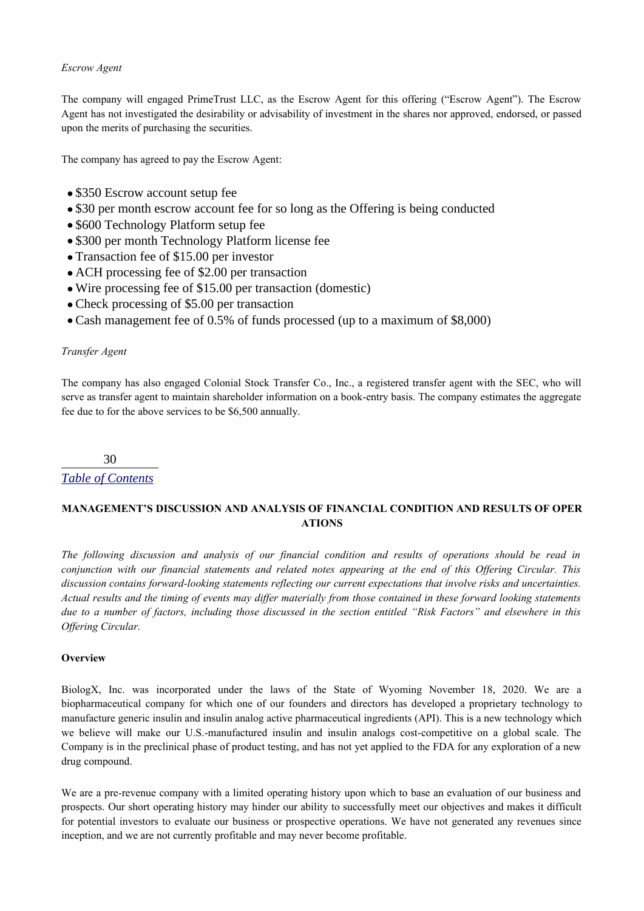*Escrow Agent*

The company will engaged PrimeTrust LLC, as the Escrow Agent for this offering ("Escrow Agent"). The Escrow Agent has not investigated the desirability or advisability of investment in the shares nor approved, endorsed, or passed upon the merits of purchasing the securities.

The company has agreed to pay the Escrow Agent:

- $350 Escrow account setup fee
- $30 per month escrow account fee for so long as the Offering is being conducted
- $600 Technology Platform setup fee
- $300 per month Technology Platform license fee
- Transaction fee of $15.00 per investor
- ACH processing fee of $2.00 per transaction
- Wire processing fee of $15.00 per transaction (domestic)
- Check processing of $5.00 per transaction
- Cash management fee of 0.5% of funds processed (up to a maximum of $8,000)

*Transfer Agent*

The company has also engaged Colonial Stock Transfer Co., Inc., a registered transfer agent with the SEC, who will serve as transfer agent to maintain shareholder information on a book-entry basis. The company estimates the aggregate fee due to for the above services to be $6,500 annually.

[Table of Contents]

## MANAGEMENT'S DISCUSSION AND ANALYSIS OF FINANCIAL CONDITION AND RESULTS OF OPERATIONS

*The following discussion and analysis of our financial condition and results of operations should be read in conjunction with our financial statements and related notes appearing at the end of this Offering Circular. This discussion contains forward-looking statements reflecting our current expectations that involve risks and uncertainties. Actual results and the timing of events may differ materially from those contained in these forward looking statements due to a number of factors, including those discussed in the section entitled "Risk Factors" and elsewhere in this Offering Circular.*

**Overview**

BiologX, Inc. was incorporated under the laws of the State of Wyoming November 18, 2020. We are a biopharmaceutical company for which one of our founders and directors has developed a proprietary technology to manufacture generic insulin and insulin analog active pharmaceutical ingredients (API). This is a new technology which we believe will make our U.S.-manufactured insulin and insulin analogs cost-competitive on a global scale. The Company is in the preclinical phase of product testing, and has not yet applied to the FDA for any exploration of a new drug compound.

We are a pre-revenue company with a limited operating history upon which to base an evaluation of our business and prospects. Our short operating history may hinder our ability to successfully meet our objectives and makes it difficult for potential investors to evaluate our business or prospective operations. We have not generated any revenues since inception, and we are not currently profitable and may never become profitable.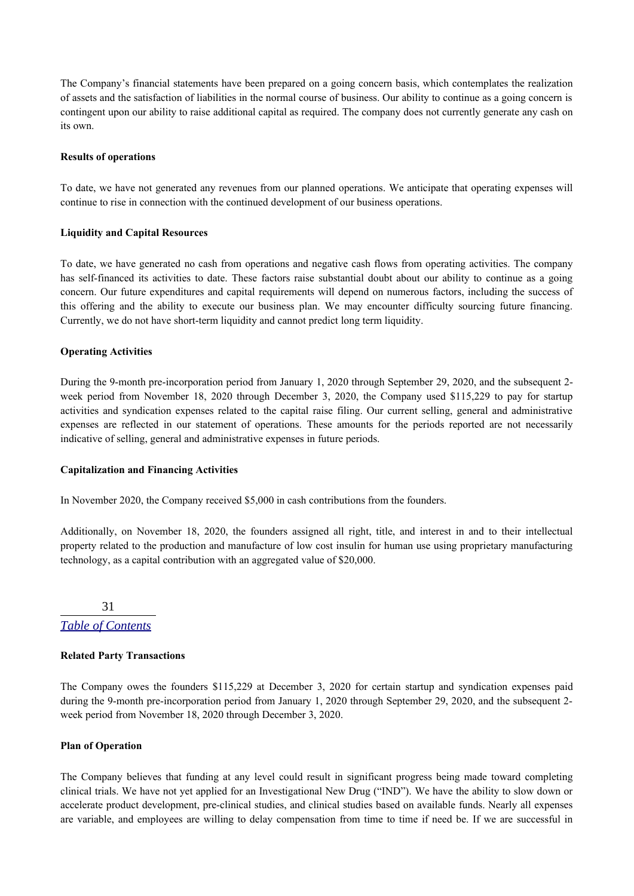The Company's financial statements have been prepared on a going concern basis, which contemplates the realization of assets and the satisfaction of liabilities in the normal course of business. Our ability to continue as a going concern is contingent upon our ability to raise additional capital as required. The company does not currently generate any cash on its own.

**Results of operations**

To date, we have not generated any revenues from our planned operations. We anticipate that operating expenses will continue to rise in connection with the continued development of our business operations.

**Liquidity and Capital Resources**

To date, we have generated no cash from operations and negative cash flows from operating activities. The company has self-financed its activities to date. These factors raise substantial doubt about our ability to continue as a going concern. Our future expenditures and capital requirements will depend on numerous factors, including the success of this offering and the ability to execute our business plan. We may encounter difficulty sourcing future financing. Currently, we do not have short-term liquidity and cannot predict long term liquidity.

**Operating Activities**

During the 9-month pre-incorporation period from January 1, 2020 through September 29, 2020, and the subsequent 2-week period from November 18, 2020 through December 3, 2020, the Company used $115,229 to pay for startup activities and syndication expenses related to the capital raise filing. Our current selling, general and administrative expenses are reflected in our statement of operations. These amounts for the periods reported are not necessarily indicative of selling, general and administrative expenses in future periods.

**Capitalization and Financing Activities**

In November 2020, the Company received $5,000 in cash contributions from the founders.

Additionally, on November 18, 2020, the founders assigned all right, title, and interest in and to their intellectual property related to the production and manufacture of low cost insulin for human use using proprietary manufacturing technology, as a capital contribution with an aggregated value of $20,000.

**Related Party Transactions**

The Company owes the founders $115,229 at December 3, 2020 for certain startup and syndication expenses paid during the 9-month pre-incorporation period from January 1, 2020 through September 29, 2020, and the subsequent 2-week period from November 18, 2020 through December 3, 2020.

**Plan of Operation**

The Company believes that funding at any level could result in significant progress being made toward completing clinical trials. We have not yet applied for an Investigational New Drug ("IND"). We have the ability to slow down or accelerate product development, pre-clinical studies, and clinical studies based on available funds. Nearly all expenses are variable, and employees are willing to delay compensation from time to time if need be. If we are successful in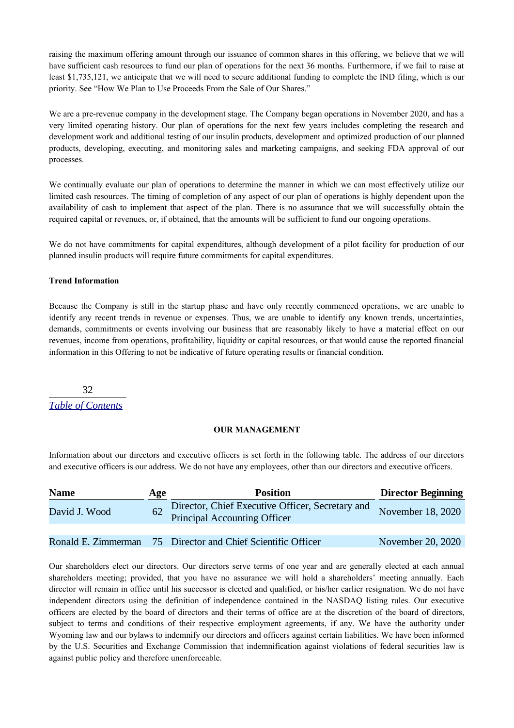raising the maximum offering amount through our issuance of common shares in this offering, we believe that we will have sufficient cash resources to fund our plan of operations for the next 36 months. Furthermore, if we fail to raise at least $1,735,121, we anticipate that we will need to secure additional funding to complete the IND filing, which is our priority. See "How We Plan to Use Proceeds From the Sale of Our Shares."

We are a pre-revenue company in the development stage. The Company began operations in November 2020, and has a very limited operating history. Our plan of operations for the next few years includes completing the research and development work and additional testing of our insulin products, development and optimized production of our planned products, developing, executing, and monitoring sales and marketing campaigns, and seeking FDA approval of our processes.

We continually evaluate our plan of operations to determine the manner in which we can most effectively utilize our limited cash resources. The timing of completion of any aspect of our plan of operations is highly dependent upon the availability of cash to implement that aspect of the plan. There is no assurance that we will successfully obtain the required capital or revenues, or, if obtained, that the amounts will be sufficient to fund our ongoing operations.

We do not have commitments for capital expenditures, although development of a pilot facility for production of our planned insulin products will require future commitments for capital expenditures.

**Trend Information**

Because the Company is still in the startup phase and have only recently commenced operations, we are unable to identify any recent trends in revenue or expenses. Thus, we are unable to identify any known trends, uncertainties, demands, commitments or events involving our business that are reasonably likely to have a material effect on our revenues, income from operations, profitability, liquidity or capital resources, or that would cause the reported financial information in this Offering to not be indicative of future operating results or financial condition.

## OUR MANAGEMENT

Information about our directors and executive officers is set forth in the following table. The address of our directors and executive officers is our address. We do not have any employees, other than our directors and executive officers.

| Name | Age | Position | Director Beginning |
|---|---|---|---|
| David J. Wood | 62 | Director, Chief Executive Officer, Secretary and Principal Accounting Officer | November 18, 2020 |
| Ronald E. Zimmerman | 75 | Director and Chief Scientific Officer | November 20, 2020 |

Our shareholders elect our directors. Our directors serve terms of one year and are generally elected at each annual shareholders meeting; provided, that you have no assurance we will hold a shareholders' meeting annually. Each director will remain in office until his successor is elected and qualified, or his/her earlier resignation. We do not have independent directors using the definition of independence contained in the NASDAQ listing rules. Our executive officers are elected by the board of directors and their terms of office are at the discretion of the board of directors, subject to terms and conditions of their respective employment agreements, if any. We have the authority under Wyoming law and our bylaws to indemnify our directors and officers against certain liabilities. We have been informed by the U.S. Securities and Exchange Commission that indemnification against violations of federal securities law is against public policy and therefore unenforceable.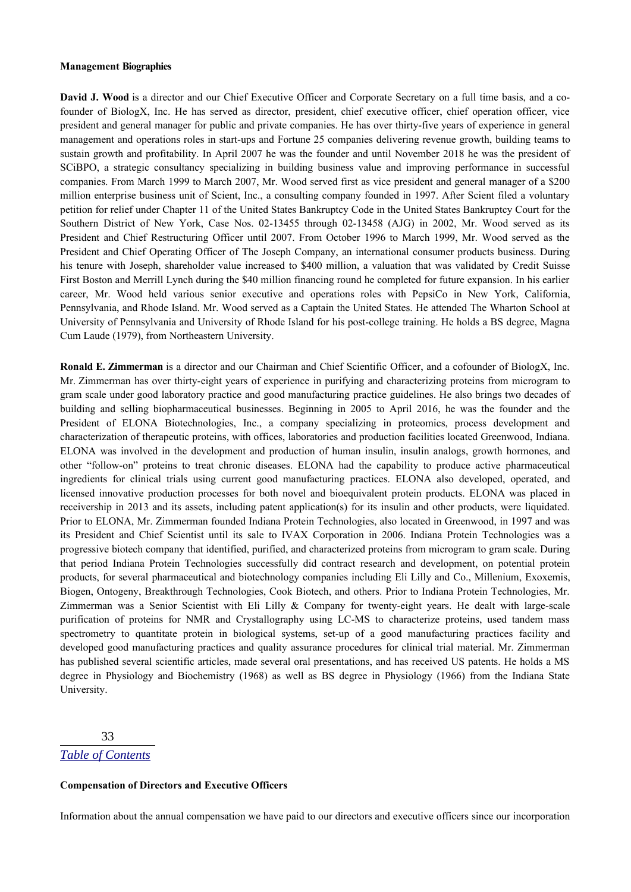**Management Biographies**

**David J. Wood** is a director and our Chief Executive Officer and Corporate Secretary on a full time basis, and a co-founder of BiologX, Inc. He has served as director, president, chief executive officer, chief operation officer, vice president and general manager for public and private companies. He has over thirty-five years of experience in general management and operations roles in start-ups and Fortune 25 companies delivering revenue growth, building teams to sustain growth and profitability. In April 2007 he was the founder and until November 2018 he was the president of SCiBPO, a strategic consultancy specializing in building business value and improving performance in successful companies. From March 1999 to March 2007, Mr. Wood served first as vice president and general manager of a \$200 million enterprise business unit of Scient, Inc., a consulting company founded in 1997. After Scient filed a voluntary petition for relief under Chapter 11 of the United States Bankruptcy Code in the United States Bankruptcy Court for the Southern District of New York, Case Nos. 02-13455 through 02-13458 (AJG) in 2002, Mr. Wood served as its President and Chief Restructuring Officer until 2007. From October 1996 to March 1999, Mr. Wood served as the President and Chief Operating Officer of The Joseph Company, an international consumer products business. During his tenure with Joseph, shareholder value increased to \$400 million, a valuation that was validated by Credit Suisse First Boston and Merrill Lynch during the \$40 million financing round he completed for future expansion. In his earlier career, Mr. Wood held various senior executive and operations roles with PepsiCo in New York, California, Pennsylvania, and Rhode Island. Mr. Wood served as a Captain the United States. He attended The Wharton School at University of Pennsylvania and University of Rhode Island for his post-college training. He holds a BS degree, Magna Cum Laude (1979), from Northeastern University.

**Ronald E. Zimmerman** is a director and our Chairman and Chief Scientific Officer, and a cofounder of BiologX, Inc. Mr. Zimmerman has over thirty-eight years of experience in purifying and characterizing proteins from microgram to gram scale under good laboratory practice and good manufacturing practice guidelines. He also brings two decades of building and selling biopharmaceutical businesses. Beginning in 2005 to April 2016, he was the founder and the President of ELONA Biotechnologies, Inc., a company specializing in proteomics, process development and characterization of therapeutic proteins, with offices, laboratories and production facilities located Greenwood, Indiana. ELONA was involved in the development and production of human insulin, insulin analogs, growth hormones, and other "follow-on" proteins to treat chronic diseases. ELONA had the capability to produce active pharmaceutical ingredients for clinical trials using current good manufacturing practices. ELONA also developed, operated, and licensed innovative production processes for both novel and bioequivalent protein products. ELONA was placed in receivership in 2013 and its assets, including patent application(s) for its insulin and other products, were liquidated. Prior to ELONA, Mr. Zimmerman founded Indiana Protein Technologies, also located in Greenwood, in 1997 and was its President and Chief Scientist until its sale to IVAX Corporation in 2006. Indiana Protein Technologies was a progressive biotech company that identified, purified, and characterized proteins from microgram to gram scale. During that period Indiana Protein Technologies successfully did contract research and development, on potential protein products, for several pharmaceutical and biotechnology companies including Eli Lilly and Co., Millenium, Exoxemis, Biogen, Ontogeny, Breakthrough Technologies, Cook Biotech, and others. Prior to Indiana Protein Technologies, Mr. Zimmerman was a Senior Scientist with Eli Lilly & Company for twenty-eight years. He dealt with large-scale purification of proteins for NMR and Crystallography using LC-MS to characterize proteins, used tandem mass spectrometry to quantitate protein in biological systems, set-up of a good manufacturing practices facility and developed good manufacturing practices and quality assurance procedures for clinical trial material. Mr. Zimmerman has published several scientific articles, made several oral presentations, and has received US patents. He holds a MS degree in Physiology and Biochemistry (1968) as well as BS degree in Physiology (1966) from the Indiana State University.

*Table of Contents*

**Compensation of Directors and Executive Officers**

Information about the annual compensation we have paid to our directors and executive officers since our incorporation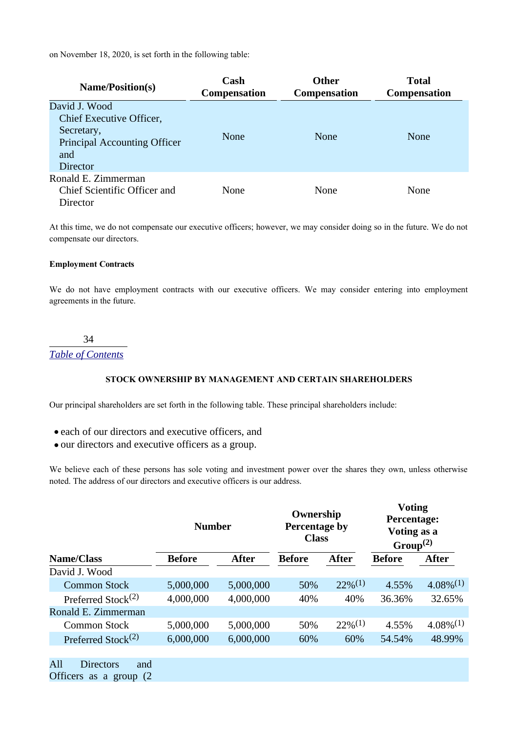on November 18, 2020, is set forth in the following table:

| Name/Position(s) | Cash Compensation | Other Compensation | Total Compensation |
|---|---|---|---|
| David J. Wood<br>Chief Executive Officer, Secretary, Principal Accounting Officer and Director | None | None | None |
| Ronald E. Zimmerman<br>Chief Scientific Officer and Director | None | None | None |

At this time, we do not compensate our executive officers; however, we may consider doing so in the future. We do not compensate our directors.

#### Employment Contracts

We do not have employment contracts with our executive officers. We may consider entering into employment agreements in the future.

[Table of Contents](#)

### STOCK OWNERSHIP BY MANAGEMENT AND CERTAIN SHAREHOLDERS

Our principal shareholders are set forth in the following table. These principal shareholders include:

- each of our directors and executive officers, and
- our directors and executive officers as a group.

We believe each of these persons has sole voting and investment power over the shares they own, unless otherwise noted. The address of our directors and executive officers is our address.

| | Number | | Ownership Percentage by Class | | Voting Percentage: Voting as a Group[(2)] | |
|---|---|---|---|---|---|---|
| **Name/Class** | **Before** | **After** | **Before** | **After** | **Before** | **After** |
| David J. Wood | | | | | | |
| Common Stock | 5,000,000 | 5,000,000 | 50% | 22%[(1)] | 4.55% | 4.08%[(1)] |
| Preferred Stock[(2)] | 4,000,000 | 4,000,000 | 40% | 40% | 36.36% | 32.65% |
| Ronald E. Zimmerman | | | | | | |
| Common Stock | 5,000,000 | 5,000,000 | 50% | 22%[(1)] | 4.55% | 4.08%[(1)] |
| Preferred Stock[(2)] | 6,000,000 | 6,000,000 | 60% | 60% | 54.54% | 48.99% |
| | | | | | | |
| All Directors and Officers as a group (2 | | | | | | |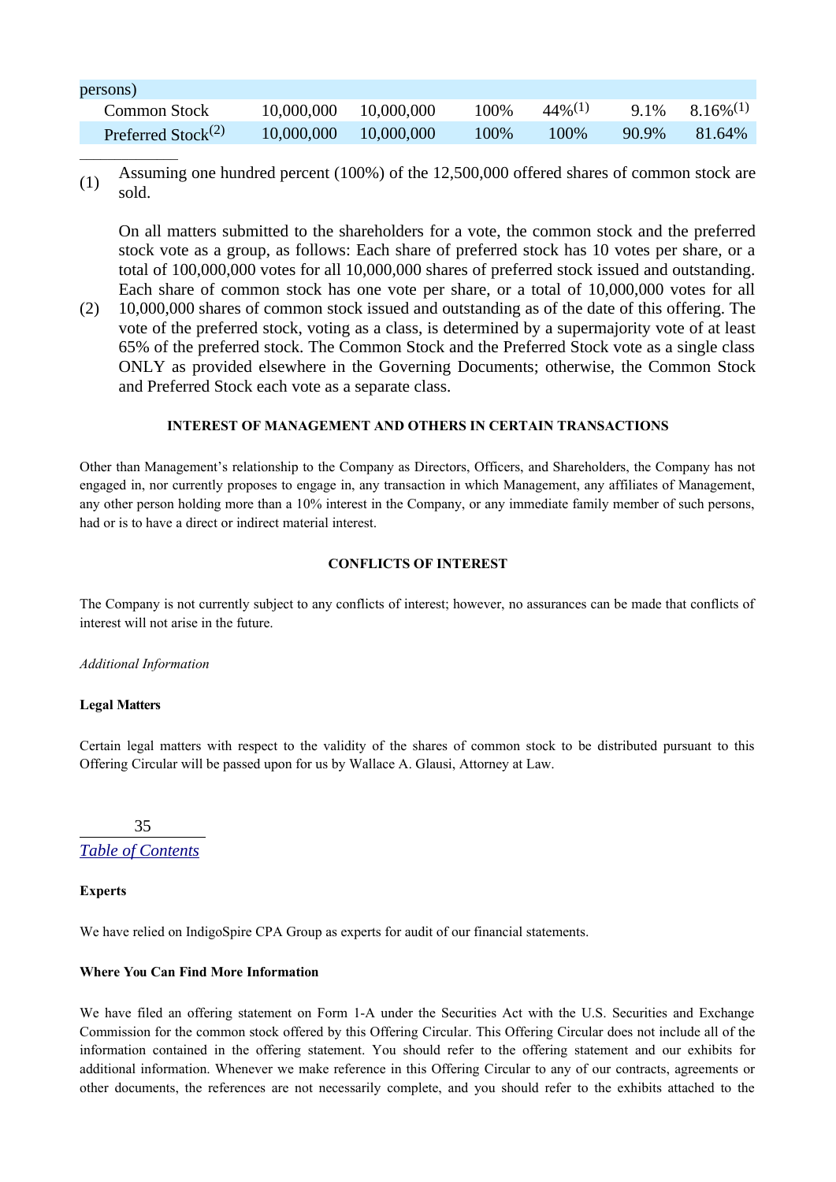| persons) | | | | | | |
|---|---|---|---|---|---|---|
| Common Stock | 10,000,000 | 10,000,000 | 100% | 44%(1) | 9.1% | 8.16%(1) |
| Preferred Stock(2) | 10,000,000 | 10,000,000 | 100% | 100% | 90.9% | 81.64% |

(1) Assuming one hundred percent (100%) of the 12,500,000 offered shares of common stock are sold.

(2) On all matters submitted to the shareholders for a vote, the common stock and the preferred stock vote as a group, as follows: Each share of preferred stock has 10 votes per share, or a total of 100,000,000 votes for all 10,000,000 shares of preferred stock issued and outstanding. Each share of common stock has one vote per share, or a total of 10,000,000 votes for all 10,000,000 shares of common stock issued and outstanding as of the date of this offering. The vote of the preferred stock, voting as a class, is determined by a supermajority vote of at least 65% of the preferred stock. The Common Stock and the Preferred Stock vote as a single class ONLY as provided elsewhere in the Governing Documents; otherwise, the Common Stock and Preferred Stock each vote as a separate class.

## INTEREST OF MANAGEMENT AND OTHERS IN CERTAIN TRANSACTIONS

Other than Management's relationship to the Company as Directors, Officers, and Shareholders, the Company has not engaged in, nor currently proposes to engage in, any transaction in which Management, any affiliates of Management, any other person holding more than a 10% interest in the Company, or any immediate family member of such persons, had or is to have a direct or indirect material interest.

## CONFLICTS OF INTEREST

The Company is not currently subject to any conflicts of interest; however, no assurances can be made that conflicts of interest will not arise in the future.

*Additional Information*

**Legal Matters**

Certain legal matters with respect to the validity of the shares of common stock to be distributed pursuant to this Offering Circular will be passed upon for us by Wallace A. Glausi, Attorney at Law.

[Table of Contents](#)

**Experts**

We have relied on IndigoSpire CPA Group as experts for audit of our financial statements.

**Where You Can Find More Information**

We have filed an offering statement on Form 1-A under the Securities Act with the U.S. Securities and Exchange Commission for the common stock offered by this Offering Circular. This Offering Circular does not include all of the information contained in the offering statement. You should refer to the offering statement and our exhibits for additional information. Whenever we make reference in this Offering Circular to any of our contracts, agreements or other documents, the references are not necessarily complete, and you should refer to the exhibits attached to the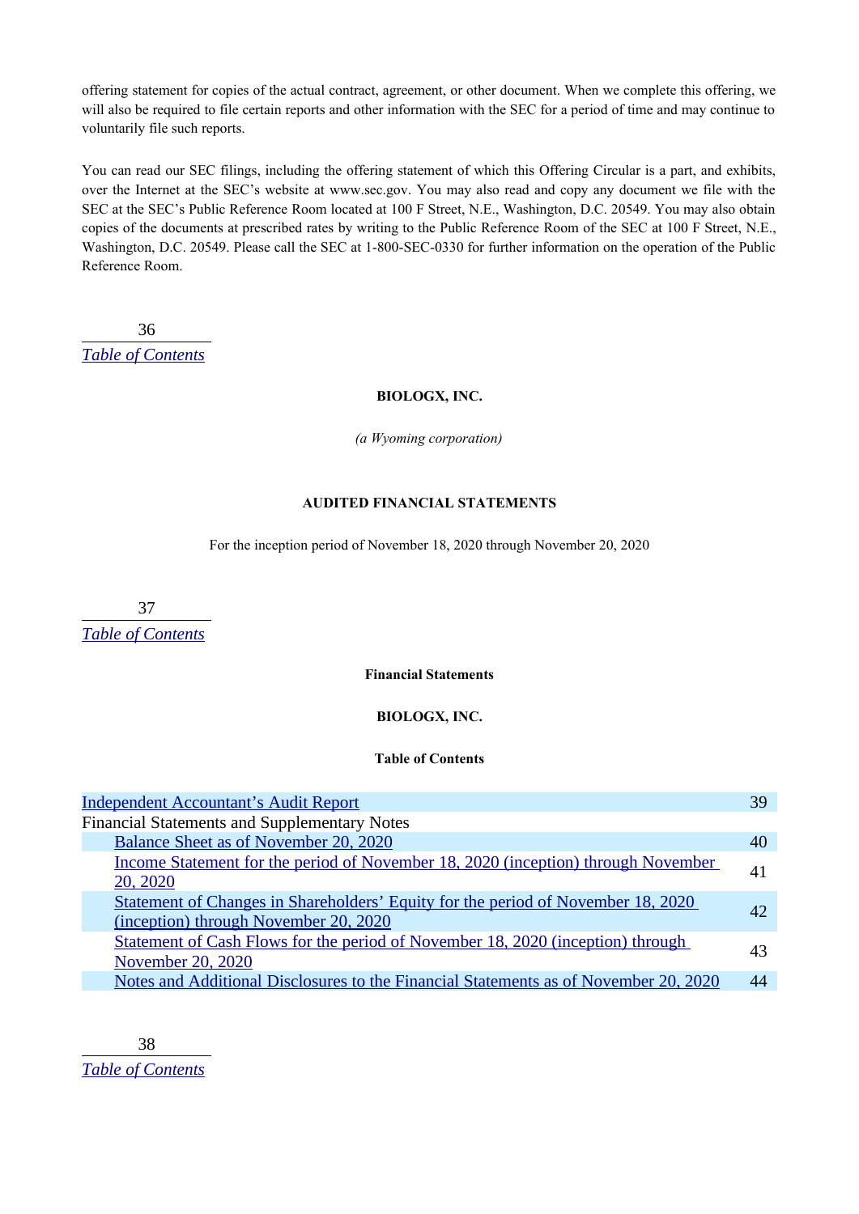offering statement for copies of the actual contract, agreement, or other document. When we complete this offering, we will also be required to file certain reports and other information with the SEC for a period of time and may continue to voluntarily file such reports.

You can read our SEC filings, including the offering statement of which this Offering Circular is a part, and exhibits, over the Internet at the SEC's website at www.sec.gov. You may also read and copy any document we file with the SEC at the SEC's Public Reference Room located at 100 F Street, N.E., Washington, D.C. 20549. You may also obtain copies of the documents at prescribed rates by writing to the Public Reference Room of the SEC at 100 F Street, N.E., Washington, D.C. 20549. Please call the SEC at 1-800-SEC-0330 for further information on the operation of the Public Reference Room.

**BIOLOGX, INC.**

*(a Wyoming corporation)*

**AUDITED FINANCIAL STATEMENTS**

For the inception period of November 18, 2020 through November 20, 2020

**Financial Statements**

**BIOLOGX, INC.**

**Table of Contents**

| | |
|---|---|
| Independent Accountant's Audit Report | 39 |
| Financial Statements and Supplementary Notes | |
| Balance Sheet as of November 20, 2020 | 40 |
| Income Statement for the period of November 18, 2020 (inception) through November 20, 2020 | 41 |
| Statement of Changes in Shareholders' Equity for the period of November 18, 2020 (inception) through November 20, 2020 | 42 |
| Statement of Cash Flows for the period of November 18, 2020 (inception) through November 20, 2020 | 43 |
| Notes and Additional Disclosures to the Financial Statements as of November 20, 2020 | 44 |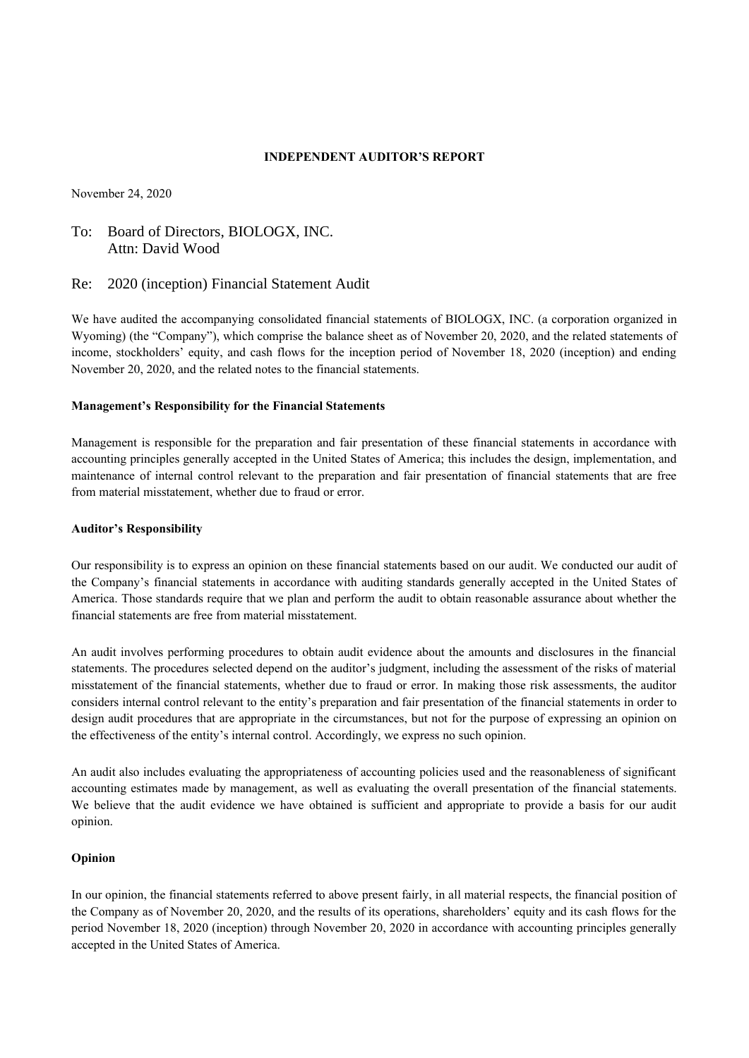**INDEPENDENT AUDITOR'S REPORT**

November 24, 2020

To: Board of Directors, BIOLOGX, INC.
Attn: David Wood

Re: 2020 (inception) Financial Statement Audit

We have audited the accompanying consolidated financial statements of BIOLOGX, INC. (a corporation organized in Wyoming) (the "Company"), which comprise the balance sheet as of November 20, 2020, and the related statements of income, stockholders' equity, and cash flows for the inception period of November 18, 2020 (inception) and ending November 20, 2020, and the related notes to the financial statements.

**Management's Responsibility for the Financial Statements**

Management is responsible for the preparation and fair presentation of these financial statements in accordance with accounting principles generally accepted in the United States of America; this includes the design, implementation, and maintenance of internal control relevant to the preparation and fair presentation of financial statements that are free from material misstatement, whether due to fraud or error.

**Auditor's Responsibility**

Our responsibility is to express an opinion on these financial statements based on our audit. We conducted our audit of the Company's financial statements in accordance with auditing standards generally accepted in the United States of America. Those standards require that we plan and perform the audit to obtain reasonable assurance about whether the financial statements are free from material misstatement.

An audit involves performing procedures to obtain audit evidence about the amounts and disclosures in the financial statements. The procedures selected depend on the auditor's judgment, including the assessment of the risks of material misstatement of the financial statements, whether due to fraud or error. In making those risk assessments, the auditor considers internal control relevant to the entity's preparation and fair presentation of the financial statements in order to design audit procedures that are appropriate in the circumstances, but not for the purpose of expressing an opinion on the effectiveness of the entity's internal control. Accordingly, we express no such opinion.

An audit also includes evaluating the appropriateness of accounting policies used and the reasonableness of significant accounting estimates made by management, as well as evaluating the overall presentation of the financial statements. We believe that the audit evidence we have obtained is sufficient and appropriate to provide a basis for our audit opinion.

**Opinion**

In our opinion, the financial statements referred to above present fairly, in all material respects, the financial position of the Company as of November 20, 2020, and the results of its operations, shareholders' equity and its cash flows for the period November 18, 2020 (inception) through November 20, 2020 in accordance with accounting principles generally accepted in the United States of America.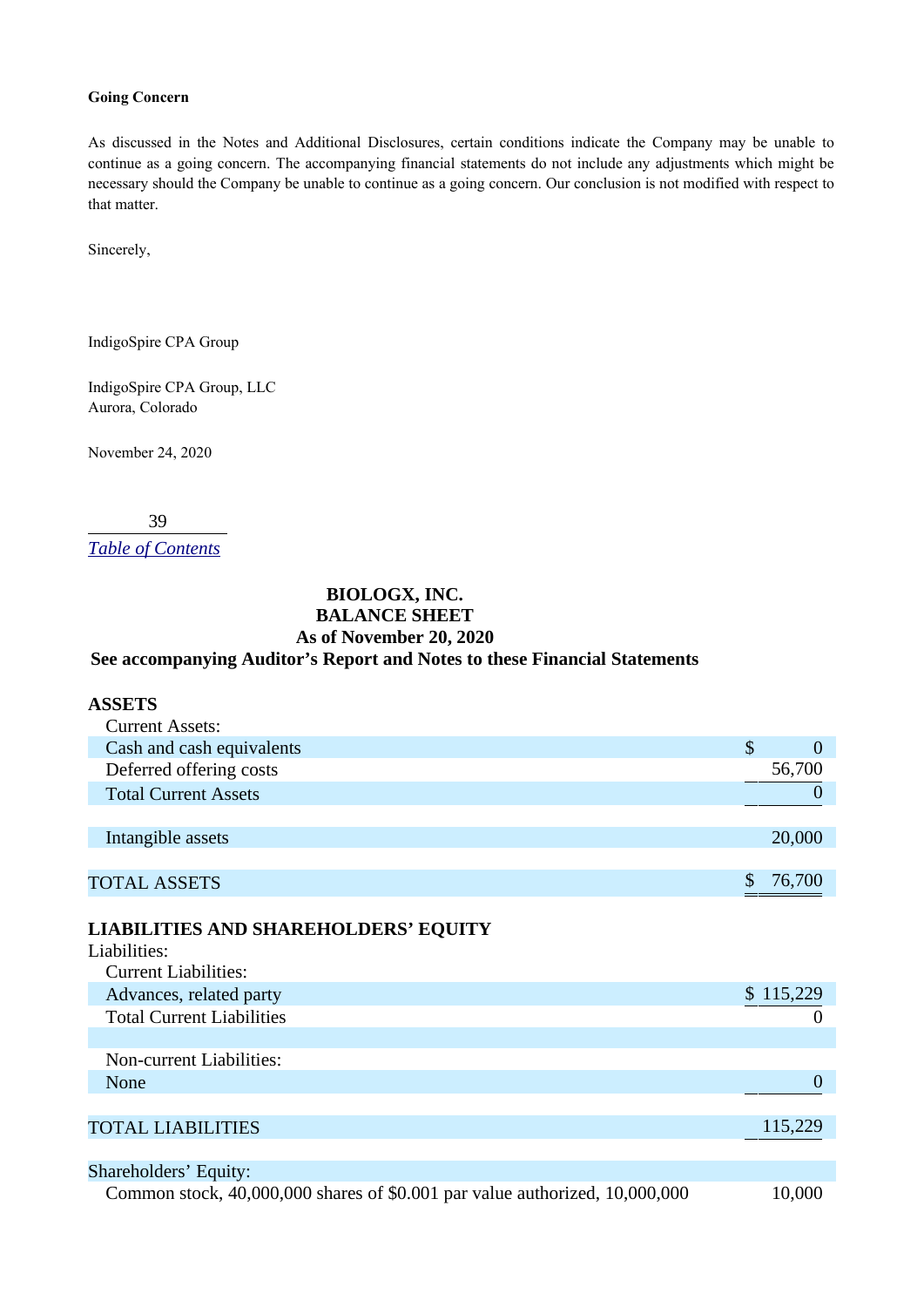**Going Concern**

As discussed in the Notes and Additional Disclosures, certain conditions indicate the Company may be unable to continue as a going concern. The accompanying financial statements do not include any adjustments which might be necessary should the Company be unable to continue as a going concern. Our conclusion is not modified with respect to that matter.

Sincerely,

IndigoSpire CPA Group

IndigoSpire CPA Group, LLC
Aurora, Colorado

November 24, 2020

*Table of Contents*

**BIOLOGX, INC.**
**BALANCE SHEET**
**As of November 20, 2020**
**See accompanying Auditor's Report and Notes to these Financial Statements**

| | |
|---|---|
| **ASSETS** | |
| Current Assets: | |
| Cash and cash equivalents | $ 0 |
| Deferred offering costs | 56,700 |
| Total Current Assets | 0 |
| | |
| Intangible assets | 20,000 |
| | |
| TOTAL ASSETS | $ 76,700 |
| | |
| **LIABILITIES AND SHAREHOLDERS' EQUITY** | |
| Liabilities: | |
| Current Liabilities: | |
| Advances, related party | $ 115,229 |
| Total Current Liabilities | 0 |
| | |
| Non-current Liabilities: | |
| None | 0 |
| | |
| TOTAL LIABILITIES | 115,229 |
| | |
| Shareholders' Equity: | |
| Common stock, 40,000,000 shares of $0.001 par value authorized, 10,000,000 | 10,000 |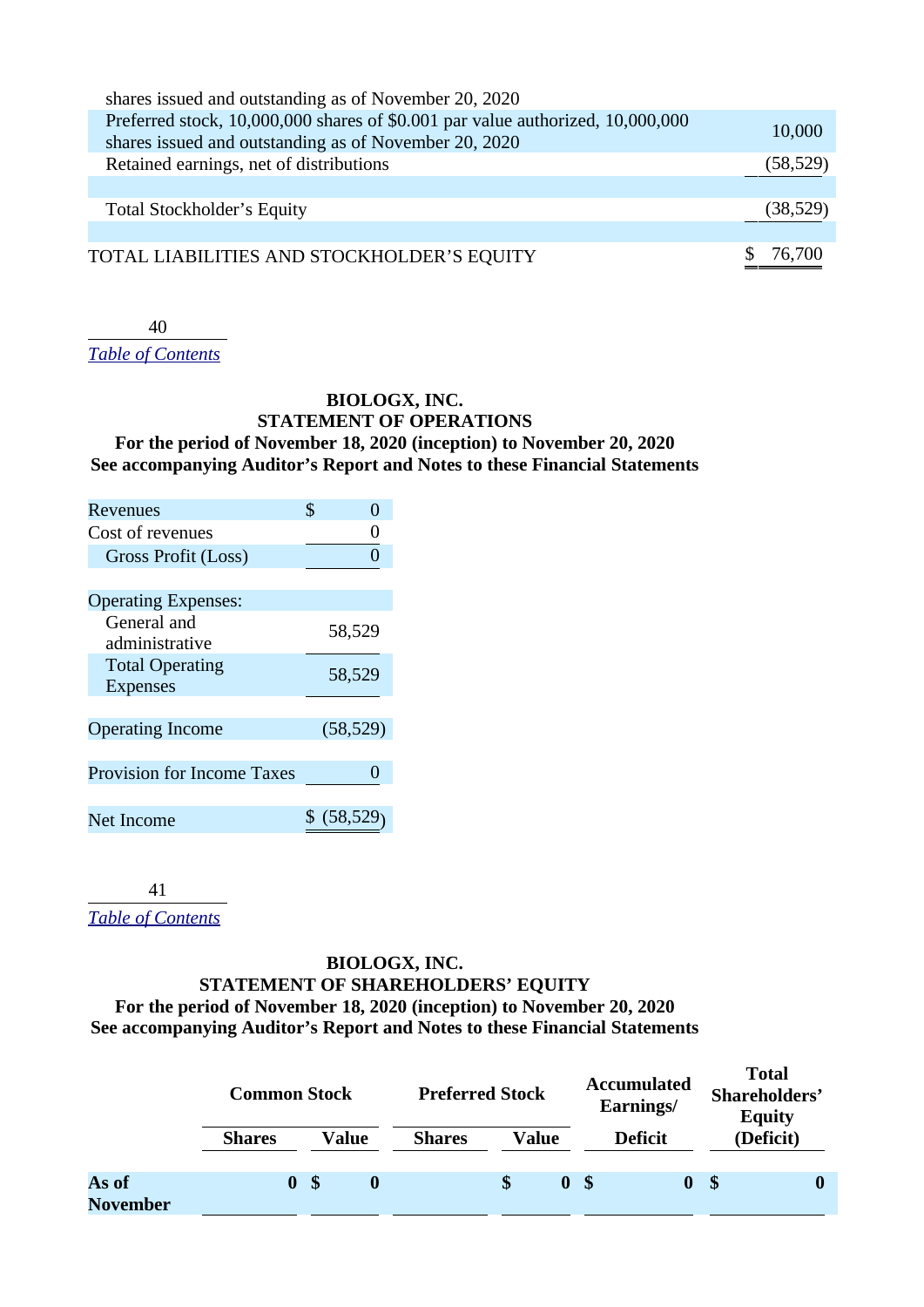| | |
|---|---|
| shares issued and outstanding as of November 20, 2020 | |
| Preferred stock, 10,000,000 shares of $0.001 par value authorized, 10,000,000 shares issued and outstanding as of November 20, 2020 | 10,000 |
| Retained earnings, net of distributions | (58,529) |
| | |
| Total Stockholder's Equity | (38,529) |
| | |
| TOTAL LIABILITIES AND STOCKHOLDER'S EQUITY | $ 76,700 |

[Table of Contents](#)

**BIOLOGX, INC.**
**STATEMENT OF OPERATIONS**
**For the period of November 18, 2020 (inception) to November 20, 2020**
**See accompanying Auditor's Report and Notes to these Financial Statements**

| | |
|---|---|
| Revenues | $ 0 |
| Cost of revenues | 0 |
| Gross Profit (Loss) | 0 |
| | |
| Operating Expenses: | |
| General and administrative | 58,529 |
| Total Operating Expenses | 58,529 |
| | |
| Operating Income | (58,529) |
| | |
| Provision for Income Taxes | 0 |
| | |
| Net Income | $ (58,529) |

[Table of Contents](#)

**BIOLOGX, INC.**
**STATEMENT OF SHAREHOLDERS' EQUITY**
**For the period of November 18, 2020 (inception) to November 20, 2020**
**See accompanying Auditor's Report and Notes to these Financial Statements**

| | Common Stock | | Preferred Stock | | Accumulated Earnings/ | Total Shareholders' Equity |
|---|---|---|---|---|---|---|
| | **Shares** | **Value** | **Shares** | **Value** | **Deficit** | **(Deficit)** |
| **As of November** | **0** | **$ 0** | | **$ 0** | **$ 0** | **$ 0** |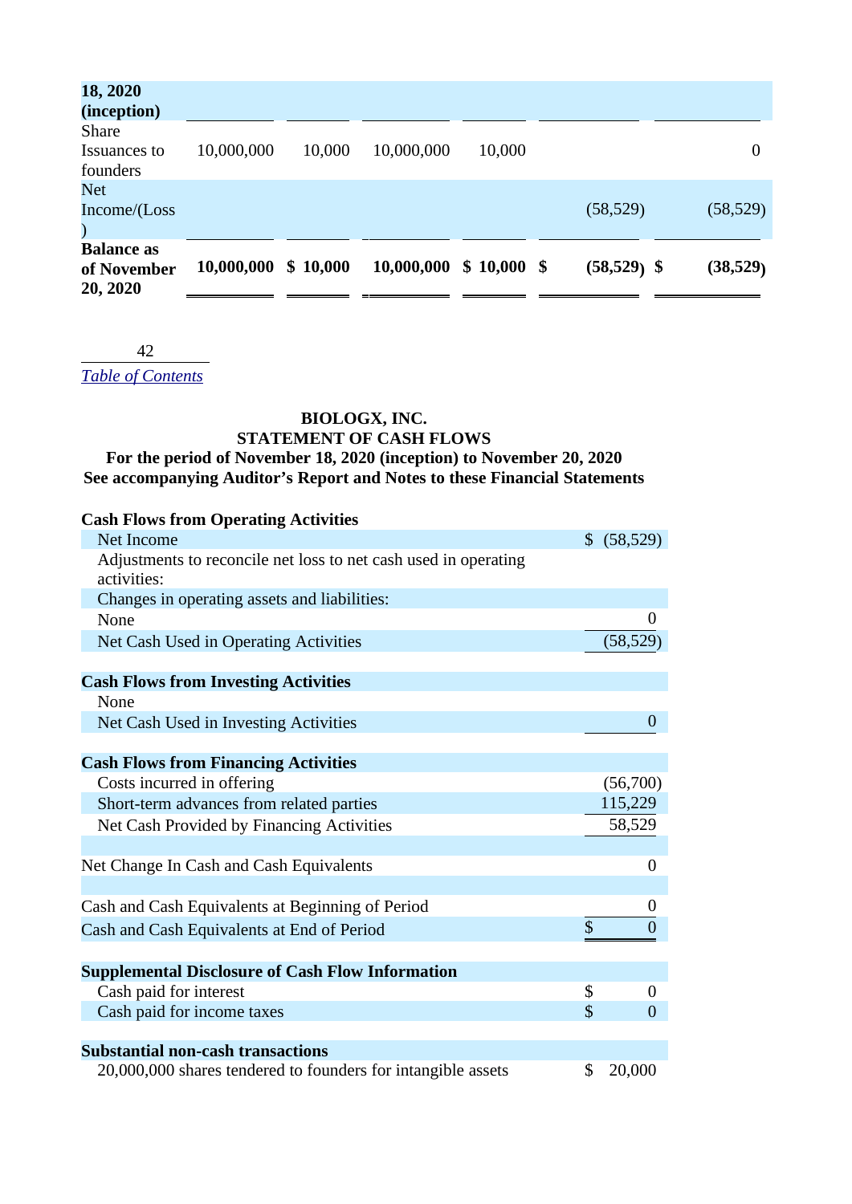| 18, 2020 (inception) | | | | | | |
|---|---|---|---|---|---|---|
| Share Issuances to founders | 10,000,000 | 10,000 | 10,000,000 | 10,000 | | 0 |
| Net Income/(Loss) | | | | | (58,529) | (58,529) |
| **Balance as of November 20, 2020** | **10,000,000** | **$ 10,000** | **10,000,000** | **$ 10,000** | **$ (58,529)** | **$ (38,529)** |

[Table of Contents](#)

**BIOLOGX, INC.**
**STATEMENT OF CASH FLOWS**
**For the period of November 18, 2020 (inception) to November 20, 2020**
**See accompanying Auditor's Report and Notes to these Financial Statements**

| | |
|---|---|
| **Cash Flows from Operating Activities** | |
| Net Income | $ (58,529) |
| Adjustments to reconcile net loss to net cash used in operating activities: | |
| Changes in operating assets and liabilities: | |
| None | 0 |
| Net Cash Used in Operating Activities | (58,529) |
| | |
| **Cash Flows from Investing Activities** | |
| None | |
| Net Cash Used in Investing Activities | 0 |
| | |
| **Cash Flows from Financing Activities** | |
| Costs incurred in offering | (56,700) |
| Short-term advances from related parties | 115,229 |
| Net Cash Provided by Financing Activities | 58,529 |
| | |
| Net Change In Cash and Cash Equivalents | 0 |
| | |
| Cash and Cash Equivalents at Beginning of Period | 0 |
| Cash and Cash Equivalents at End of Period | $ 0 |
| | |
| **Supplemental Disclosure of Cash Flow Information** | |
| Cash paid for interest | $ 0 |
| Cash paid for income taxes | $ 0 |
| | |
| **Substantial non-cash transactions** | |
| 20,000,000 shares tendered to founders for intangible assets | $ 20,000 |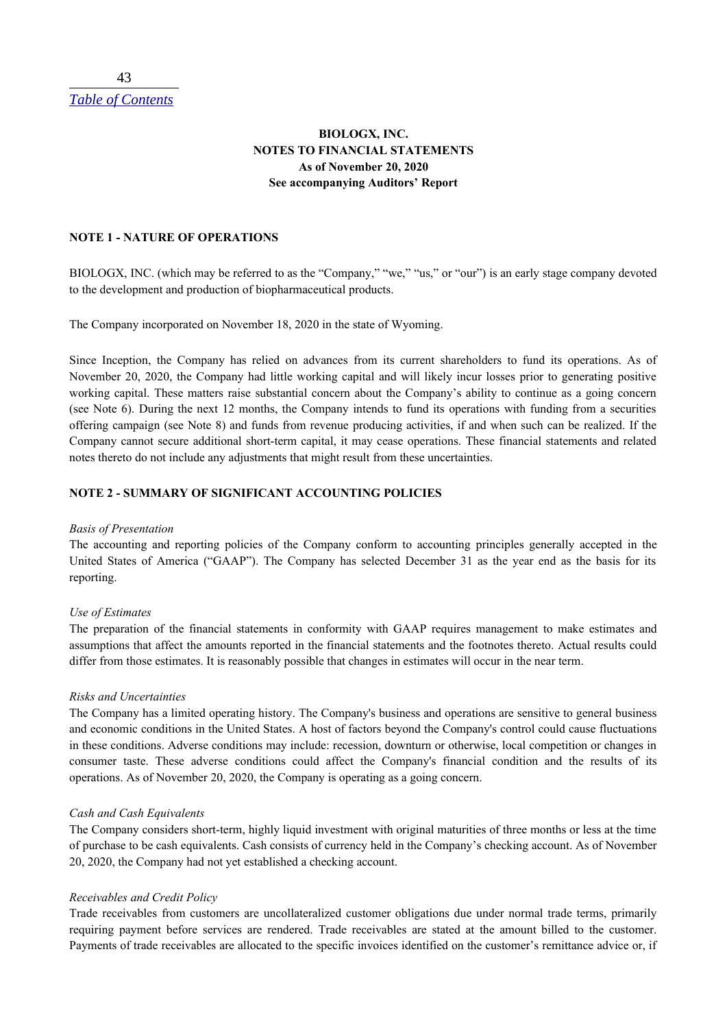**BIOLOGX, INC.**
**NOTES TO FINANCIAL STATEMENTS**
**As of November 20, 2020**
**See accompanying Auditors' Report**

**NOTE 1 - NATURE OF OPERATIONS**

BIOLOGX, INC. (which may be referred to as the "Company," "we," "us," or "our") is an early stage company devoted to the development and production of biopharmaceutical products.

The Company incorporated on November 18, 2020 in the state of Wyoming.

Since Inception, the Company has relied on advances from its current shareholders to fund its operations. As of November 20, 2020, the Company had little working capital and will likely incur losses prior to generating positive working capital. These matters raise substantial concern about the Company's ability to continue as a going concern (see Note 6). During the next 12 months, the Company intends to fund its operations with funding from a securities offering campaign (see Note 8) and funds from revenue producing activities, if and when such can be realized. If the Company cannot secure additional short-term capital, it may cease operations. These financial statements and related notes thereto do not include any adjustments that might result from these uncertainties.

**NOTE 2 - SUMMARY OF SIGNIFICANT ACCOUNTING POLICIES**

*Basis of Presentation*

The accounting and reporting policies of the Company conform to accounting principles generally accepted in the United States of America ("GAAP"). The Company has selected December 31 as the year end as the basis for its reporting.

*Use of Estimates*

The preparation of the financial statements in conformity with GAAP requires management to make estimates and assumptions that affect the amounts reported in the financial statements and the footnotes thereto. Actual results could differ from those estimates. It is reasonably possible that changes in estimates will occur in the near term.

*Risks and Uncertainties*

The Company has a limited operating history. The Company's business and operations are sensitive to general business and economic conditions in the United States. A host of factors beyond the Company's control could cause fluctuations in these conditions. Adverse conditions may include: recession, downturn or otherwise, local competition or changes in consumer taste. These adverse conditions could affect the Company's financial condition and the results of its operations. As of November 20, 2020, the Company is operating as a going concern.

*Cash and Cash Equivalents*

The Company considers short-term, highly liquid investment with original maturities of three months or less at the time of purchase to be cash equivalents. Cash consists of currency held in the Company's checking account. As of November 20, 2020, the Company had not yet established a checking account.

*Receivables and Credit Policy*

Trade receivables from customers are uncollateralized customer obligations due under normal trade terms, primarily requiring payment before services are rendered. Trade receivables are stated at the amount billed to the customer. Payments of trade receivables are allocated to the specific invoices identified on the customer's remittance advice or, if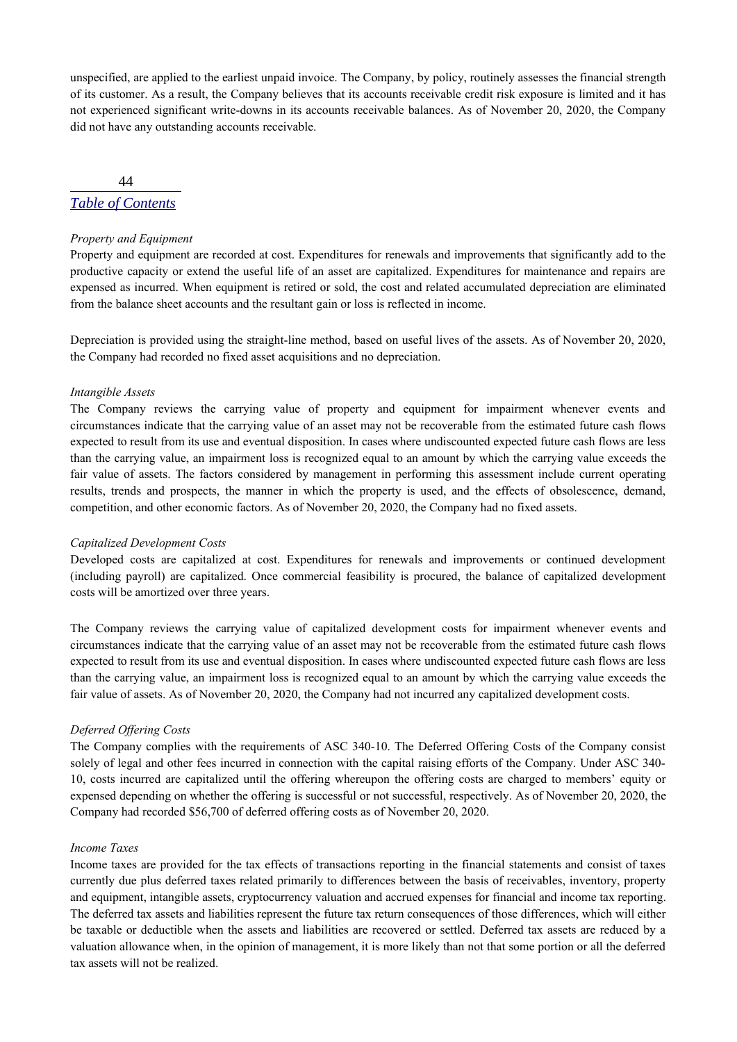unspecified, are applied to the earliest unpaid invoice. The Company, by policy, routinely assesses the financial strength of its customer. As a result, the Company believes that its accounts receivable credit risk exposure is limited and it has not experienced significant write-downs in its accounts receivable balances. As of November 20, 2020, the Company did not have any outstanding accounts receivable.

*Property and Equipment*
Property and equipment are recorded at cost. Expenditures for renewals and improvements that significantly add to the productive capacity or extend the useful life of an asset are capitalized. Expenditures for maintenance and repairs are expensed as incurred. When equipment is retired or sold, the cost and related accumulated depreciation are eliminated from the balance sheet accounts and the resultant gain or loss is reflected in income.

Depreciation is provided using the straight-line method, based on useful lives of the assets. As of November 20, 2020, the Company had recorded no fixed asset acquisitions and no depreciation.

*Intangible Assets*
The Company reviews the carrying value of property and equipment for impairment whenever events and circumstances indicate that the carrying value of an asset may not be recoverable from the estimated future cash flows expected to result from its use and eventual disposition. In cases where undiscounted expected future cash flows are less than the carrying value, an impairment loss is recognized equal to an amount by which the carrying value exceeds the fair value of assets. The factors considered by management in performing this assessment include current operating results, trends and prospects, the manner in which the property is used, and the effects of obsolescence, demand, competition, and other economic factors. As of November 20, 2020, the Company had no fixed assets.

*Capitalized Development Costs*
Developed costs are capitalized at cost. Expenditures for renewals and improvements or continued development (including payroll) are capitalized. Once commercial feasibility is procured, the balance of capitalized development costs will be amortized over three years.

The Company reviews the carrying value of capitalized development costs for impairment whenever events and circumstances indicate that the carrying value of an asset may not be recoverable from the estimated future cash flows expected to result from its use and eventual disposition. In cases where undiscounted expected future cash flows are less than the carrying value, an impairment loss is recognized equal to an amount by which the carrying value exceeds the fair value of assets. As of November 20, 2020, the Company had not incurred any capitalized development costs.

*Deferred Offering Costs*
The Company complies with the requirements of ASC 340-10. The Deferred Offering Costs of the Company consist solely of legal and other fees incurred in connection with the capital raising efforts of the Company. Under ASC 340-10, costs incurred are capitalized until the offering whereupon the offering costs are charged to members' equity or expensed depending on whether the offering is successful or not successful, respectively. As of November 20, 2020, the Company had recorded $56,700 of deferred offering costs as of November 20, 2020.

*Income Taxes*
Income taxes are provided for the tax effects of transactions reporting in the financial statements and consist of taxes currently due plus deferred taxes related primarily to differences between the basis of receivables, inventory, property and equipment, intangible assets, cryptocurrency valuation and accrued expenses for financial and income tax reporting. The deferred tax assets and liabilities represent the future tax return consequences of those differences, which will either be taxable or deductible when the assets and liabilities are recovered or settled. Deferred tax assets are reduced by a valuation allowance when, in the opinion of management, it is more likely than not that some portion or all the deferred tax assets will not be realized.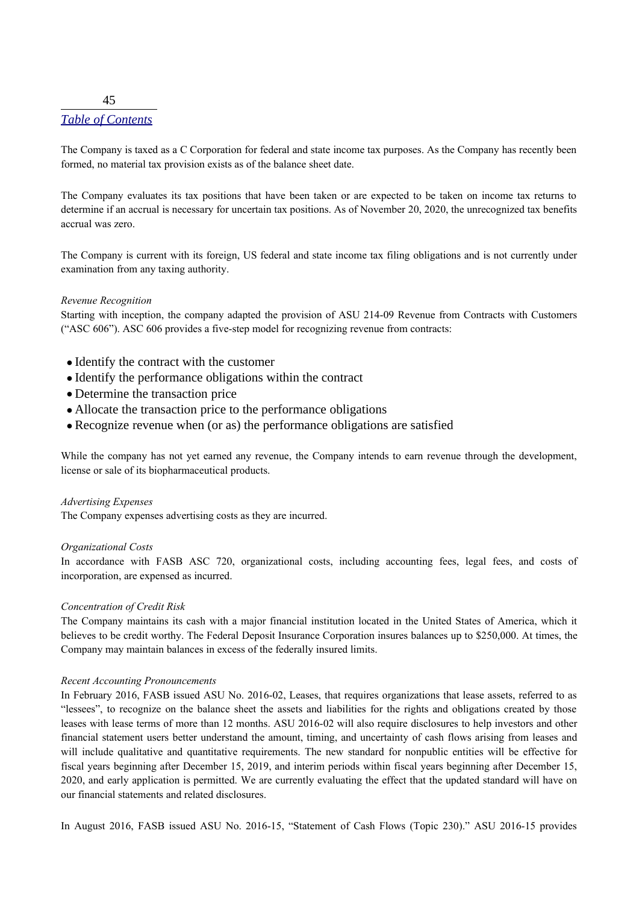The Company is taxed as a C Corporation for federal and state income tax purposes. As the Company has recently been formed, no material tax provision exists as of the balance sheet date.

The Company evaluates its tax positions that have been taken or are expected to be taken on income tax returns to determine if an accrual is necessary for uncertain tax positions. As of November 20, 2020, the unrecognized tax benefits accrual was zero.

The Company is current with its foreign, US federal and state income tax filing obligations and is not currently under examination from any taxing authority.

*Revenue Recognition*

Starting with inception, the company adapted the provision of ASU 214-09 Revenue from Contracts with Customers ("ASC 606"). ASC 606 provides a five-step model for recognizing revenue from contracts:

- Identify the contract with the customer
- Identify the performance obligations within the contract
- Determine the transaction price
- Allocate the transaction price to the performance obligations
- Recognize revenue when (or as) the performance obligations are satisfied

While the company has not yet earned any revenue, the Company intends to earn revenue through the development, license or sale of its biopharmaceutical products.

*Advertising Expenses*

The Company expenses advertising costs as they are incurred.

*Organizational Costs*

In accordance with FASB ASC 720, organizational costs, including accounting fees, legal fees, and costs of incorporation, are expensed as incurred.

*Concentration of Credit Risk*

The Company maintains its cash with a major financial institution located in the United States of America, which it believes to be credit worthy. The Federal Deposit Insurance Corporation insures balances up to $250,000. At times, the Company may maintain balances in excess of the federally insured limits.

*Recent Accounting Pronouncements*

In February 2016, FASB issued ASU No. 2016-02, Leases, that requires organizations that lease assets, referred to as "lessees", to recognize on the balance sheet the assets and liabilities for the rights and obligations created by those leases with lease terms of more than 12 months. ASU 2016-02 will also require disclosures to help investors and other financial statement users better understand the amount, timing, and uncertainty of cash flows arising from leases and will include qualitative and quantitative requirements. The new standard for nonpublic entities will be effective for fiscal years beginning after December 15, 2019, and interim periods within fiscal years beginning after December 15, 2020, and early application is permitted. We are currently evaluating the effect that the updated standard will have on our financial statements and related disclosures.

In August 2016, FASB issued ASU No. 2016-15, "Statement of Cash Flows (Topic 230)." ASU 2016-15 provides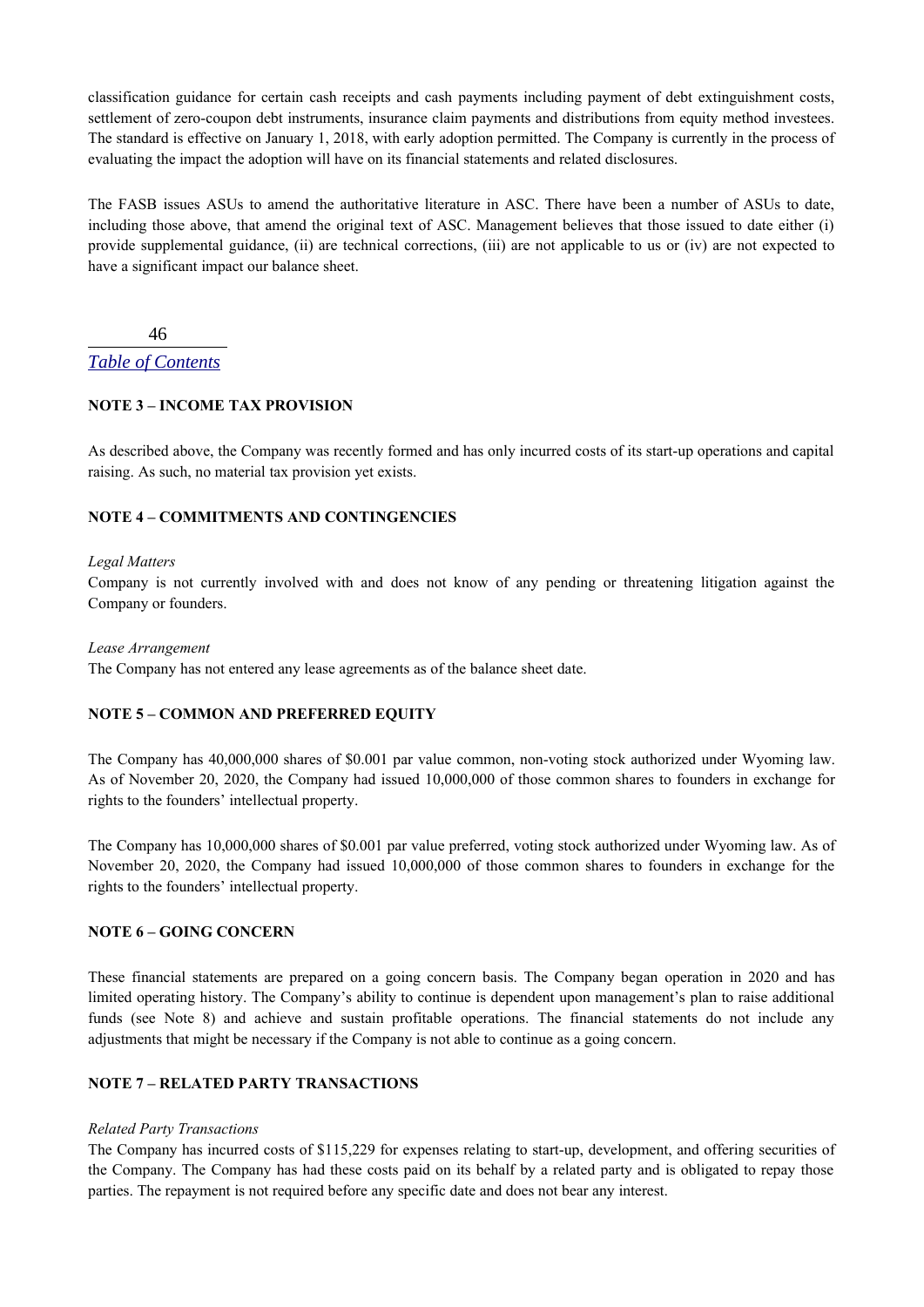classification guidance for certain cash receipts and cash payments including payment of debt extinguishment costs, settlement of zero-coupon debt instruments, insurance claim payments and distributions from equity method investees. The standard is effective on January 1, 2018, with early adoption permitted. The Company is currently in the process of evaluating the impact the adoption will have on its financial statements and related disclosures.

The FASB issues ASUs to amend the authoritative literature in ASC. There have been a number of ASUs to date, including those above, that amend the original text of ASC. Management believes that those issued to date either (i) provide supplemental guidance, (ii) are technical corrections, (iii) are not applicable to us or (iv) are not expected to have a significant impact our balance sheet.

**NOTE 3 – INCOME TAX PROVISION**

As described above, the Company was recently formed and has only incurred costs of its start-up operations and capital raising. As such, no material tax provision yet exists.

**NOTE 4 – COMMITMENTS AND CONTINGENCIES**

*Legal Matters*
Company is not currently involved with and does not know of any pending or threatening litigation against the Company or founders.

*Lease Arrangement*
The Company has not entered any lease agreements as of the balance sheet date.

**NOTE 5 – COMMON AND PREFERRED EQUITY**

The Company has 40,000,000 shares of $0.001 par value common, non-voting stock authorized under Wyoming law. As of November 20, 2020, the Company had issued 10,000,000 of those common shares to founders in exchange for rights to the founders' intellectual property.

The Company has 10,000,000 shares of $0.001 par value preferred, voting stock authorized under Wyoming law. As of November 20, 2020, the Company had issued 10,000,000 of those common shares to founders in exchange for the rights to the founders' intellectual property.

**NOTE 6 – GOING CONCERN**

These financial statements are prepared on a going concern basis. The Company began operation in 2020 and has limited operating history. The Company's ability to continue is dependent upon management's plan to raise additional funds (see Note 8) and achieve and sustain profitable operations. The financial statements do not include any adjustments that might be necessary if the Company is not able to continue as a going concern.

**NOTE 7 – RELATED PARTY TRANSACTIONS**

*Related Party Transactions*
The Company has incurred costs of $115,229 for expenses relating to start-up, development, and offering securities of the Company. The Company has had these costs paid on its behalf by a related party and is obligated to repay those parties. The repayment is not required before any specific date and does not bear any interest.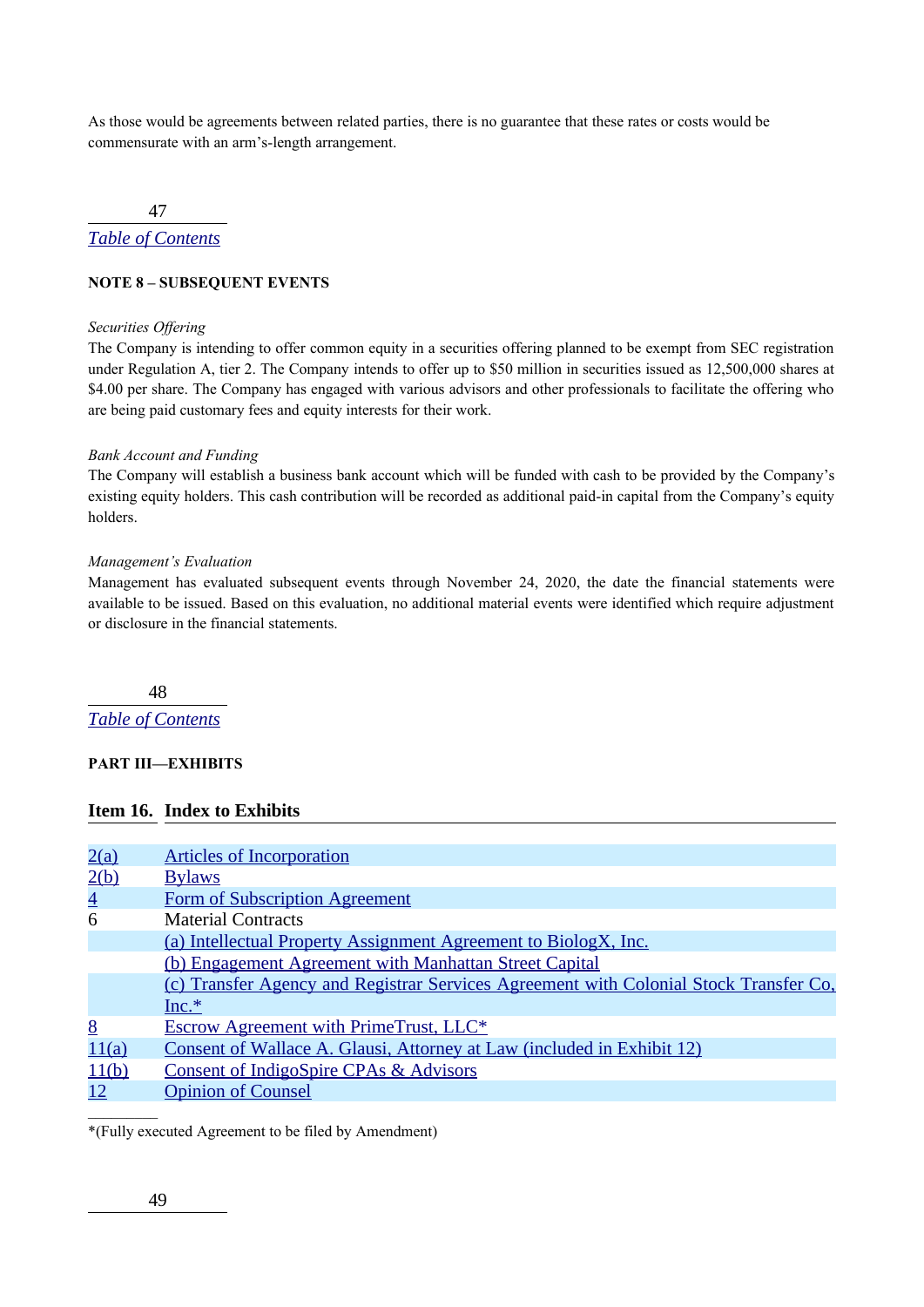As those would be agreements between related parties, there is no guarantee that these rates or costs would be commensurate with an arm's-length arrangement.

**NOTE 8 – SUBSEQUENT EVENTS**

*Securities Offering*

The Company is intending to offer common equity in a securities offering planned to be exempt from SEC registration under Regulation A, tier 2. The Company intends to offer up to $50 million in securities issued as 12,500,000 shares at $4.00 per share. The Company has engaged with various advisors and other professionals to facilitate the offering who are being paid customary fees and equity interests for their work.

*Bank Account and Funding*

The Company will establish a business bank account which will be funded with cash to be provided by the Company's existing equity holders. This cash contribution will be recorded as additional paid-in capital from the Company's equity holders.

*Management's Evaluation*

Management has evaluated subsequent events through November 24, 2020, the date the financial statements were available to be issued. Based on this evaluation, no additional material events were identified which require adjustment or disclosure in the financial statements.

**PART III—EXHIBITS**

## Item 16. Index to Exhibits

| | |
|---|---|
| 2(a) | Articles of Incorporation |
| 2(b) | Bylaws |
| 4 | Form of Subscription Agreement |
| 6 | Material Contracts |
| | (a) Intellectual Property Assignment Agreement to BiologX, Inc. |
| | (b) Engagement Agreement with Manhattan Street Capital |
| | (c) Transfer Agency and Registrar Services Agreement with Colonial Stock Transfer Co, Inc.* |
| 8 | Escrow Agreement with PrimeTrust, LLC* |
| 11(a) | Consent of Wallace A. Glausi, Attorney at Law (included in Exhibit 12) |
| 11(b) | Consent of IndigoSpire CPAs & Advisors |
| 12 | Opinion of Counsel |

*(Fully executed Agreement to be filed by Amendment)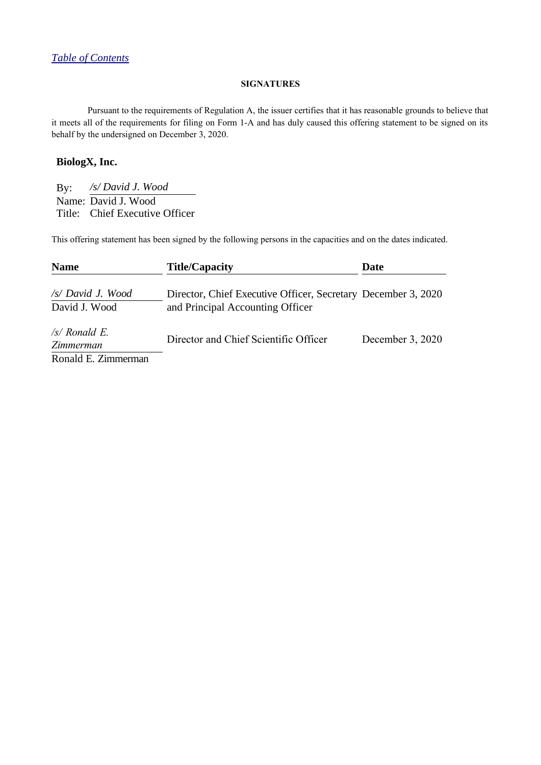[Table of Contents]

## SIGNATURES

Pursuant to the requirements of Regulation A, the issuer certifies that it has reasonable grounds to believe that it meets all of the requirements for filing on Form 1-A and has duly caused this offering statement to be signed on its behalf by the undersigned on December 3, 2020.

**BiologX, Inc.**

By: */s/ David J. Wood*
Name: David J. Wood
Title: Chief Executive Officer

This offering statement has been signed by the following persons in the capacities and on the dates indicated.

| Name | Title/Capacity | Date |
| --- | --- | --- |
| */s/ David J. Wood*<br>David J. Wood | Director, Chief Executive Officer, Secretary and Principal Accounting Officer | December 3, 2020 |
| */s/ Ronald E. Zimmerman*<br>Ronald E. Zimmerman | Director and Chief Scientific Officer | December 3, 2020 |